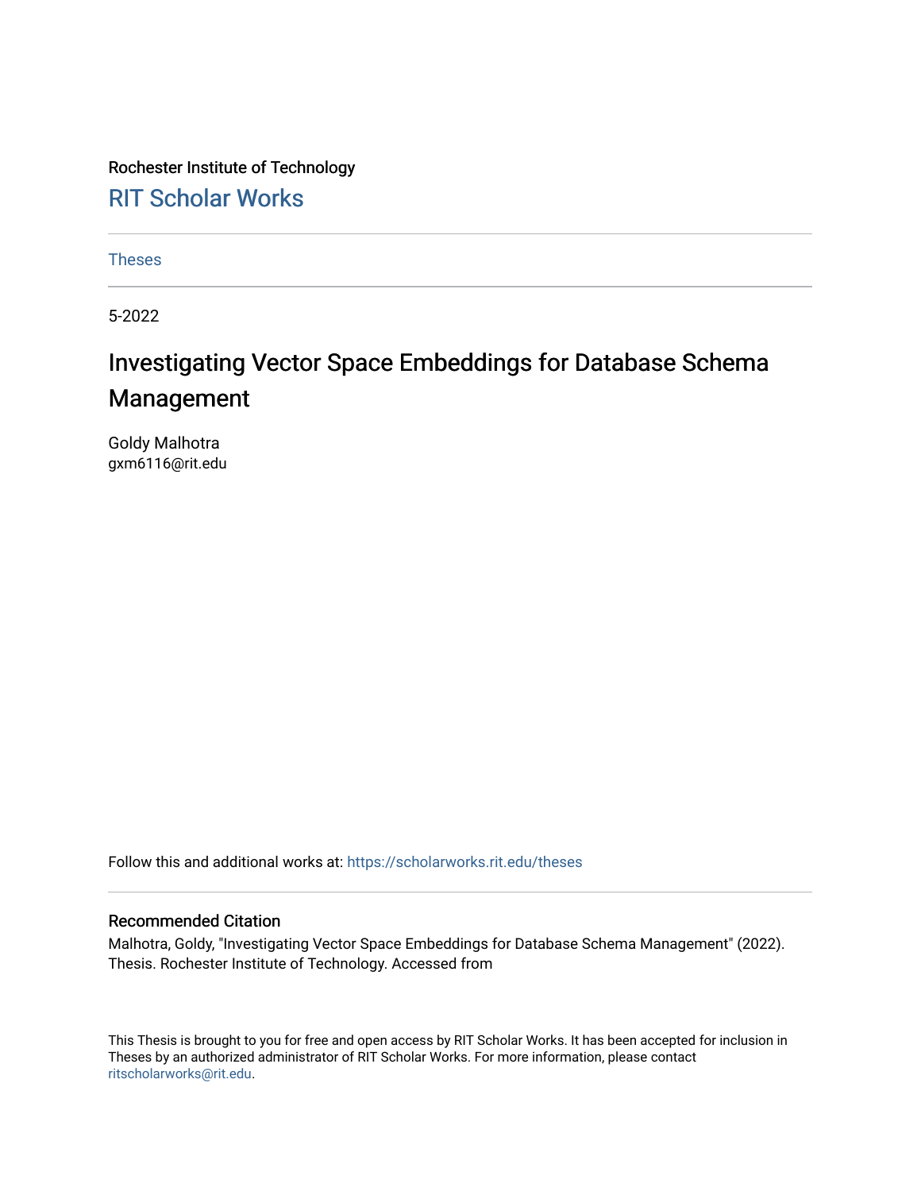Rochester Institute of Technology

RIT Scholar Works

Theses

5-2022

# Investigating Vector Space Embeddings for Database Schema Management

Goldy Malhotra
gxm6116@rit.edu

Follow this and additional works at: https://scholarworks.rit.edu/theses

## Recommended Citation

Malhotra, Goldy, "Investigating Vector Space Embeddings for Database Schema Management" (2022). Thesis. Rochester Institute of Technology. Accessed from

This Thesis is brought to you for free and open access by RIT Scholar Works. It has been accepted for inclusion in Theses by an authorized administrator of RIT Scholar Works. For more information, please contact ritscholarworks@rit.edu.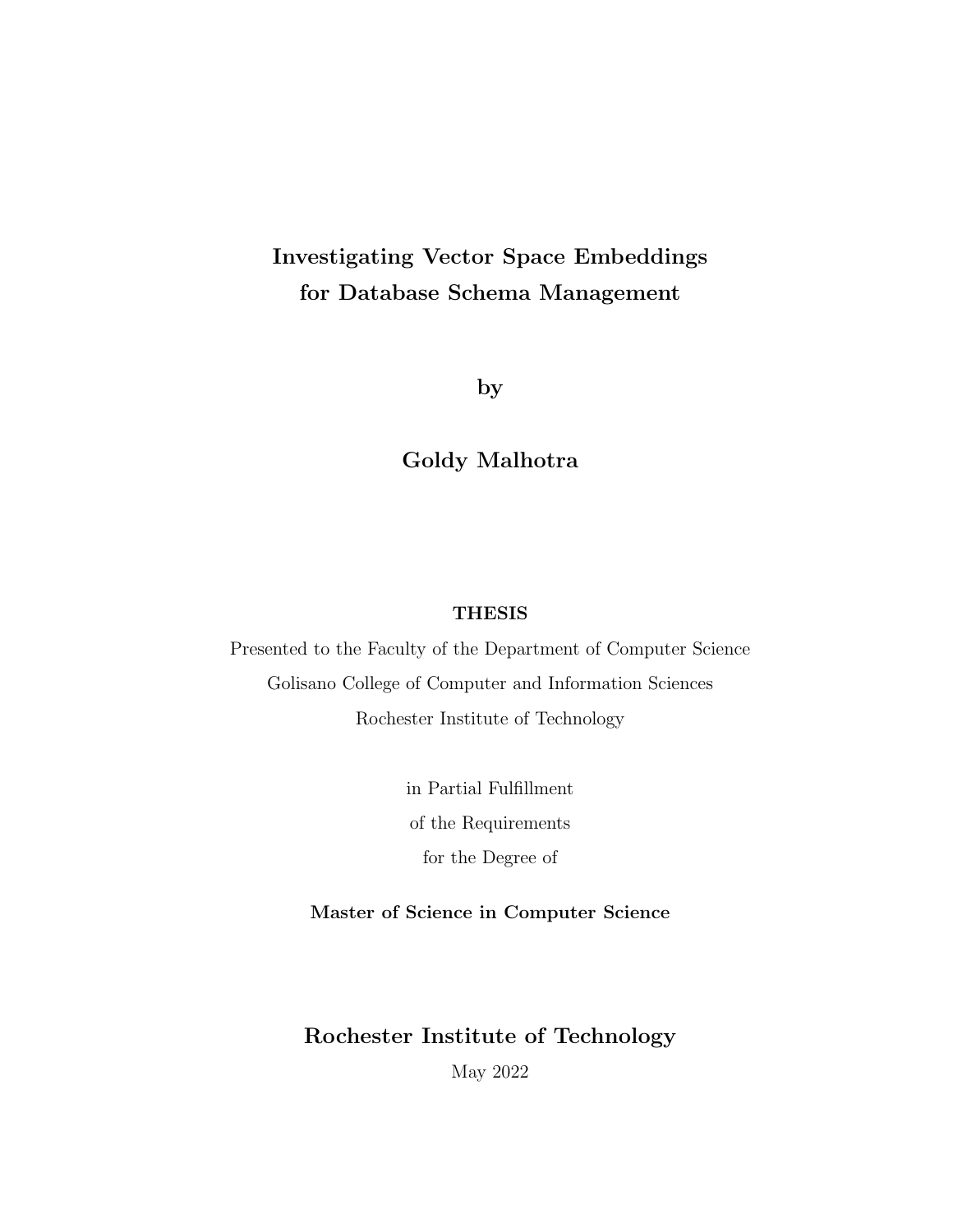# Investigating Vector Space Embeddings for Database Schema Management

**by**

**Goldy Malhotra**

**THESIS**

Presented to the Faculty of the Department of Computer Science

Golisano College of Computer and Information Sciences

Rochester Institute of Technology

in Partial Fulfillment

of the Requirements

for the Degree of

**Master of Science in Computer Science**

**Rochester Institute of Technology**

May 2022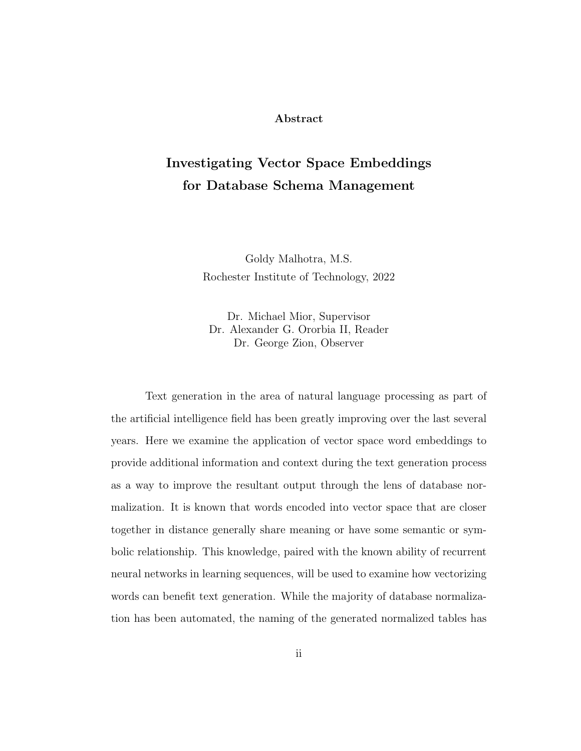**Abstract**

# Investigating Vector Space Embeddings for Database Schema Management

Goldy Malhotra, M.S.
Rochester Institute of Technology, 2022

Dr. Michael Mior, Supervisor
Dr. Alexander G. Ororbia II, Reader
Dr. George Zion, Observer

Text generation in the area of natural language processing as part of the artificial intelligence field has been greatly improving over the last several years. Here we examine the application of vector space word embeddings to provide additional information and context during the text generation process as a way to improve the resultant output through the lens of database normalization. It is known that words encoded into vector space that are closer together in distance generally share meaning or have some semantic or symbolic relationship. This knowledge, paired with the known ability of recurrent neural networks in learning sequences, will be used to examine how vectorizing words can benefit text generation. While the majority of database normalization has been automated, the naming of the generated normalized tables has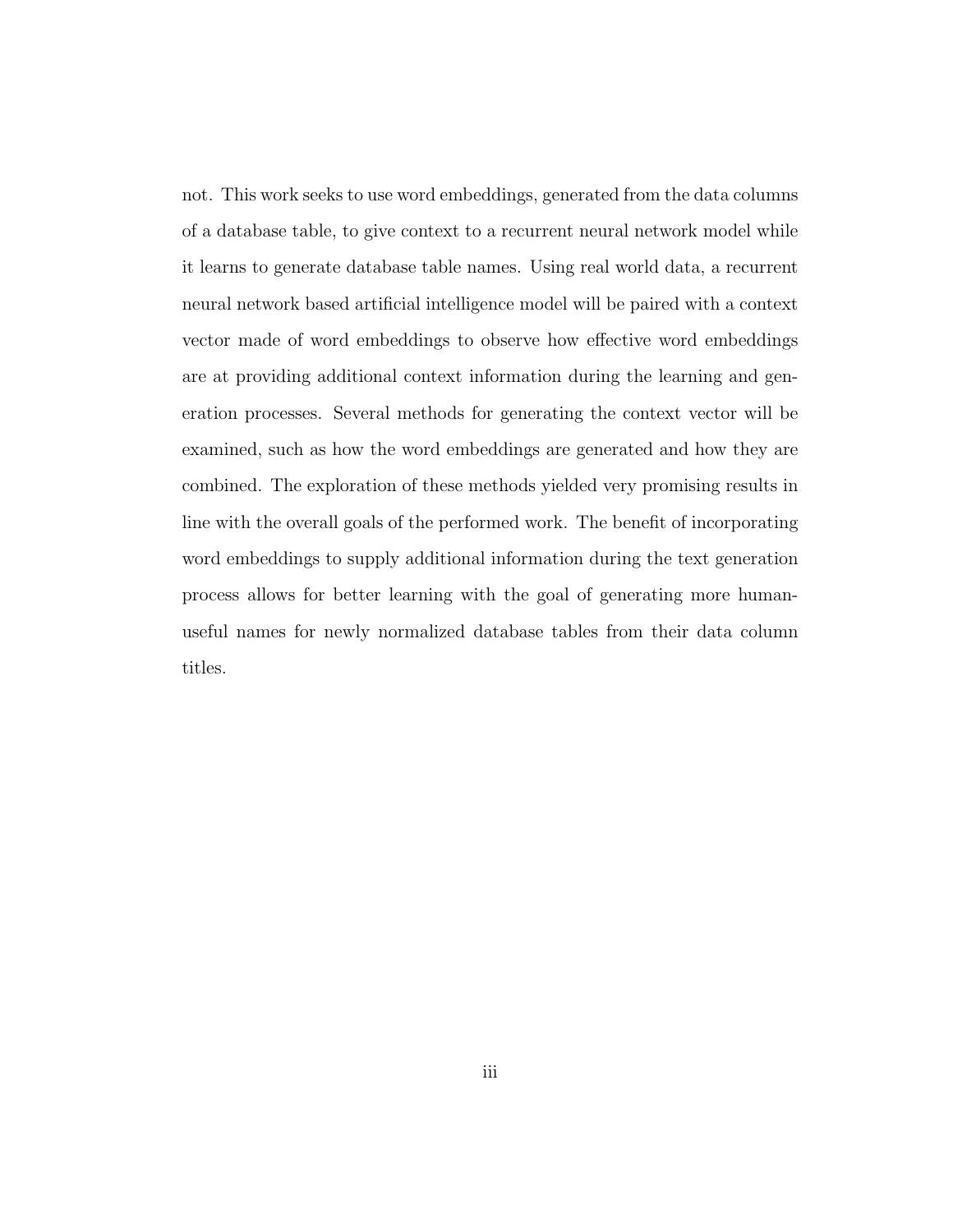not. This work seeks to use word embeddings, generated from the data columns of a database table, to give context to a recurrent neural network model while it learns to generate database table names. Using real world data, a recurrent neural network based artificial intelligence model will be paired with a context vector made of word embeddings to observe how effective word embeddings are at providing additional context information during the learning and generation processes. Several methods for generating the context vector will be examined, such as how the word embeddings are generated and how they are combined. The exploration of these methods yielded very promising results in line with the overall goals of the performed work. The benefit of incorporating word embeddings to supply additional information during the text generation process allows for better learning with the goal of generating more human-useful names for newly normalized database tables from their data column titles.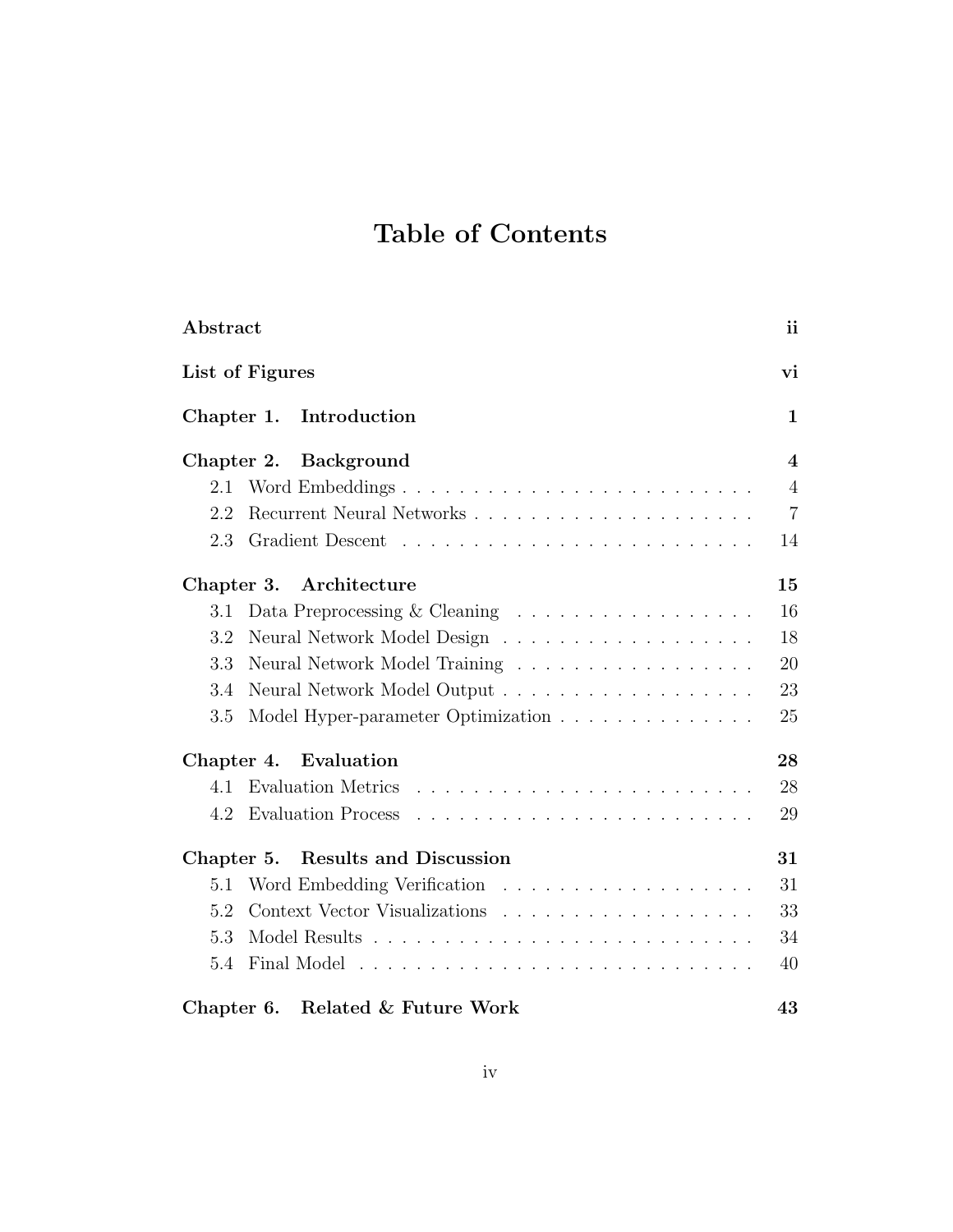# Table of Contents

**Abstract** **ii**

**List of Figures** **vi**

**Chapter 1. Introduction** **1**

**Chapter 2. Background** **4**

- 2.1 Word Embeddings . . . . . . . . . . . . . . . . . . . . . . . . . 4
- 2.2 Recurrent Neural Networks . . . . . . . . . . . . . . . . . . . . 7
- 2.3 Gradient Descent . . . . . . . . . . . . . . . . . . . . . . . . . 14

**Chapter 3. Architecture** **15**

- 3.1 Data Preprocessing & Cleaning . . . . . . . . . . . . . . . . . 16
- 3.2 Neural Network Model Design . . . . . . . . . . . . . . . . . . 18
- 3.3 Neural Network Model Training . . . . . . . . . . . . . . . . . 20
- 3.4 Neural Network Model Output . . . . . . . . . . . . . . . . . . 23
- 3.5 Model Hyper-parameter Optimization . . . . . . . . . . . . . . 25

**Chapter 4. Evaluation** **28**

- 4.1 Evaluation Metrics . . . . . . . . . . . . . . . . . . . . . . . . 28
- 4.2 Evaluation Process . . . . . . . . . . . . . . . . . . . . . . . . 29

**Chapter 5. Results and Discussion** **31**

- 5.1 Word Embedding Verification . . . . . . . . . . . . . . . . . . 31
- 5.2 Context Vector Visualizations . . . . . . . . . . . . . . . . . . 33
- 5.3 Model Results . . . . . . . . . . . . . . . . . . . . . . . . . . . 34
- 5.4 Final Model . . . . . . . . . . . . . . . . . . . . . . . . . . . . 40

**Chapter 6. Related & Future Work** **43**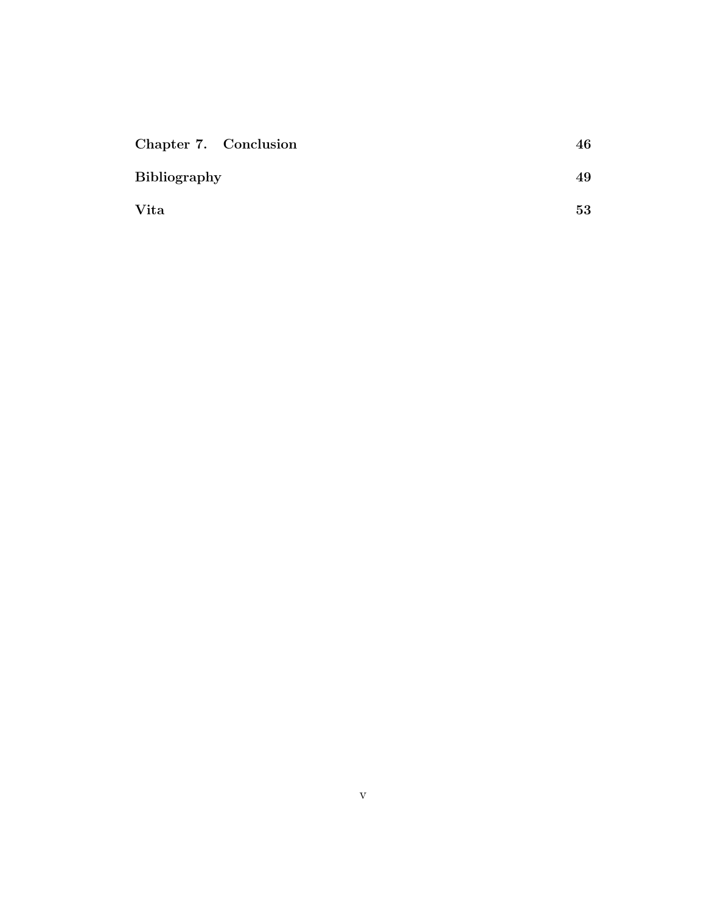**Chapter 7. Conclusion** **46**

**Bibliography** **49**

**Vita** **53**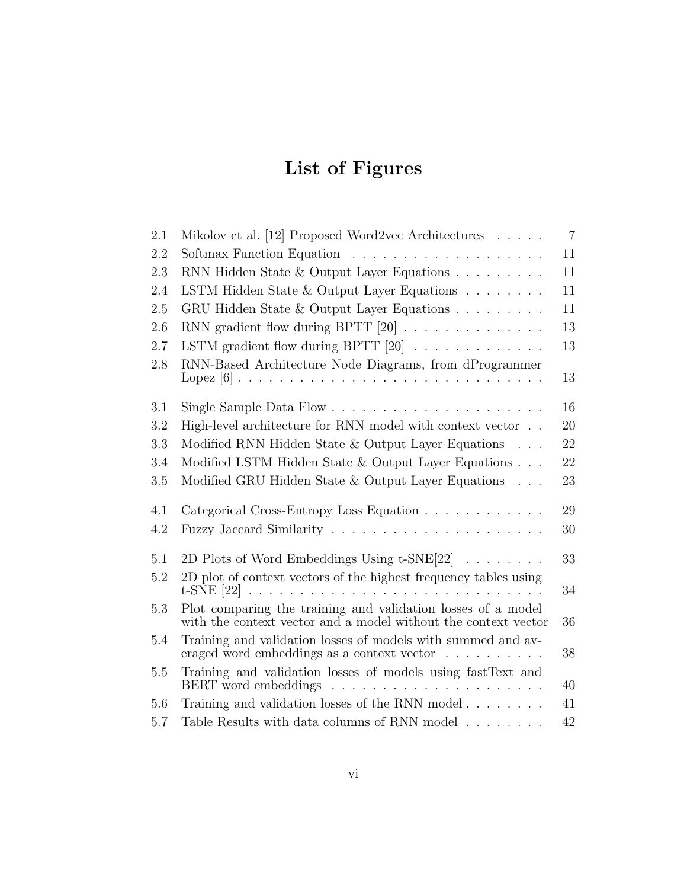# List of Figures

| | | |
|---|---|---|
| 2.1 | Mikolov et al. [12] Proposed Word2vec Architectures | 7 |
| 2.2 | Softmax Function Equation | 11 |
| 2.3 | RNN Hidden State & Output Layer Equations | 11 |
| 2.4 | LSTM Hidden State & Output Layer Equations | 11 |
| 2.5 | GRU Hidden State & Output Layer Equations | 11 |
| 2.6 | RNN gradient flow during BPTT [20] | 13 |
| 2.7 | LSTM gradient flow during BPTT [20] | 13 |
| 2.8 | RNN-Based Architecture Node Diagrams, from dProgrammer Lopez [6] | 13 |
| 3.1 | Single Sample Data Flow | 16 |
| 3.2 | High-level architecture for RNN model with context vector | 20 |
| 3.3 | Modified RNN Hidden State & Output Layer Equations | 22 |
| 3.4 | Modified LSTM Hidden State & Output Layer Equations | 22 |
| 3.5 | Modified GRU Hidden State & Output Layer Equations | 23 |
| 4.1 | Categorical Cross-Entropy Loss Equation | 29 |
| 4.2 | Fuzzy Jaccard Similarity | 30 |
| 5.1 | 2D Plots of Word Embeddings Using t-SNE[22] | 33 |
| 5.2 | 2D plot of context vectors of the highest frequency tables using t-SNE [22] | 34 |
| 5.3 | Plot comparing the training and validation losses of a model with the context vector and a model without the context vector | 36 |
| 5.4 | Training and validation losses of models with summed and averaged word embeddings as a context vector | 38 |
| 5.5 | Training and validation losses of models using fastText and BERT word embeddings | 40 |
| 5.6 | Training and validation losses of the RNN model | 41 |
| 5.7 | Table Results with data columns of RNN model | 42 |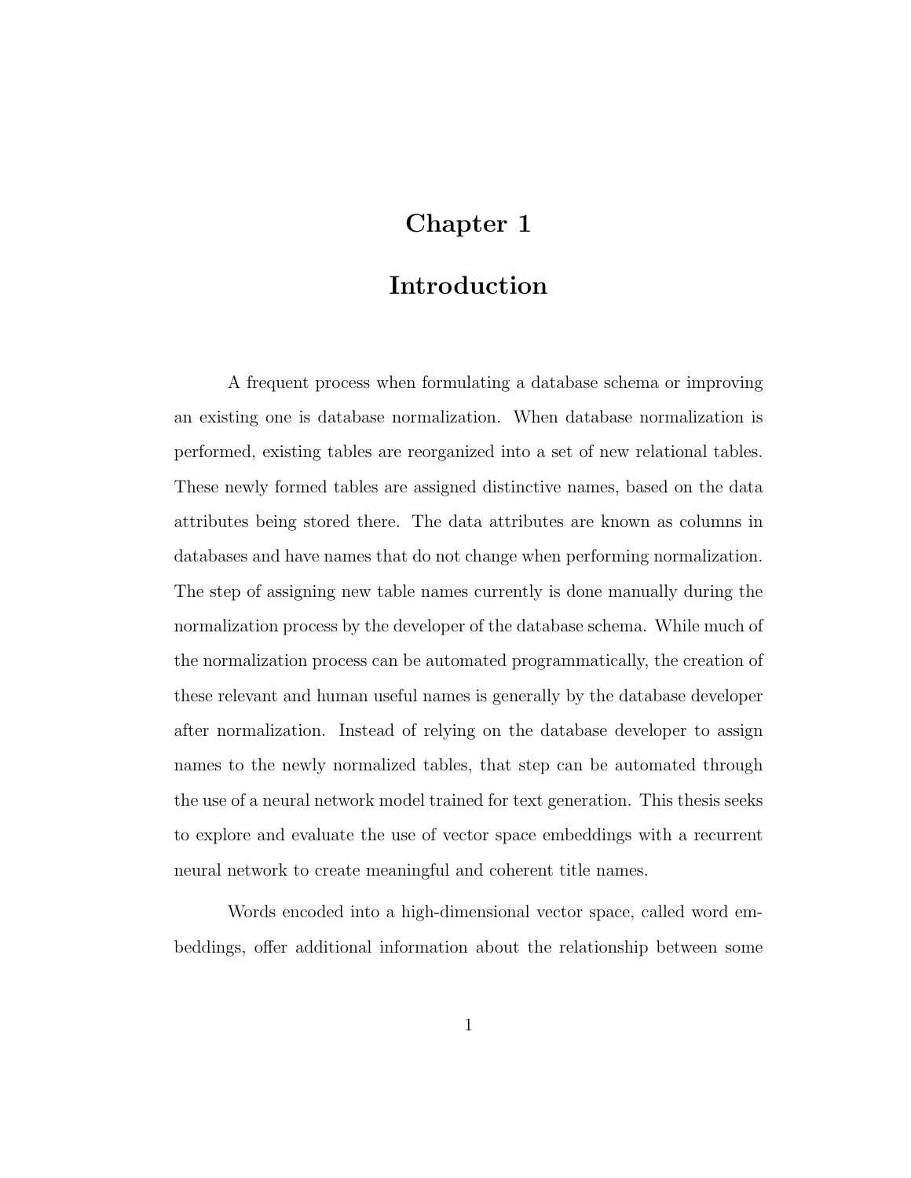# Chapter 1

# Introduction

A frequent process when formulating a database schema or improving an existing one is database normalization. When database normalization is performed, existing tables are reorganized into a set of new relational tables. These newly formed tables are assigned distinctive names, based on the data attributes being stored there. The data attributes are known as columns in databases and have names that do not change when performing normalization. The step of assigning new table names currently is done manually during the normalization process by the developer of the database schema. While much of the normalization process can be automated programmatically, the creation of these relevant and human useful names is generally by the database developer after normalization. Instead of relying on the database developer to assign names to the newly normalized tables, that step can be automated through the use of a neural network model trained for text generation. This thesis seeks to explore and evaluate the use of vector space embeddings with a recurrent neural network to create meaningful and coherent title names.

Words encoded into a high-dimensional vector space, called word embeddings, offer additional information about the relationship between some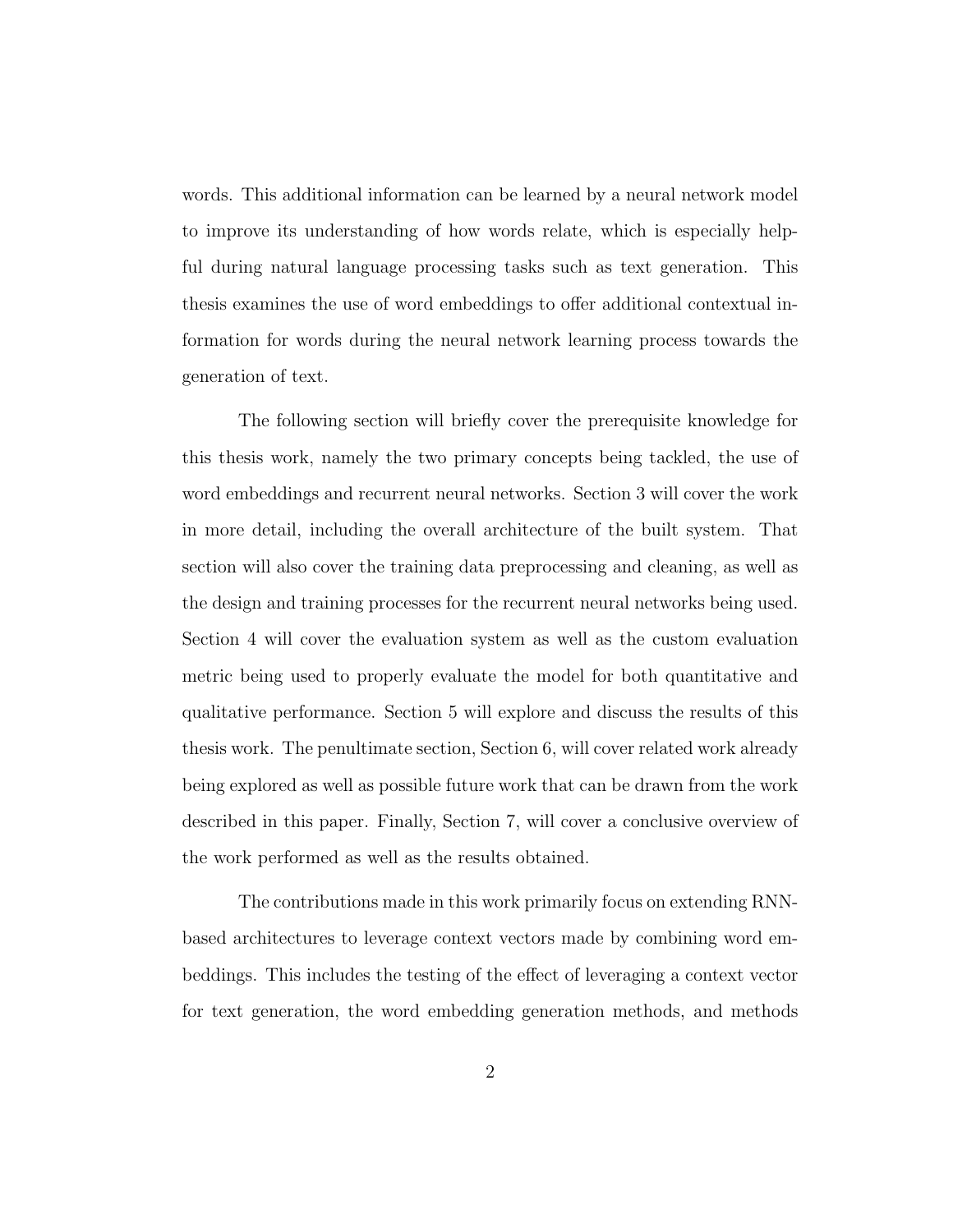words. This additional information can be learned by a neural network model to improve its understanding of how words relate, which is especially helpful during natural language processing tasks such as text generation. This thesis examines the use of word embeddings to offer additional contextual information for words during the neural network learning process towards the generation of text.

The following section will briefly cover the prerequisite knowledge for this thesis work, namely the two primary concepts being tackled, the use of word embeddings and recurrent neural networks. Section 3 will cover the work in more detail, including the overall architecture of the built system. That section will also cover the training data preprocessing and cleaning, as well as the design and training processes for the recurrent neural networks being used. Section 4 will cover the evaluation system as well as the custom evaluation metric being used to properly evaluate the model for both quantitative and qualitative performance. Section 5 will explore and discuss the results of this thesis work. The penultimate section, Section 6, will cover related work already being explored as well as possible future work that can be drawn from the work described in this paper. Finally, Section 7, will cover a conclusive overview of the work performed as well as the results obtained.

The contributions made in this work primarily focus on extending RNN-based architectures to leverage context vectors made by combining word embeddings. This includes the testing of the effect of leveraging a context vector for text generation, the word embedding generation methods, and methods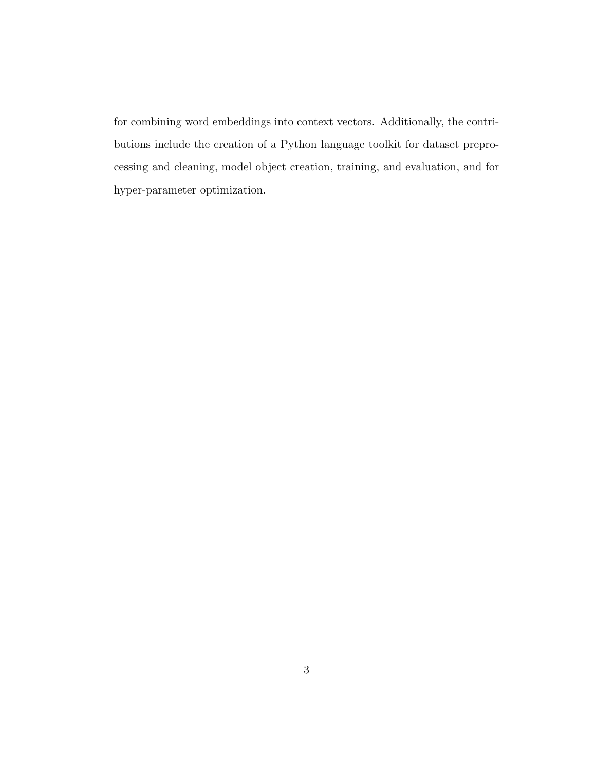for combining word embeddings into context vectors. Additionally, the contributions include the creation of a Python language toolkit for dataset preprocessing and cleaning, model object creation, training, and evaluation, and for hyper-parameter optimization.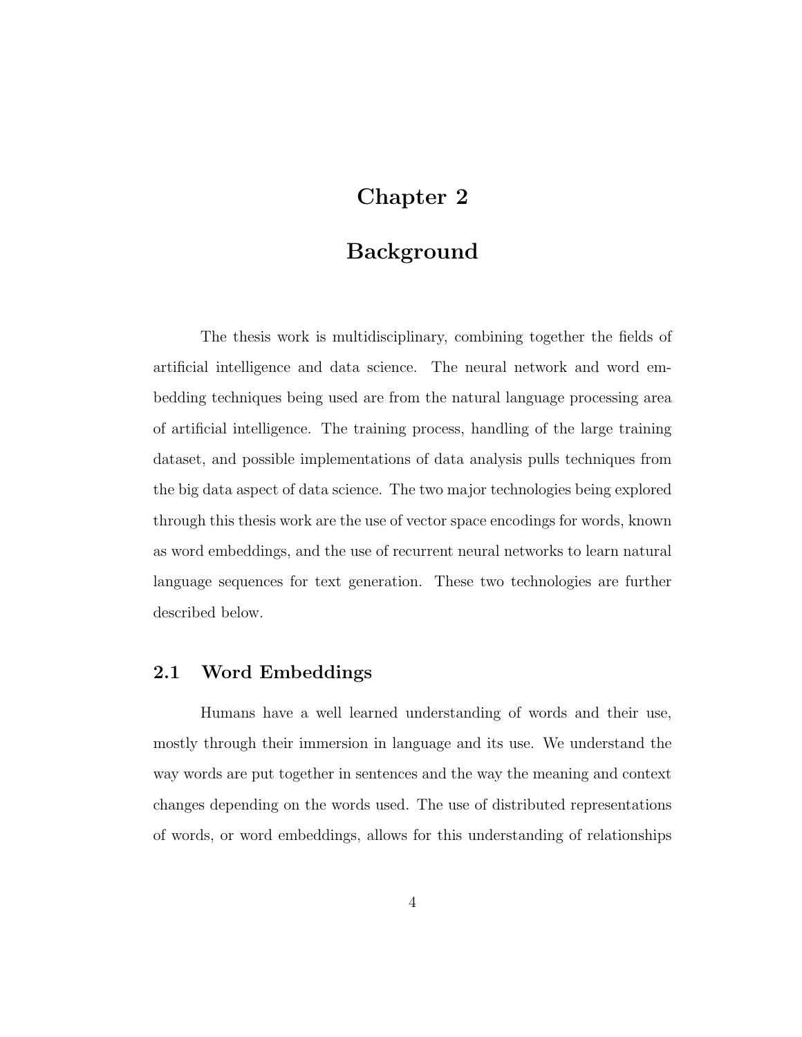# Chapter 2

# Background

The thesis work is multidisciplinary, combining together the fields of artificial intelligence and data science. The neural network and word embedding techniques being used are from the natural language processing area of artificial intelligence. The training process, handling of the large training dataset, and possible implementations of data analysis pulls techniques from the big data aspect of data science. The two major technologies being explored through this thesis work are the use of vector space encodings for words, known as word embeddings, and the use of recurrent neural networks to learn natural language sequences for text generation. These two technologies are further described below.

## 2.1 Word Embeddings

Humans have a well learned understanding of words and their use, mostly through their immersion in language and its use. We understand the way words are put together in sentences and the way the meaning and context changes depending on the words used. The use of distributed representations of words, or word embeddings, allows for this understanding of relationships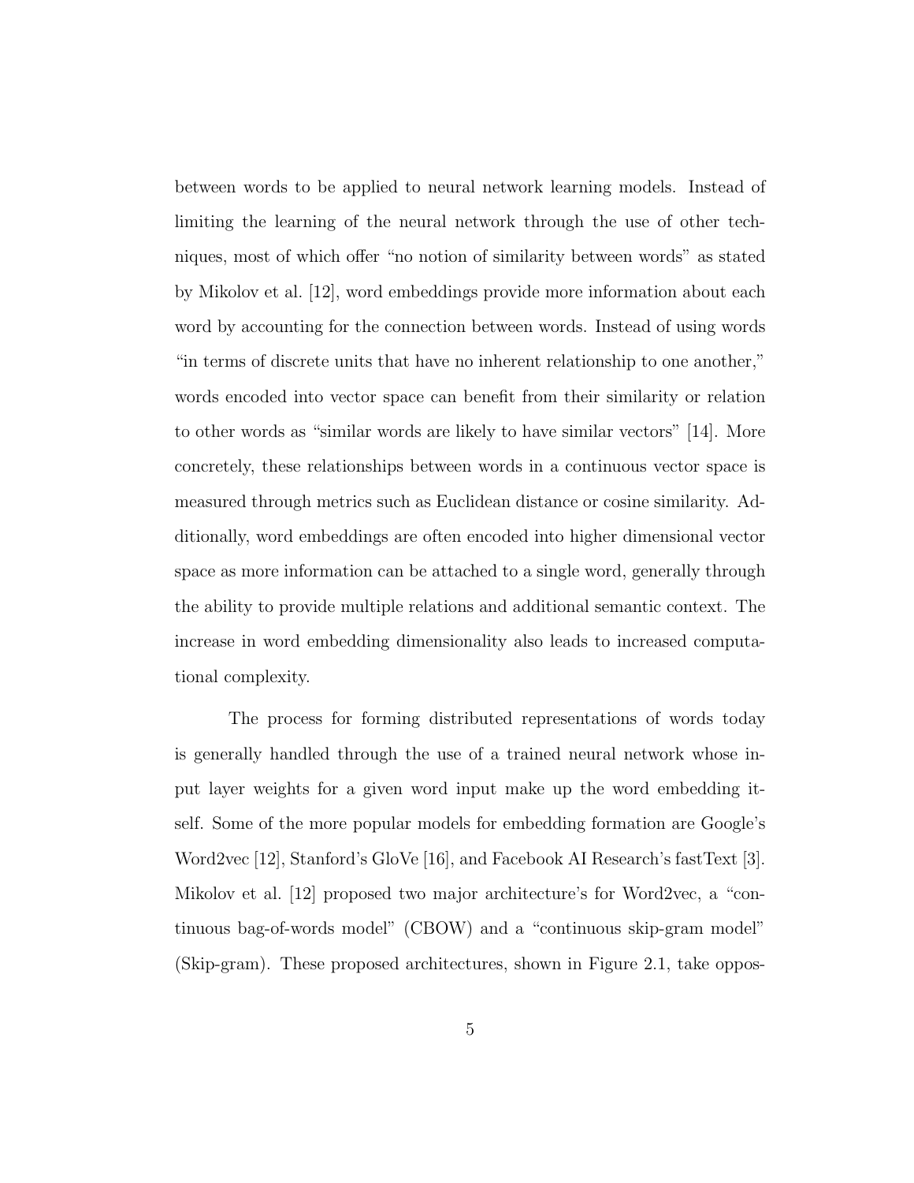between words to be applied to neural network learning models. Instead of limiting the learning of the neural network through the use of other techniques, most of which offer "no notion of similarity between words" as stated by Mikolov et al. [12], word embeddings provide more information about each word by accounting for the connection between words. Instead of using words "in terms of discrete units that have no inherent relationship to one another," words encoded into vector space can benefit from their similarity or relation to other words as "similar words are likely to have similar vectors" [14]. More concretely, these relationships between words in a continuous vector space is measured through metrics such as Euclidean distance or cosine similarity. Additionally, word embeddings are often encoded into higher dimensional vector space as more information can be attached to a single word, generally through the ability to provide multiple relations and additional semantic context. The increase in word embedding dimensionality also leads to increased computational complexity.

The process for forming distributed representations of words today is generally handled through the use of a trained neural network whose input layer weights for a given word input make up the word embedding itself. Some of the more popular models for embedding formation are Google's Word2vec [12], Stanford's GloVe [16], and Facebook AI Research's fastText [3]. Mikolov et al. [12] proposed two major architecture's for Word2vec, a "continuous bag-of-words model" (CBOW) and a "continuous skip-gram model" (Skip-gram). These proposed architectures, shown in Figure 2.1, take oppos-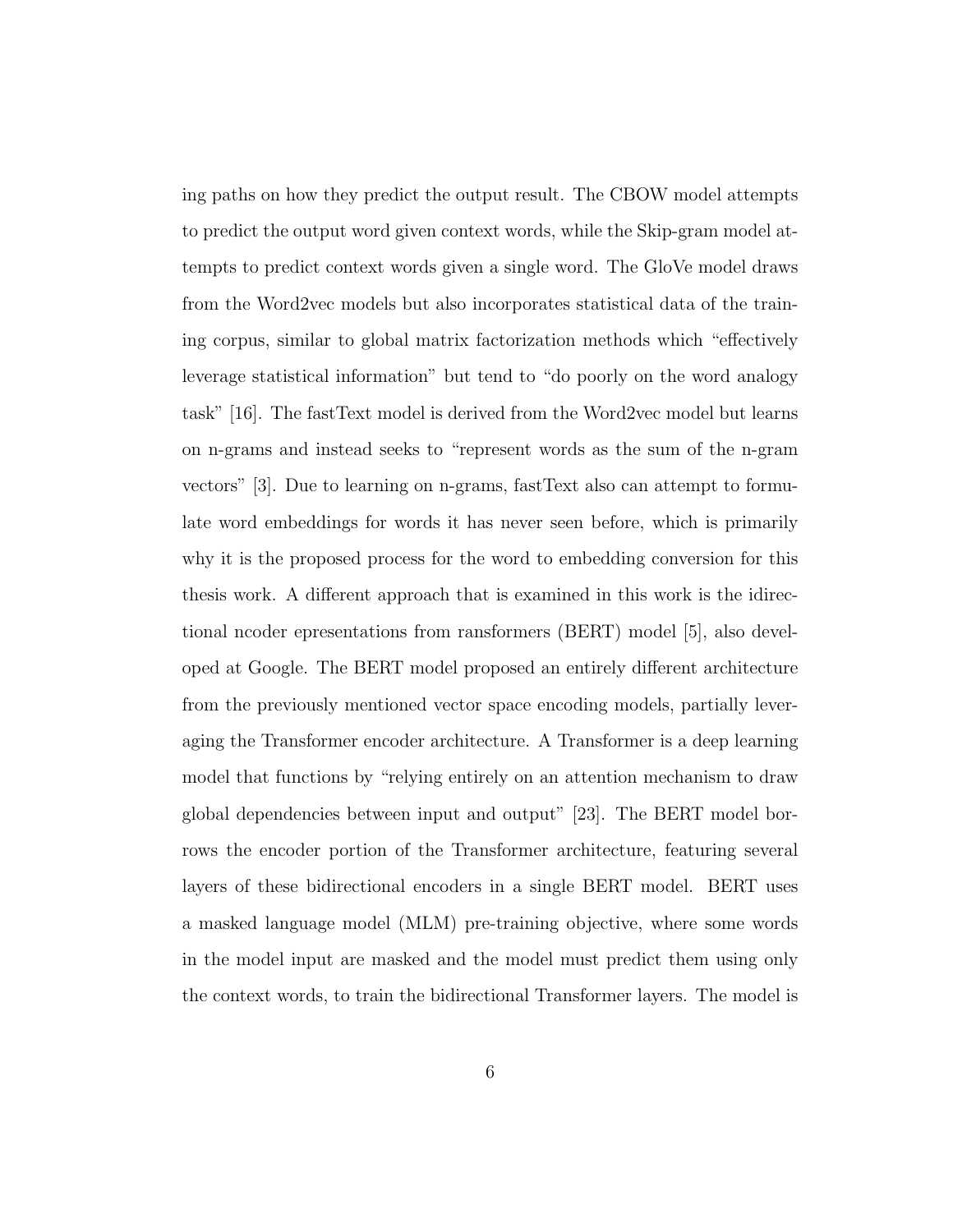ing paths on how they predict the output result. The CBOW model attempts to predict the output word given context words, while the Skip-gram model attempts to predict context words given a single word. The GloVe model draws from the Word2vec models but also incorporates statistical data of the training corpus, similar to global matrix factorization methods which "effectively leverage statistical information" but tend to "do poorly on the word analogy task" [16]. The fastText model is derived from the Word2vec model but learns on n-grams and instead seeks to "represent words as the sum of the n-gram vectors" [3]. Due to learning on n-grams, fastText also can attempt to formulate word embeddings for words it has never seen before, which is primarily why it is the proposed process for the word to embedding conversion for this thesis work. A different approach that is examined in this work is the idirectional ncoder epresentations from ransformers (BERT) model [5], also developed at Google. The BERT model proposed an entirely different architecture from the previously mentioned vector space encoding models, partially leveraging the Transformer encoder architecture. A Transformer is a deep learning model that functions by "relying entirely on an attention mechanism to draw global dependencies between input and output" [23]. The BERT model borrows the encoder portion of the Transformer architecture, featuring several layers of these bidirectional encoders in a single BERT model. BERT uses a masked language model (MLM) pre-training objective, where some words in the model input are masked and the model must predict them using only the context words, to train the bidirectional Transformer layers. The model is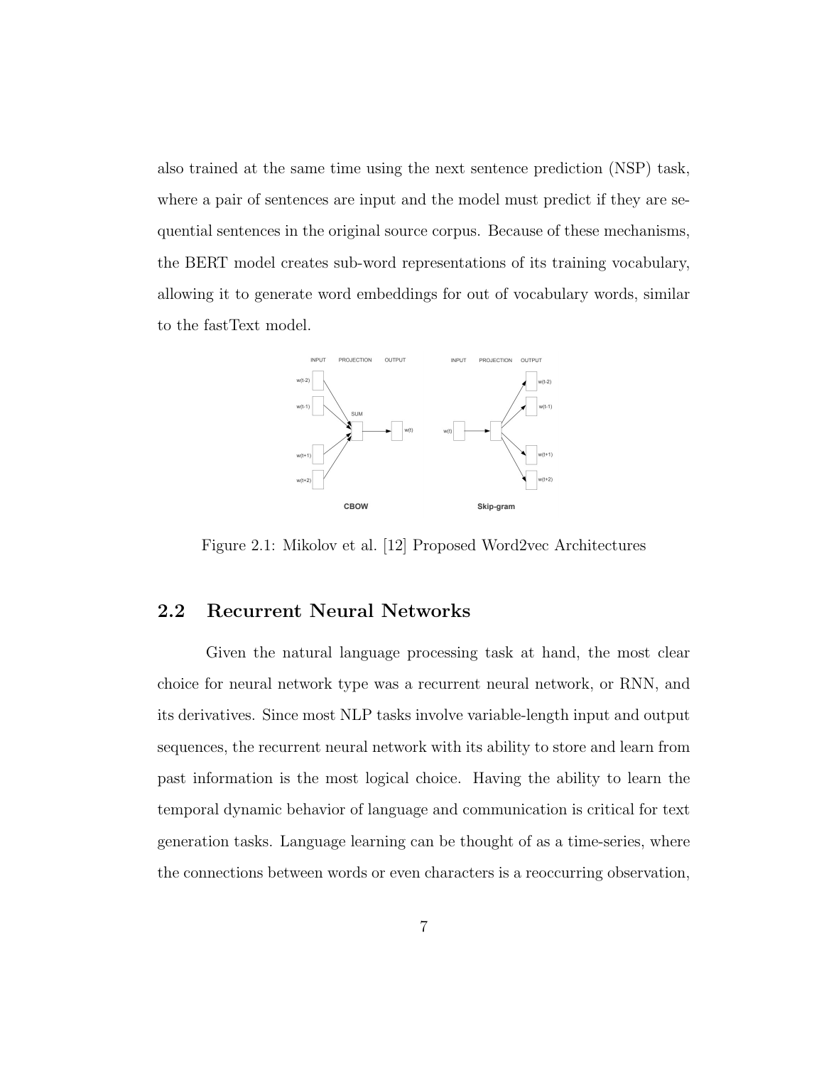also trained at the same time using the next sentence prediction (NSP) task, where a pair of sentences are input and the model must predict if they are sequential sentences in the original source corpus. Because of these mechanisms, the BERT model creates sub-word representations of its training vocabulary, allowing it to generate word embeddings for out of vocabulary words, similar to the fastText model.

Figure 2.1: Mikolov et al. [12] Proposed Word2vec Architectures

## 2.2 Recurrent Neural Networks

Given the natural language processing task at hand, the most clear choice for neural network type was a recurrent neural network, or RNN, and its derivatives. Since most NLP tasks involve variable-length input and output sequences, the recurrent neural network with its ability to store and learn from past information is the most logical choice. Having the ability to learn the temporal dynamic behavior of language and communication is critical for text generation tasks. Language learning can be thought of as a time-series, where the connections between words or even characters is a reoccurring observation,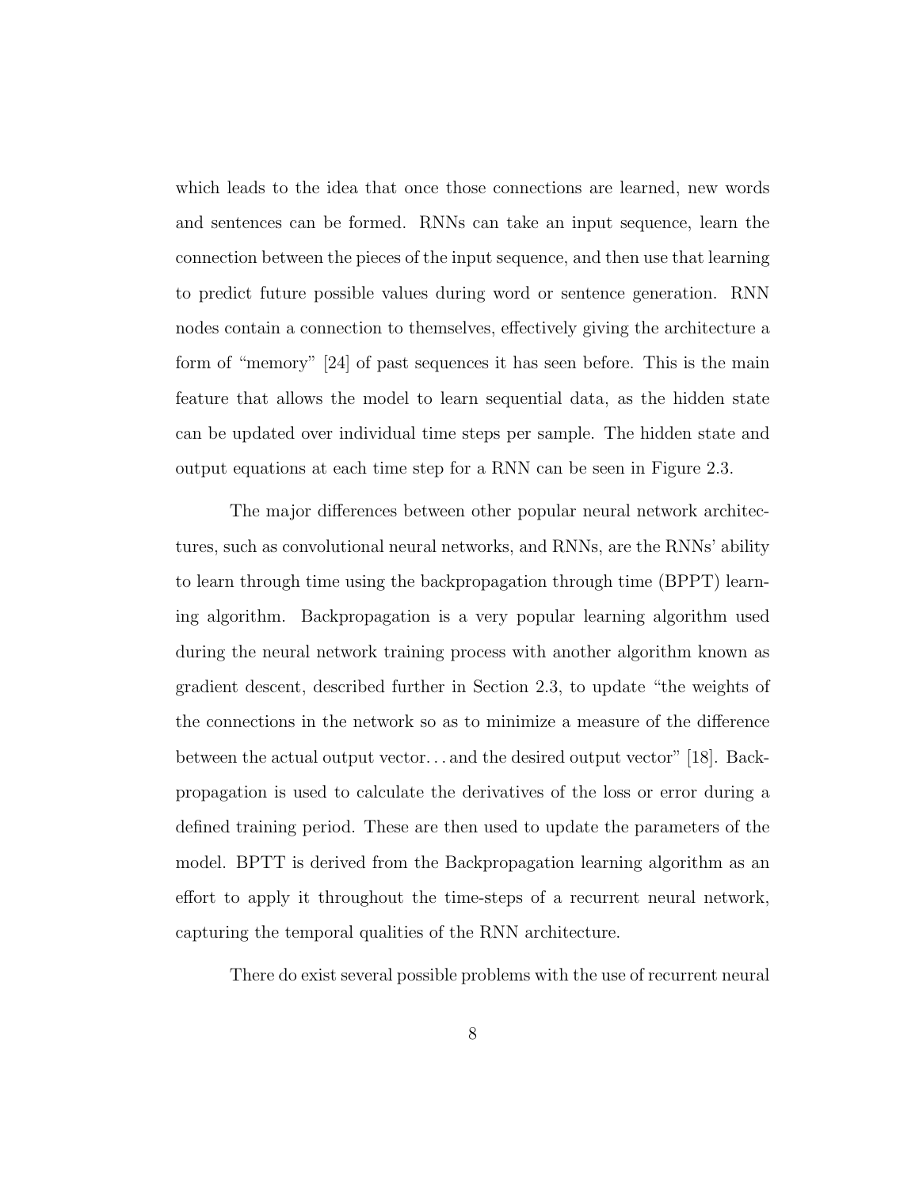which leads to the idea that once those connections are learned, new words and sentences can be formed. RNNs can take an input sequence, learn the connection between the pieces of the input sequence, and then use that learning to predict future possible values during word or sentence generation. RNN nodes contain a connection to themselves, effectively giving the architecture a form of "memory" [24] of past sequences it has seen before. This is the main feature that allows the model to learn sequential data, as the hidden state can be updated over individual time steps per sample. The hidden state and output equations at each time step for a RNN can be seen in Figure 2.3.

The major differences between other popular neural network architectures, such as convolutional neural networks, and RNNs, are the RNNs' ability to learn through time using the backpropagation through time (BPPT) learning algorithm. Backpropagation is a very popular learning algorithm used during the neural network training process with another algorithm known as gradient descent, described further in Section 2.3, to update "the weights of the connections in the network so as to minimize a measure of the difference between the actual output vector... and the desired output vector" [18]. Backpropagation is used to calculate the derivatives of the loss or error during a defined training period. These are then used to update the parameters of the model. BPTT is derived from the Backpropagation learning algorithm as an effort to apply it throughout the time-steps of a recurrent neural network, capturing the temporal qualities of the RNN architecture.

There do exist several possible problems with the use of recurrent neural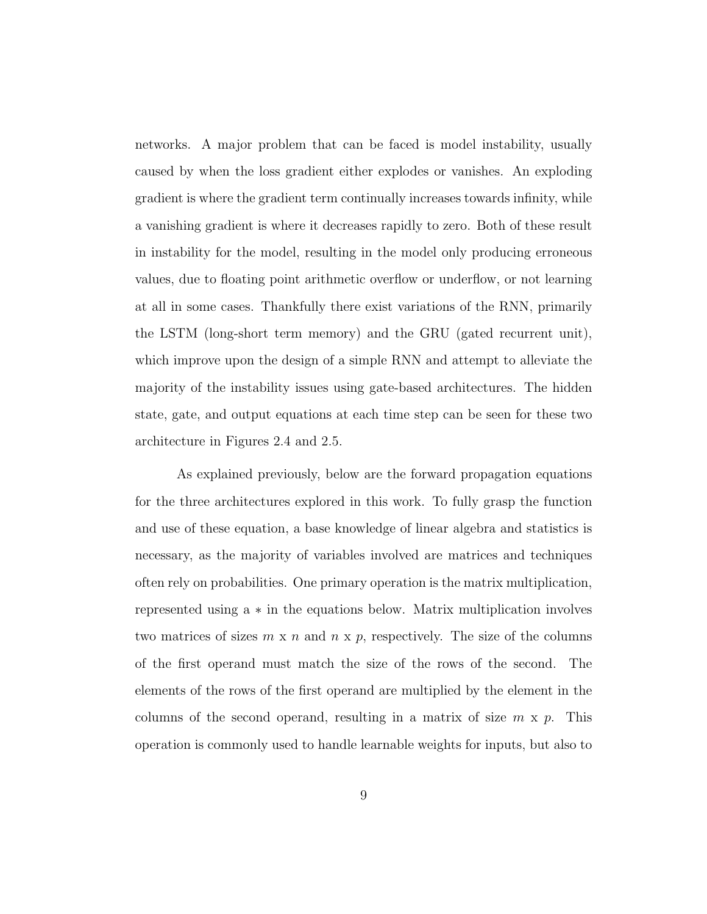networks. A major problem that can be faced is model instability, usually caused by when the loss gradient either explodes or vanishes. An exploding gradient is where the gradient term continually increases towards infinity, while a vanishing gradient is where it decreases rapidly to zero. Both of these result in instability for the model, resulting in the model only producing erroneous values, due to floating point arithmetic overflow or underflow, or not learning at all in some cases. Thankfully there exist variations of the RNN, primarily the LSTM (long-short term memory) and the GRU (gated recurrent unit), which improve upon the design of a simple RNN and attempt to alleviate the majority of the instability issues using gate-based architectures. The hidden state, gate, and output equations at each time step can be seen for these two architecture in Figures 2.4 and 2.5.

As explained previously, below are the forward propagation equations for the three architectures explored in this work. To fully grasp the function and use of these equation, a base knowledge of linear algebra and statistics is necessary, as the majority of variables involved are matrices and techniques often rely on probabilities. One primary operation is the matrix multiplication, represented using a $*$ in the equations below. Matrix multiplication involves two matrices of sizes $m$ x $n$ and $n$ x $p$, respectively. The size of the columns of the first operand must match the size of the rows of the second. The elements of the rows of the first operand are multiplied by the element in the columns of the second operand, resulting in a matrix of size $m$ x $p$. This operation is commonly used to handle learnable weights for inputs, but also to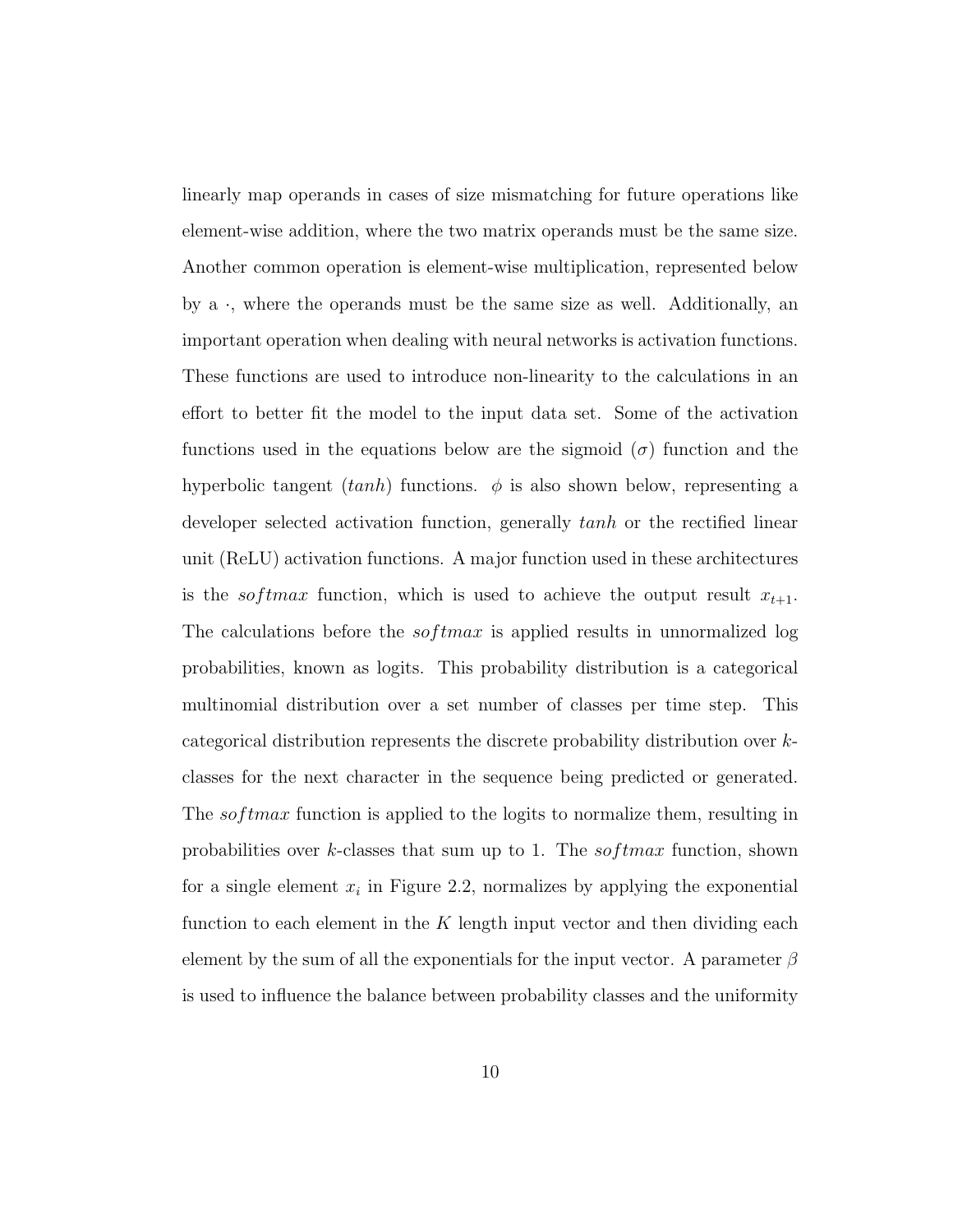linearly map operands in cases of size mismatching for future operations like element-wise addition, where the two matrix operands must be the same size. Another common operation is element-wise multiplication, represented below by a $\cdot$, where the operands must be the same size as well. Additionally, an important operation when dealing with neural networks is activation functions. These functions are used to introduce non-linearity to the calculations in an effort to better fit the model to the input data set. Some of the activation functions used in the equations below are the sigmoid ($\sigma$) function and the hyperbolic tangent ($tanh$) functions. $\phi$ is also shown below, representing a developer selected activation function, generally $tanh$ or the rectified linear unit (ReLU) activation functions. A major function used in these architectures is the $softmax$ function, which is used to achieve the output result $x_{t+1}$. The calculations before the $softmax$ is applied results in unnormalized log probabilities, known as logits. This probability distribution is a categorical multinomial distribution over a set number of classes per time step. This categorical distribution represents the discrete probability distribution over $k$-classes for the next character in the sequence being predicted or generated. The $softmax$ function is applied to the logits to normalize them, resulting in probabilities over $k$-classes that sum up to 1. The $softmax$ function, shown for a single element $x_i$ in Figure 2.2, normalizes by applying the exponential function to each element in the $K$ length input vector and then dividing each element by the sum of all the exponentials for the input vector. A parameter $\beta$ is used to influence the balance between probability classes and the uniformity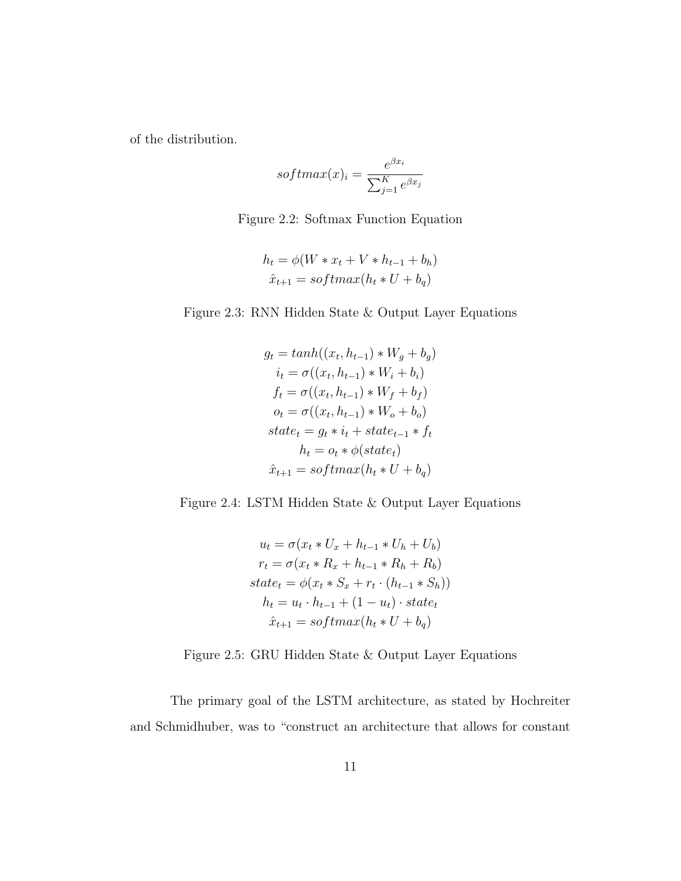of the distribution.

$$softmax(x)_i = \frac{e^{\beta x_i}}{\sum_{j=1}^{K} e^{\beta x_j}}$$

Figure 2.2: Softmax Function Equation

$$h_t = \phi(W * x_t + V * h_{t-1} + b_h)$$
$$\hat{x}_{t+1} = softmax(h_t * U + b_q)$$

Figure 2.3: RNN Hidden State & Output Layer Equations

$$g_t = tanh((x_t, h_{t-1}) * W_g + b_g)$$
$$i_t = \sigma((x_t, h_{t-1}) * W_i + b_i)$$
$$f_t = \sigma((x_t, h_{t-1}) * W_f + b_f)$$
$$o_t = \sigma((x_t, h_{t-1}) * W_o + b_o)$$
$$state_t = g_t * i_t + state_{t-1} * f_t$$
$$h_t = o_t * \phi(state_t)$$
$$\hat{x}_{t+1} = softmax(h_t * U + b_q)$$

Figure 2.4: LSTM Hidden State & Output Layer Equations

$$u_t = \sigma(x_t * U_x + h_{t-1} * U_h + U_b)$$
$$r_t = \sigma(x_t * R_x + h_{t-1} * R_h + R_b)$$
$$state_t = \phi(x_t * S_x + r_t \cdot (h_{t-1} * S_h))$$
$$h_t = u_t \cdot h_{t-1} + (1 - u_t) \cdot state_t$$
$$\hat{x}_{t+1} = softmax(h_t * U + b_q)$$

Figure 2.5: GRU Hidden State & Output Layer Equations

The primary goal of the LSTM architecture, as stated by Hochreiter and Schmidhuber, was to "construct an architecture that allows for constant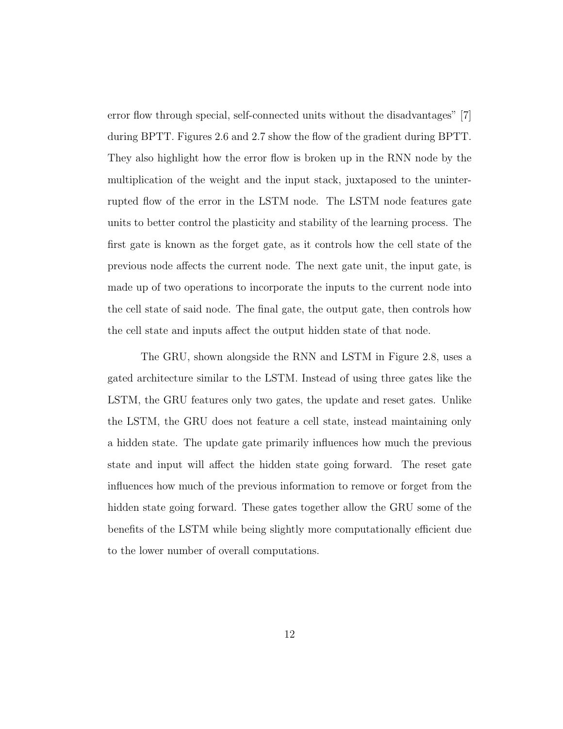error flow through special, self-connected units without the disadvantages" [7] during BPTT. Figures 2.6 and 2.7 show the flow of the gradient during BPTT. They also highlight how the error flow is broken up in the RNN node by the multiplication of the weight and the input stack, juxtaposed to the uninterrupted flow of the error in the LSTM node. The LSTM node features gate units to better control the plasticity and stability of the learning process. The first gate is known as the forget gate, as it controls how the cell state of the previous node affects the current node. The next gate unit, the input gate, is made up of two operations to incorporate the inputs to the current node into the cell state of said node. The final gate, the output gate, then controls how the cell state and inputs affect the output hidden state of that node.

The GRU, shown alongside the RNN and LSTM in Figure 2.8, uses a gated architecture similar to the LSTM. Instead of using three gates like the LSTM, the GRU features only two gates, the update and reset gates. Unlike the LSTM, the GRU does not feature a cell state, instead maintaining only a hidden state. The update gate primarily influences how much the previous state and input will affect the hidden state going forward. The reset gate influences how much of the previous information to remove or forget from the hidden state going forward. These gates together allow the GRU some of the benefits of the LSTM while being slightly more computationally efficient due to the lower number of overall computations.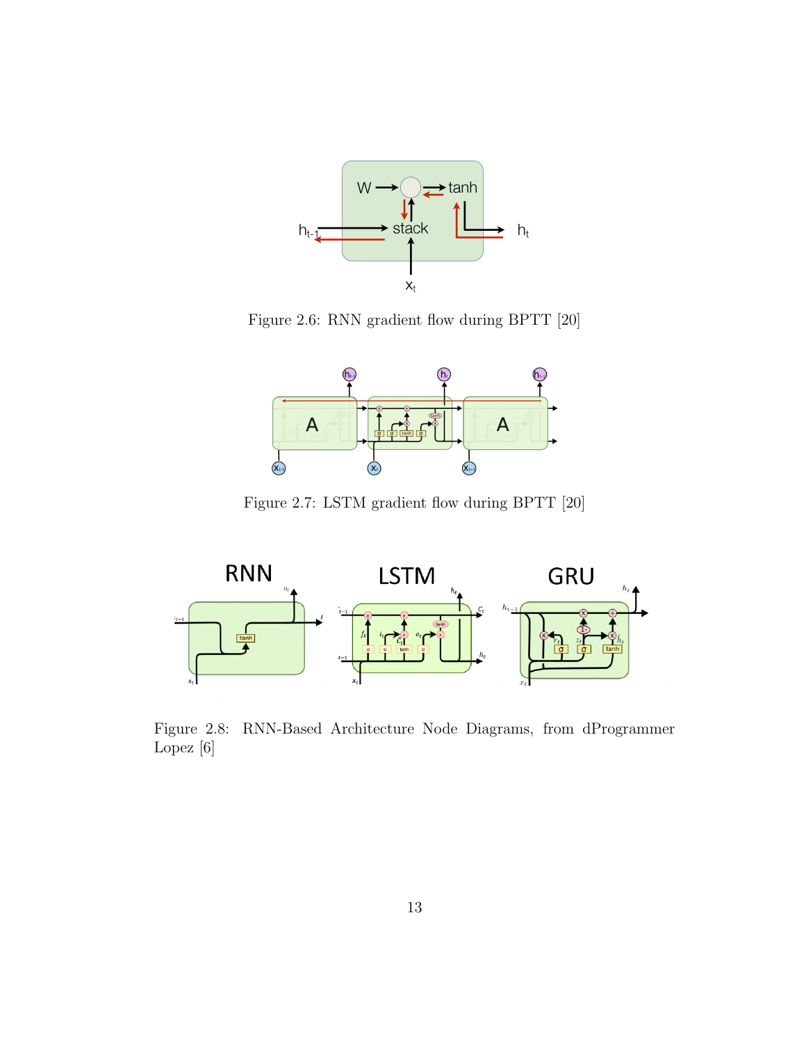Figure 2.6: RNN gradient flow during BPTT [20]

Figure 2.7: LSTM gradient flow during BPTT [20]

Figure 2.8: RNN-Based Architecture Node Diagrams, from dProgrammer Lopez [6]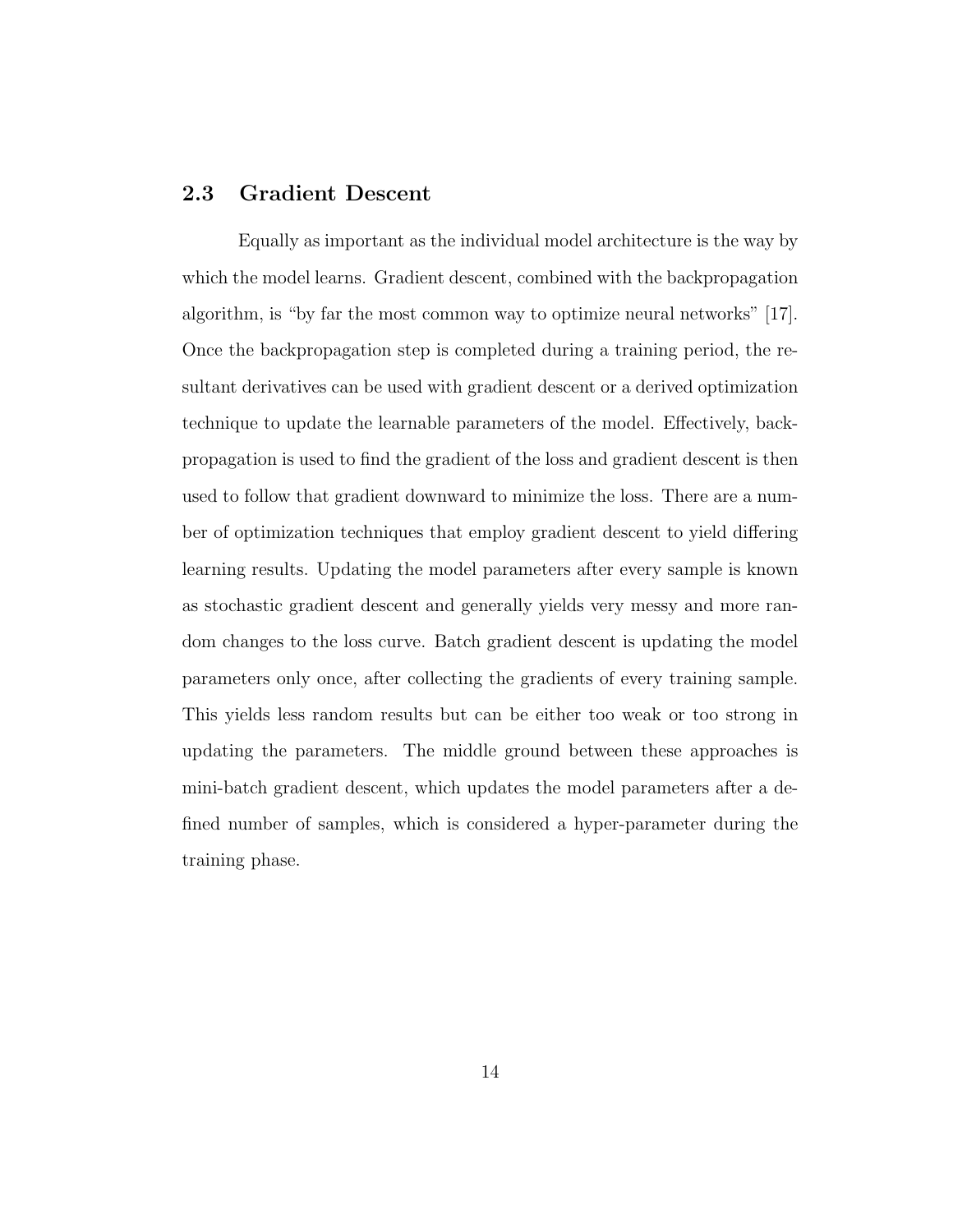## 2.3 Gradient Descent

Equally as important as the individual model architecture is the way by which the model learns. Gradient descent, combined with the backpropagation algorithm, is "by far the most common way to optimize neural networks" [17]. Once the backpropagation step is completed during a training period, the resultant derivatives can be used with gradient descent or a derived optimization technique to update the learnable parameters of the model. Effectively, backpropagation is used to find the gradient of the loss and gradient descent is then used to follow that gradient downward to minimize the loss. There are a number of optimization techniques that employ gradient descent to yield differing learning results. Updating the model parameters after every sample is known as stochastic gradient descent and generally yields very messy and more random changes to the loss curve. Batch gradient descent is updating the model parameters only once, after collecting the gradients of every training sample. This yields less random results but can be either too weak or too strong in updating the parameters. The middle ground between these approaches is mini-batch gradient descent, which updates the model parameters after a defined number of samples, which is considered a hyper-parameter during the training phase.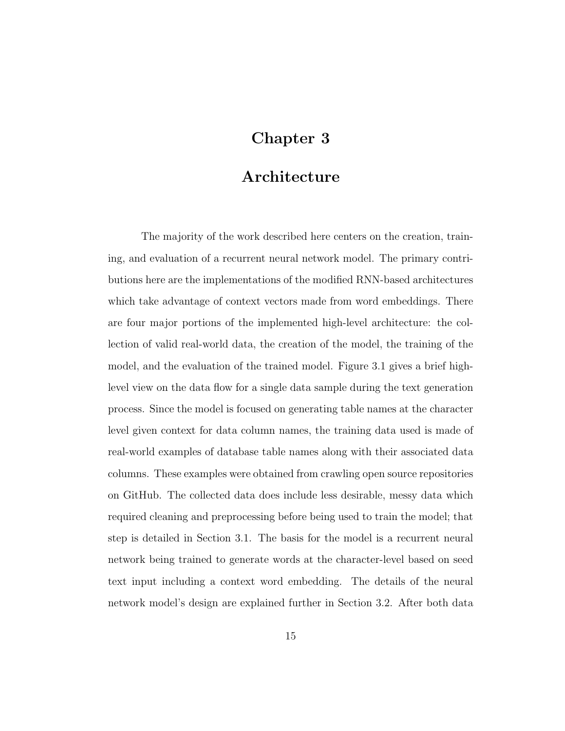# Chapter 3

# Architecture

The majority of the work described here centers on the creation, training, and evaluation of a recurrent neural network model. The primary contributions here are the implementations of the modified RNN-based architectures which take advantage of context vectors made from word embeddings. There are four major portions of the implemented high-level architecture: the collection of valid real-world data, the creation of the model, the training of the model, and the evaluation of the trained model. Figure 3.1 gives a brief high-level view on the data flow for a single data sample during the text generation process. Since the model is focused on generating table names at the character level given context for data column names, the training data used is made of real-world examples of database table names along with their associated data columns. These examples were obtained from crawling open source repositories on GitHub. The collected data does include less desirable, messy data which required cleaning and preprocessing before being used to train the model; that step is detailed in Section 3.1. The basis for the model is a recurrent neural network being trained to generate words at the character-level based on seed text input including a context word embedding. The details of the neural network model's design are explained further in Section 3.2. After both data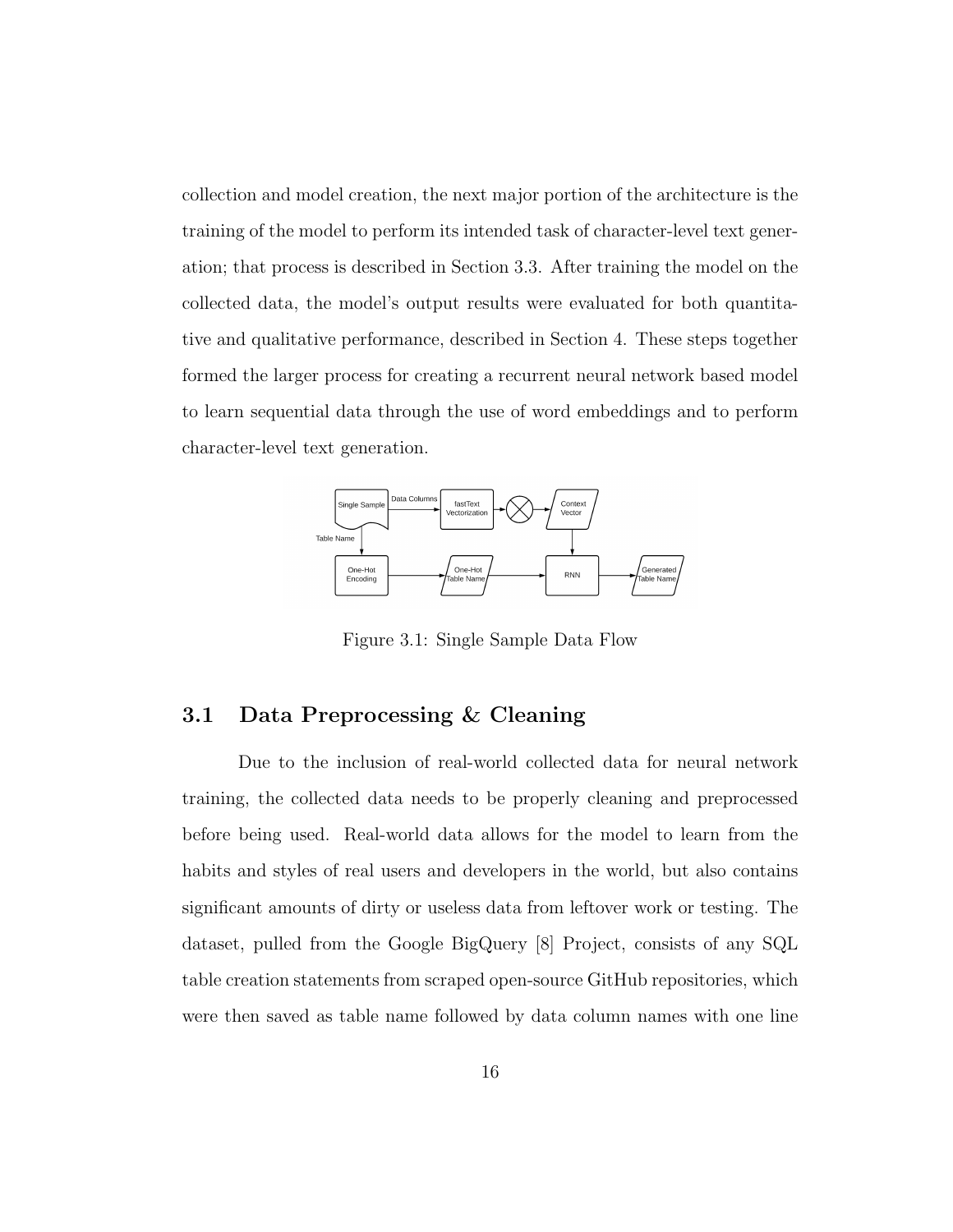collection and model creation, the next major portion of the architecture is the training of the model to perform its intended task of character-level text generation; that process is described in Section 3.3. After training the model on the collected data, the model's output results were evaluated for both quantitative and qualitative performance, described in Section 4. These steps together formed the larger process for creating a recurrent neural network based model to learn sequential data through the use of word embeddings and to perform character-level text generation.

Figure 3.1: Single Sample Data Flow

## 3.1 Data Preprocessing & Cleaning

Due to the inclusion of real-world collected data for neural network training, the collected data needs to be properly cleaning and preprocessed before being used. Real-world data allows for the model to learn from the habits and styles of real users and developers in the world, but also contains significant amounts of dirty or useless data from leftover work or testing. The dataset, pulled from the Google BigQuery [8] Project, consists of any SQL table creation statements from scraped open-source GitHub repositories, which were then saved as table name followed by data column names with one line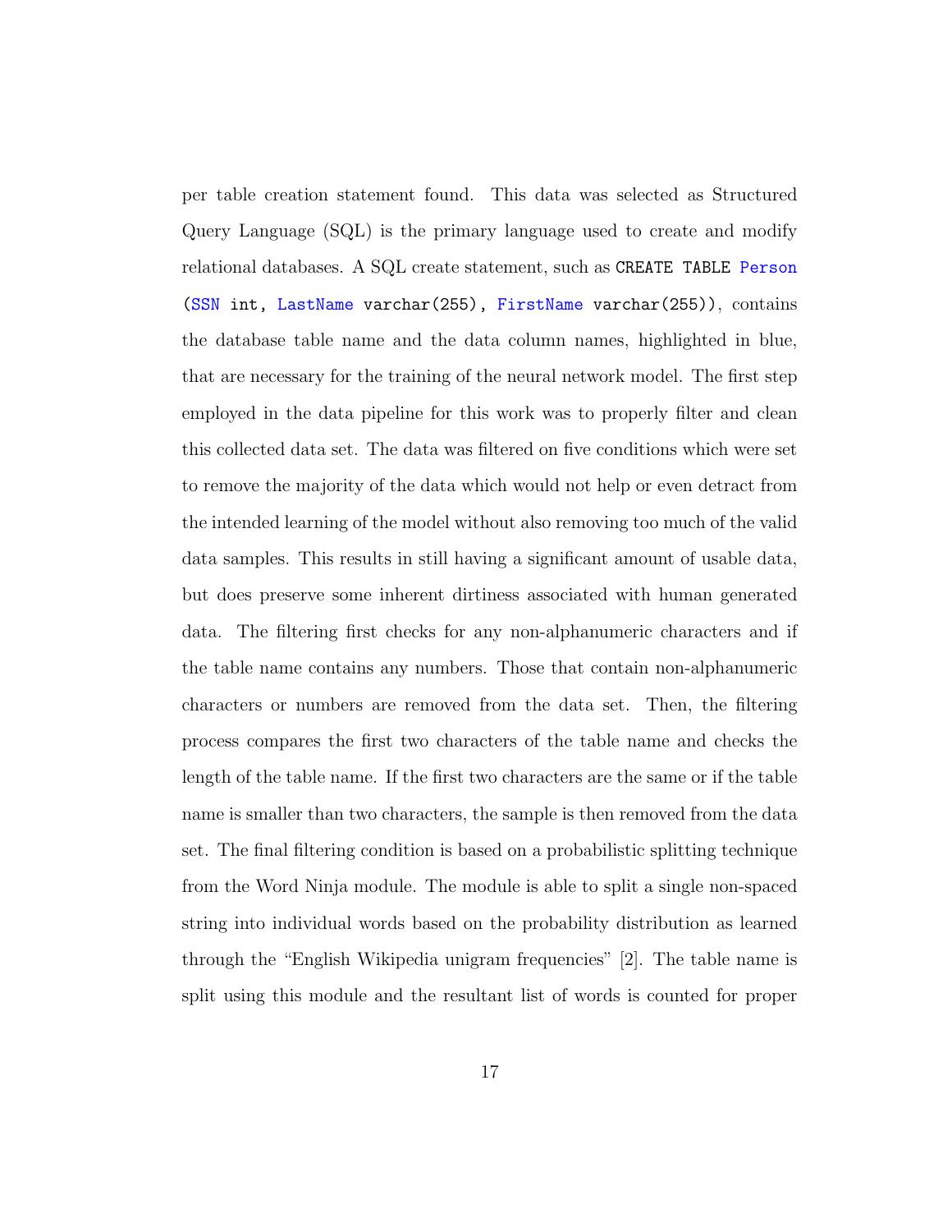per table creation statement found. This data was selected as Structured Query Language (SQL) is the primary language used to create and modify relational databases. A SQL create statement, such as `CREATE TABLE Person (SSN int, LastName varchar(255), FirstName varchar(255))`, contains the database table name and the data column names, highlighted in blue, that are necessary for the training of the neural network model. The first step employed in the data pipeline for this work was to properly filter and clean this collected data set. The data was filtered on five conditions which were set to remove the majority of the data which would not help or even detract from the intended learning of the model without also removing too much of the valid data samples. This results in still having a significant amount of usable data, but does preserve some inherent dirtiness associated with human generated data. The filtering first checks for any non-alphanumeric characters and if the table name contains any numbers. Those that contain non-alphanumeric characters or numbers are removed from the data set. Then, the filtering process compares the first two characters of the table name and checks the length of the table name. If the first two characters are the same or if the table name is smaller than two characters, the sample is then removed from the data set. The final filtering condition is based on a probabilistic splitting technique from the Word Ninja module. The module is able to split a single non-spaced string into individual words based on the probability distribution as learned through the "English Wikipedia unigram frequencies" [2]. The table name is split using this module and the resultant list of words is counted for proper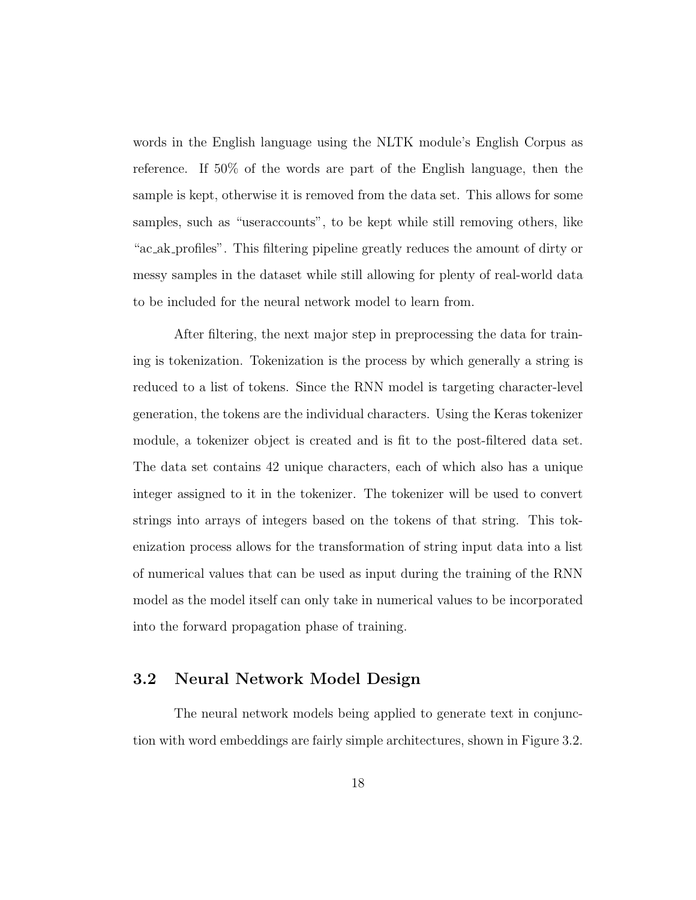words in the English language using the NLTK module's English Corpus as reference. If 50% of the words are part of the English language, then the sample is kept, otherwise it is removed from the data set. This allows for some samples, such as "useraccounts", to be kept while still removing others, like "ac_ak_profiles". This filtering pipeline greatly reduces the amount of dirty or messy samples in the dataset while still allowing for plenty of real-world data to be included for the neural network model to learn from.

After filtering, the next major step in preprocessing the data for training is tokenization. Tokenization is the process by which generally a string is reduced to a list of tokens. Since the RNN model is targeting character-level generation, the tokens are the individual characters. Using the Keras tokenizer module, a tokenizer object is created and is fit to the post-filtered data set. The data set contains 42 unique characters, each of which also has a unique integer assigned to it in the tokenizer. The tokenizer will be used to convert strings into arrays of integers based on the tokens of that string. This tokenization process allows for the transformation of string input data into a list of numerical values that can be used as input during the training of the RNN model as the model itself can only take in numerical values to be incorporated into the forward propagation phase of training.

## 3.2 Neural Network Model Design

The neural network models being applied to generate text in conjunction with word embeddings are fairly simple architectures, shown in Figure 3.2.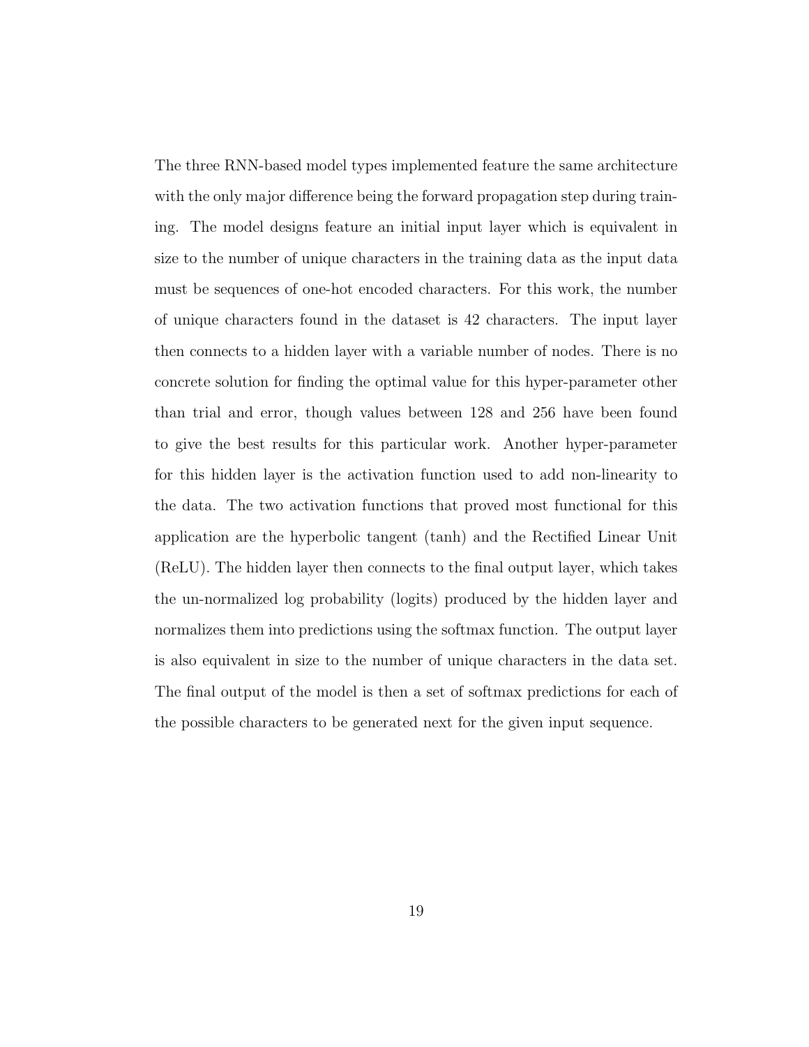The three RNN-based model types implemented feature the same architecture with the only major difference being the forward propagation step during training. The model designs feature an initial input layer which is equivalent in size to the number of unique characters in the training data as the input data must be sequences of one-hot encoded characters. For this work, the number of unique characters found in the dataset is 42 characters. The input layer then connects to a hidden layer with a variable number of nodes. There is no concrete solution for finding the optimal value for this hyper-parameter other than trial and error, though values between 128 and 256 have been found to give the best results for this particular work. Another hyper-parameter for this hidden layer is the activation function used to add non-linearity to the data. The two activation functions that proved most functional for this application are the hyperbolic tangent (tanh) and the Rectified Linear Unit (ReLU). The hidden layer then connects to the final output layer, which takes the un-normalized log probability (logits) produced by the hidden layer and normalizes them into predictions using the softmax function. The output layer is also equivalent in size to the number of unique characters in the data set. The final output of the model is then a set of softmax predictions for each of the possible characters to be generated next for the given input sequence.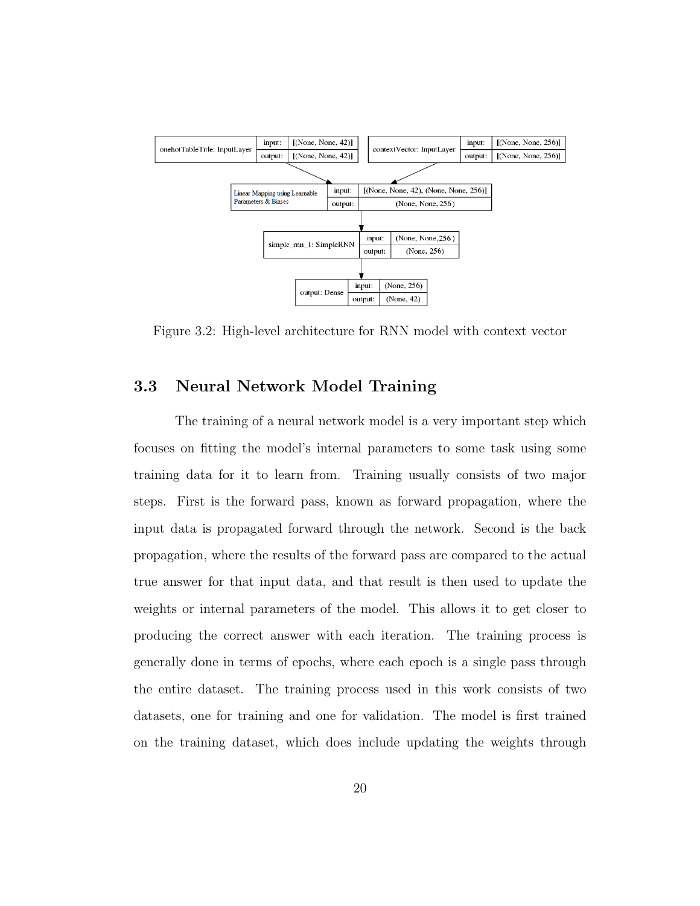| onehotTableTitle: InputLayer | input: | [(None, None, 42)] |
| --- | --- | --- |
| | output: | [(None, None, 42)] |

| contextVector: InputLayer | input: | [(None, None, 256)] |
| --- | --- | --- |
| | output: | [(None, None, 256)] |

| Linear Mapping using Learnable Parameters & Biases | input: | [(None, None, 42), (None, None, 256)] |
| --- | --- | --- |
| | output: | (None, None, 256) |

| simple_rnn_1: SimpleRNN | input: | (None, None, 256) |
| --- | --- | --- |
| | output: | (None, 256) |

| output: Dense | input: | (None, 256) |
| --- | --- | --- |
| | output: | (None, 42) |

Figure 3.2: High-level architecture for RNN model with context vector

## 3.3 Neural Network Model Training

The training of a neural network model is a very important step which focuses on fitting the model's internal parameters to some task using some training data for it to learn from. Training usually consists of two major steps. First is the forward pass, known as forward propagation, where the input data is propagated forward through the network. Second is the back propagation, where the results of the forward pass are compared to the actual true answer for that input data, and that result is then used to update the weights or internal parameters of the model. This allows it to get closer to producing the correct answer with each iteration. The training process is generally done in terms of epochs, where each epoch is a single pass through the entire dataset. The training process used in this work consists of two datasets, one for training and one for validation. The model is first trained on the training dataset, which does include updating the weights through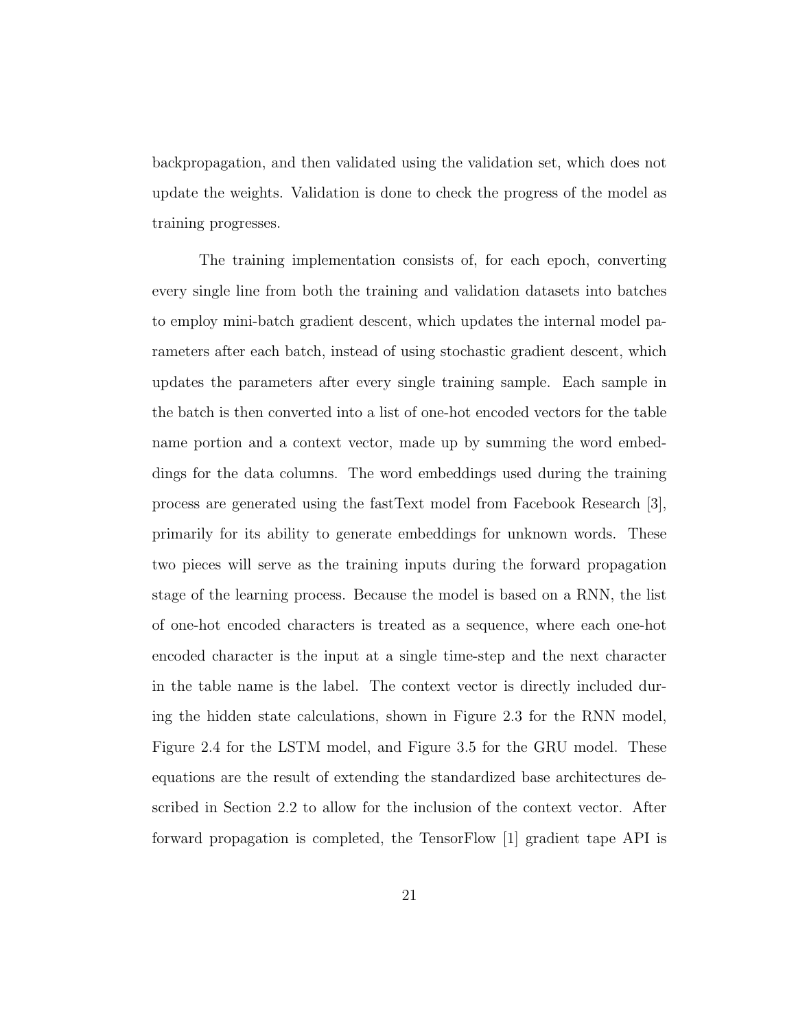backpropagation, and then validated using the validation set, which does not update the weights. Validation is done to check the progress of the model as training progresses.

The training implementation consists of, for each epoch, converting every single line from both the training and validation datasets into batches to employ mini-batch gradient descent, which updates the internal model parameters after each batch, instead of using stochastic gradient descent, which updates the parameters after every single training sample. Each sample in the batch is then converted into a list of one-hot encoded vectors for the table name portion and a context vector, made up by summing the word embeddings for the data columns. The word embeddings used during the training process are generated using the fastText model from Facebook Research [3], primarily for its ability to generate embeddings for unknown words. These two pieces will serve as the training inputs during the forward propagation stage of the learning process. Because the model is based on a RNN, the list of one-hot encoded characters is treated as a sequence, where each one-hot encoded character is the input at a single time-step and the next character in the table name is the label. The context vector is directly included during the hidden state calculations, shown in Figure 2.3 for the RNN model, Figure 2.4 for the LSTM model, and Figure 3.5 for the GRU model. These equations are the result of extending the standardized base architectures described in Section 2.2 to allow for the inclusion of the context vector. After forward propagation is completed, the TensorFlow [1] gradient tape API is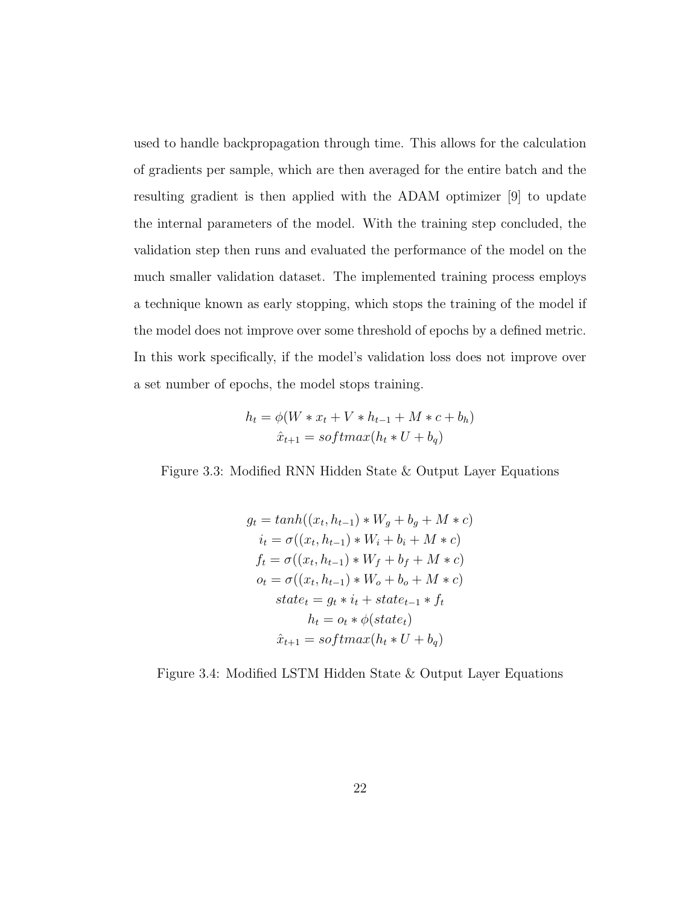used to handle backpropagation through time. This allows for the calculation of gradients per sample, which are then averaged for the entire batch and the resulting gradient is then applied with the ADAM optimizer [9] to update the internal parameters of the model. With the training step concluded, the validation step then runs and evaluated the performance of the model on the much smaller validation dataset. The implemented training process employs a technique known as early stopping, which stops the training of the model if the model does not improve over some threshold of epochs by a defined metric. In this work specifically, if the model's validation loss does not improve over a set number of epochs, the model stops training.

$$
\begin{gathered}
h_t = \phi(W * x_t + V * h_{t-1} + M * c + b_h) \\
\hat{x}_{t+1} = softmax(h_t * U + b_q)
\end{gathered}
$$

Figure 3.3: Modified RNN Hidden State & Output Layer Equations

$$
\begin{gathered}
g_t = tanh((x_t, h_{t-1}) * W_g + b_g + M * c) \\
i_t = \sigma((x_t, h_{t-1}) * W_i + b_i + M * c) \\
f_t = \sigma((x_t, h_{t-1}) * W_f + b_f + M * c) \\
o_t = \sigma((x_t, h_{t-1}) * W_o + b_o + M * c) \\
state_t = g_t * i_t + state_{t-1} * f_t \\
h_t = o_t * \phi(state_t) \\
\hat{x}_{t+1} = softmax(h_t * U + b_q)
\end{gathered}
$$

Figure 3.4: Modified LSTM Hidden State & Output Layer Equations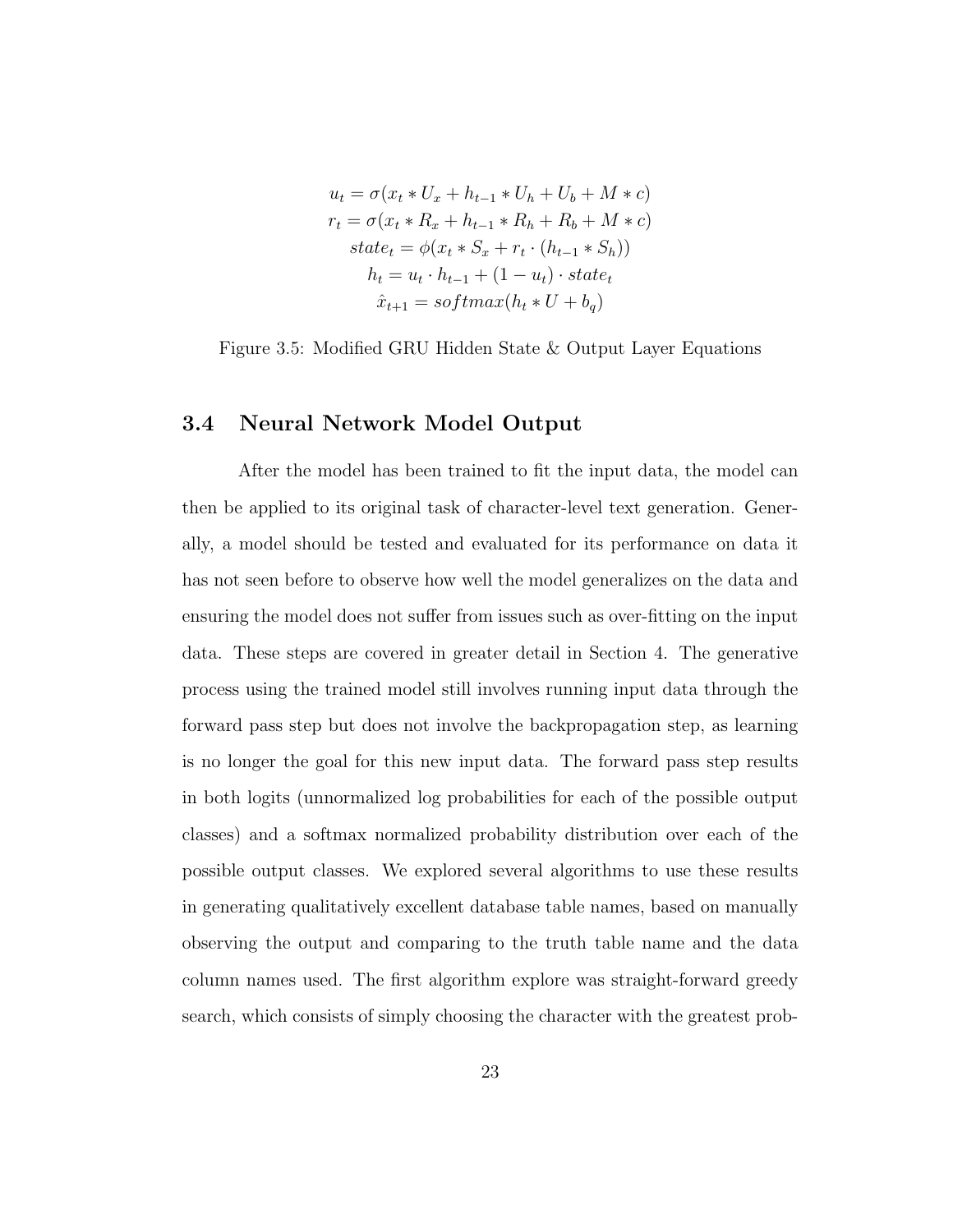$$u_t = \sigma(x_t * U_x + h_{t-1} * U_h + U_b + M * c)$$
$$r_t = \sigma(x_t * R_x + h_{t-1} * R_h + R_b + M * c)$$
$$state_t = \phi(x_t * S_x + r_t \cdot (h_{t-1} * S_h))$$
$$h_t = u_t \cdot h_{t-1} + (1 - u_t) \cdot state_t$$
$$\hat{x}_{t+1} = softmax(h_t * U + b_q)$$

Figure 3.5: Modified GRU Hidden State & Output Layer Equations

## 3.4 Neural Network Model Output

After the model has been trained to fit the input data, the model can then be applied to its original task of character-level text generation. Generally, a model should be tested and evaluated for its performance on data it has not seen before to observe how well the model generalizes on the data and ensuring the model does not suffer from issues such as over-fitting on the input data. These steps are covered in greater detail in Section 4. The generative process using the trained model still involves running input data through the forward pass step but does not involve the backpropagation step, as learning is no longer the goal for this new input data. The forward pass step results in both logits (unnormalized log probabilities for each of the possible output classes) and a softmax normalized probability distribution over each of the possible output classes. We explored several algorithms to use these results in generating qualitatively excellent database table names, based on manually observing the output and comparing to the truth table name and the data column names used. The first algorithm explore was straight-forward greedy search, which consists of simply choosing the character with the greatest prob-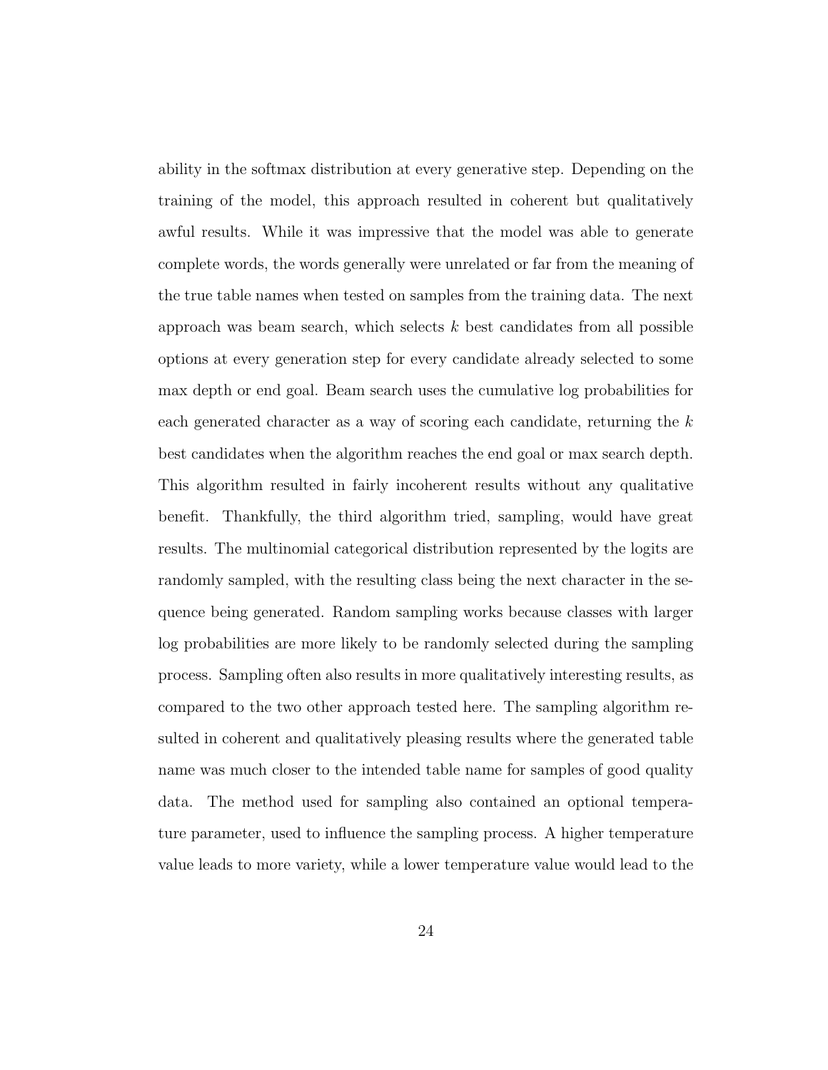ability in the softmax distribution at every generative step. Depending on the training of the model, this approach resulted in coherent but qualitatively awful results. While it was impressive that the model was able to generate complete words, the words generally were unrelated or far from the meaning of the true table names when tested on samples from the training data. The next approach was beam search, which selects $k$ best candidates from all possible options at every generation step for every candidate already selected to some max depth or end goal. Beam search uses the cumulative log probabilities for each generated character as a way of scoring each candidate, returning the $k$ best candidates when the algorithm reaches the end goal or max search depth. This algorithm resulted in fairly incoherent results without any qualitative benefit. Thankfully, the third algorithm tried, sampling, would have great results. The multinomial categorical distribution represented by the logits are randomly sampled, with the resulting class being the next character in the sequence being generated. Random sampling works because classes with larger log probabilities are more likely to be randomly selected during the sampling process. Sampling often also results in more qualitatively interesting results, as compared to the two other approach tested here. The sampling algorithm resulted in coherent and qualitatively pleasing results where the generated table name was much closer to the intended table name for samples of good quality data. The method used for sampling also contained an optional temperature parameter, used to influence the sampling process. A higher temperature value leads to more variety, while a lower temperature value would lead to the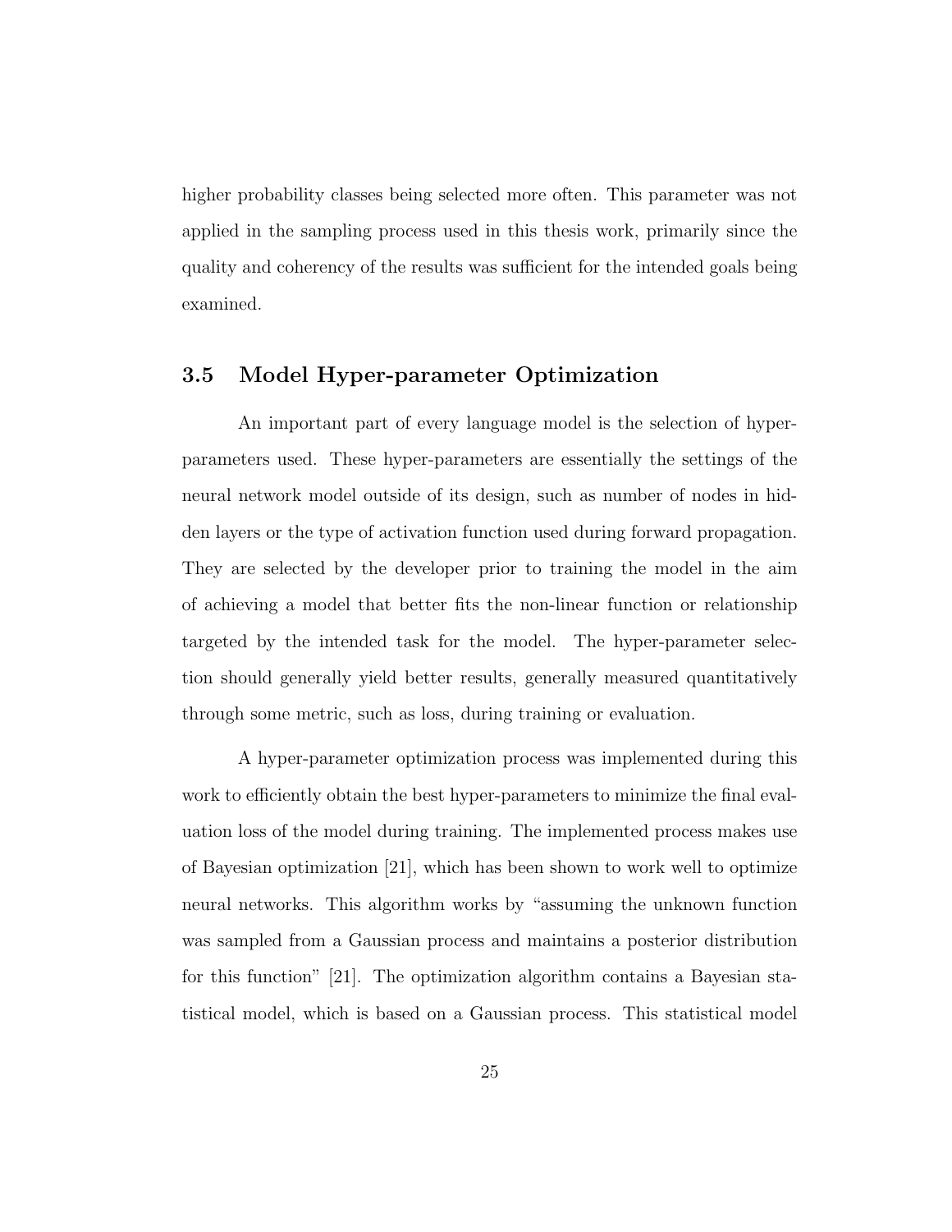higher probability classes being selected more often. This parameter was not applied in the sampling process used in this thesis work, primarily since the quality and coherency of the results was sufficient for the intended goals being examined.

## 3.5 Model Hyper-parameter Optimization

An important part of every language model is the selection of hyper-parameters used. These hyper-parameters are essentially the settings of the neural network model outside of its design, such as number of nodes in hidden layers or the type of activation function used during forward propagation. They are selected by the developer prior to training the model in the aim of achieving a model that better fits the non-linear function or relationship targeted by the intended task for the model. The hyper-parameter selection should generally yield better results, generally measured quantitatively through some metric, such as loss, during training or evaluation.

A hyper-parameter optimization process was implemented during this work to efficiently obtain the best hyper-parameters to minimize the final evaluation loss of the model during training. The implemented process makes use of Bayesian optimization [21], which has been shown to work well to optimize neural networks. This algorithm works by "assuming the unknown function was sampled from a Gaussian process and maintains a posterior distribution for this function" [21]. The optimization algorithm contains a Bayesian statistical model, which is based on a Gaussian process. This statistical model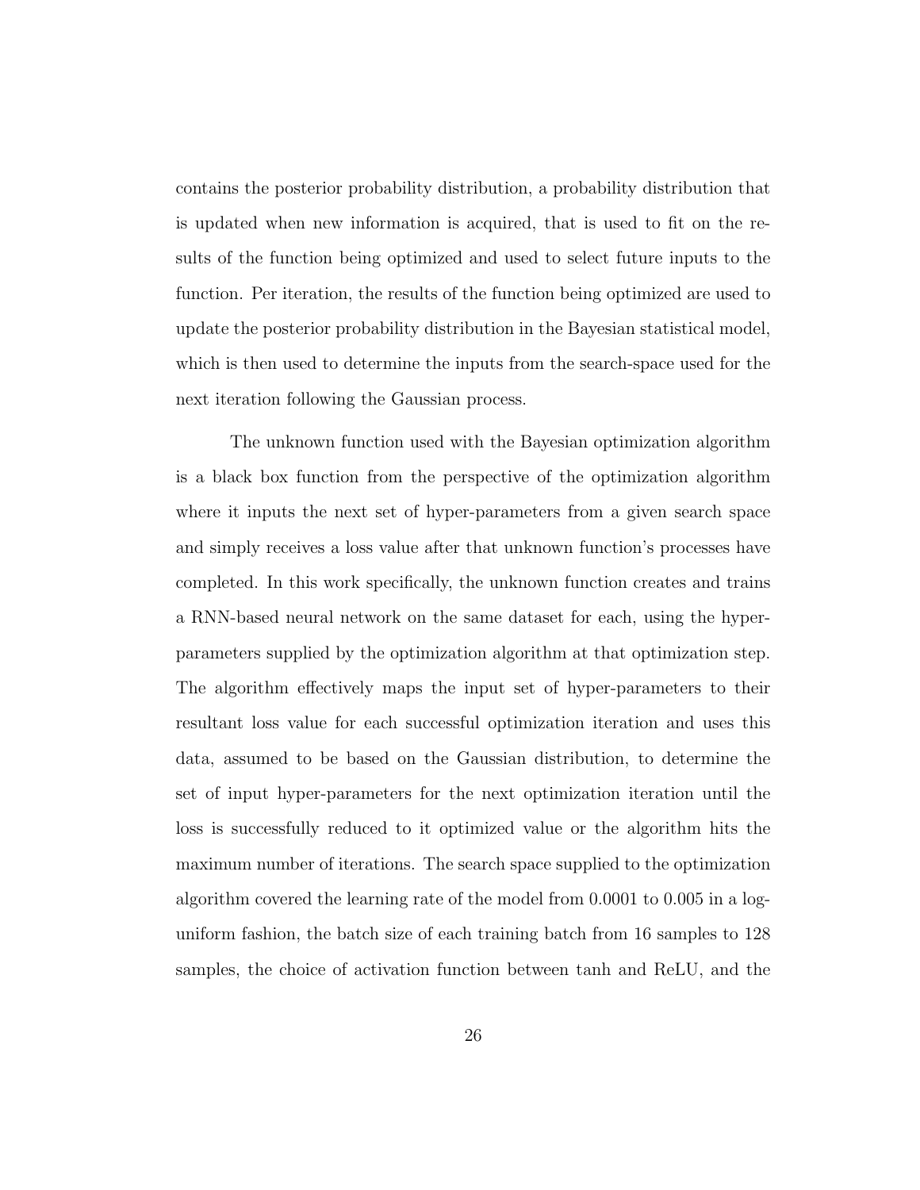contains the posterior probability distribution, a probability distribution that is updated when new information is acquired, that is used to fit on the results of the function being optimized and used to select future inputs to the function. Per iteration, the results of the function being optimized are used to update the posterior probability distribution in the Bayesian statistical model, which is then used to determine the inputs from the search-space used for the next iteration following the Gaussian process.

The unknown function used with the Bayesian optimization algorithm is a black box function from the perspective of the optimization algorithm where it inputs the next set of hyper-parameters from a given search space and simply receives a loss value after that unknown function's processes have completed. In this work specifically, the unknown function creates and trains a RNN-based neural network on the same dataset for each, using the hyper-parameters supplied by the optimization algorithm at that optimization step. The algorithm effectively maps the input set of hyper-parameters to their resultant loss value for each successful optimization iteration and uses this data, assumed to be based on the Gaussian distribution, to determine the set of input hyper-parameters for the next optimization iteration until the loss is successfully reduced to it optimized value or the algorithm hits the maximum number of iterations. The search space supplied to the optimization algorithm covered the learning rate of the model from 0.0001 to 0.005 in a log-uniform fashion, the batch size of each training batch from 16 samples to 128 samples, the choice of activation function between tanh and ReLU, and the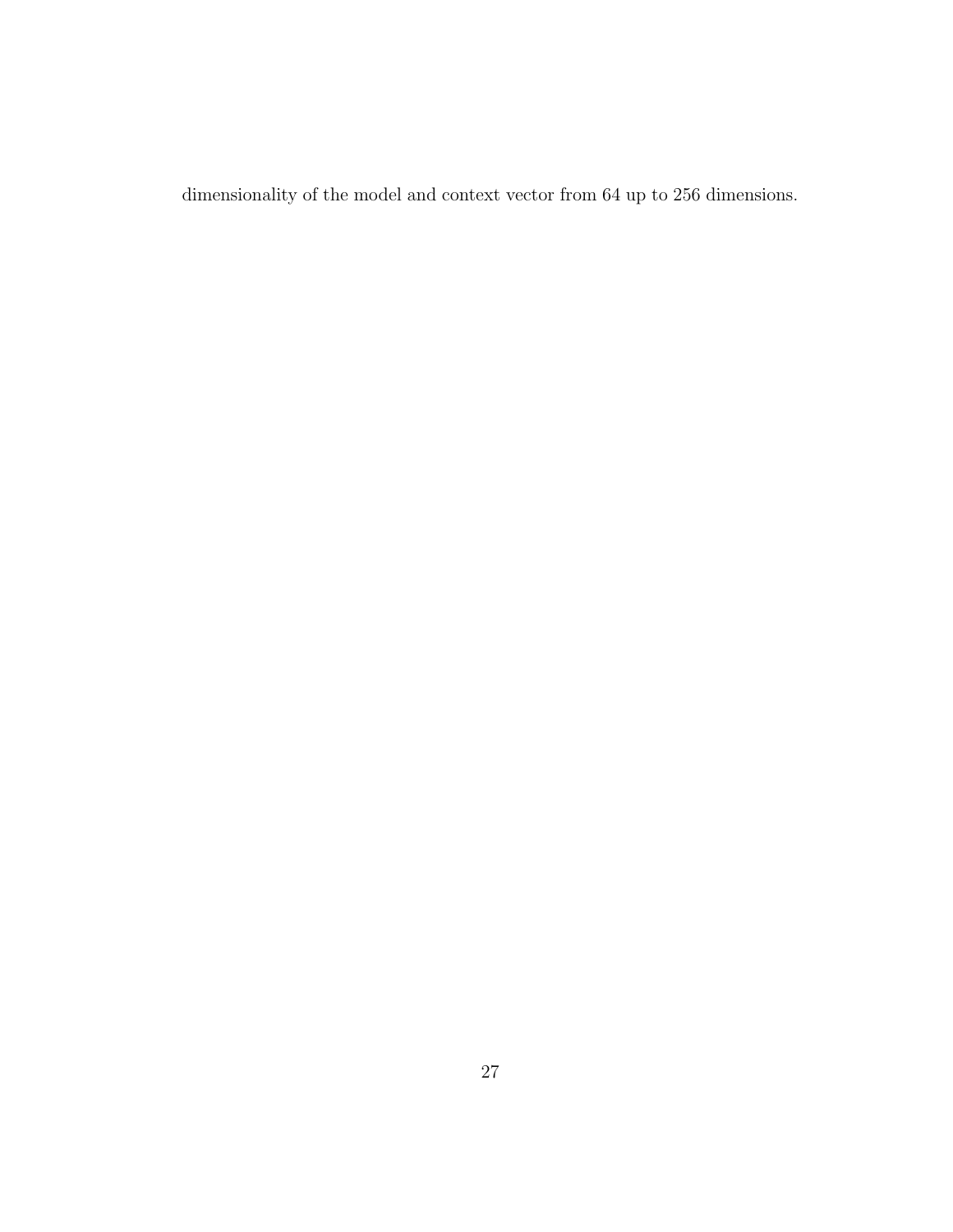dimensionality of the model and context vector from 64 up to 256 dimensions.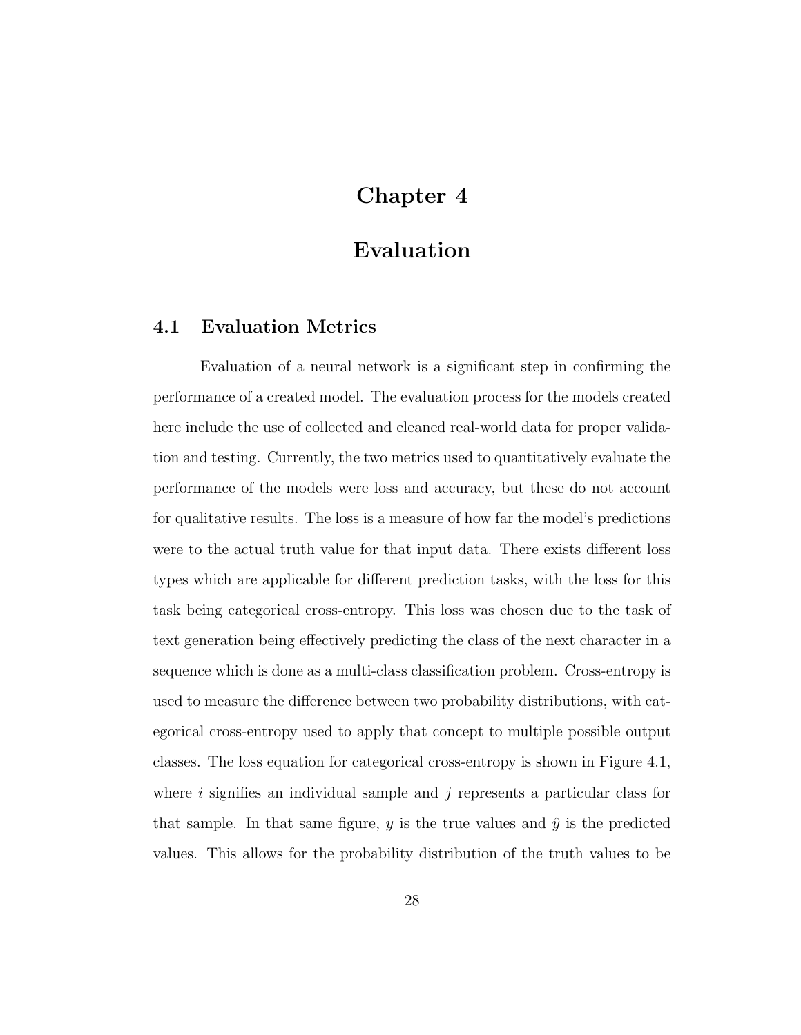# Chapter 4

# Evaluation

## 4.1 Evaluation Metrics

Evaluation of a neural network is a significant step in confirming the performance of a created model. The evaluation process for the models created here include the use of collected and cleaned real-world data for proper validation and testing. Currently, the two metrics used to quantitatively evaluate the performance of the models were loss and accuracy, but these do not account for qualitative results. The loss is a measure of how far the model's predictions were to the actual truth value for that input data. There exists different loss types which are applicable for different prediction tasks, with the loss for this task being categorical cross-entropy. This loss was chosen due to the task of text generation being effectively predicting the class of the next character in a sequence which is done as a multi-class classification problem. Cross-entropy is used to measure the difference between two probability distributions, with categorical cross-entropy used to apply that concept to multiple possible output classes. The loss equation for categorical cross-entropy is shown in Figure 4.1, where $i$ signifies an individual sample and $j$ represents a particular class for that sample. In that same figure, $y$ is the true values and $\hat{y}$ is the predicted values. This allows for the probability distribution of the truth values to be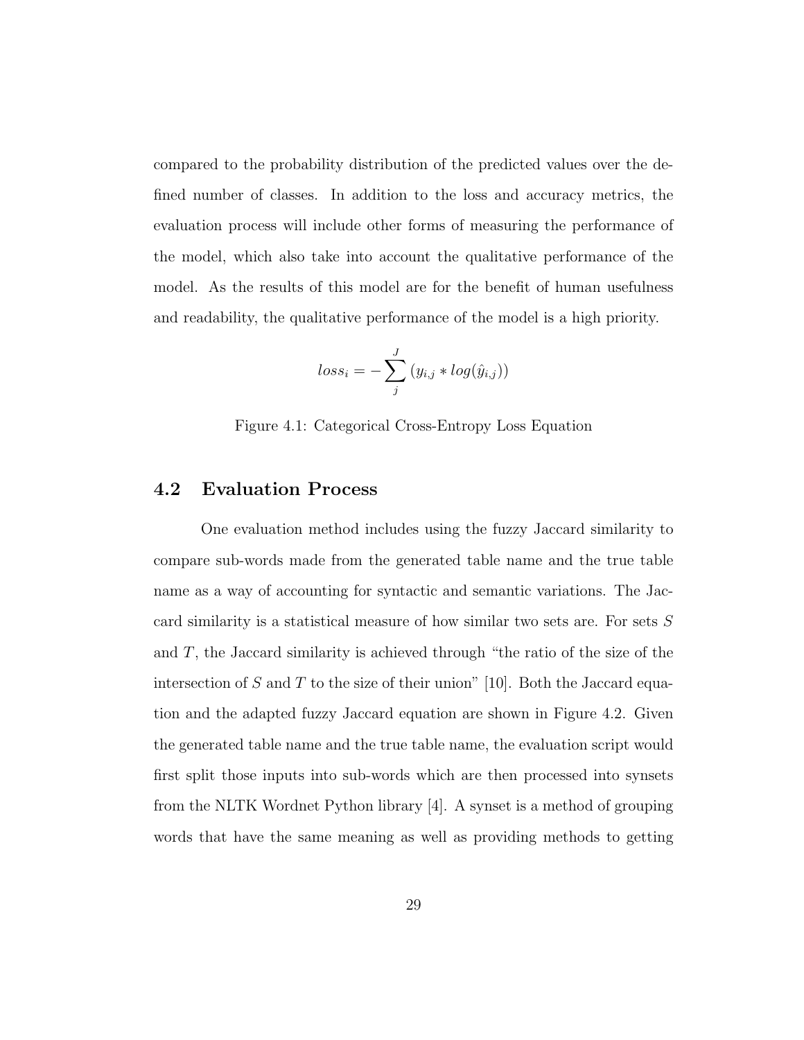compared to the probability distribution of the predicted values over the defined number of classes. In addition to the loss and accuracy metrics, the evaluation process will include other forms of measuring the performance of the model, which also take into account the qualitative performance of the model. As the results of this model are for the benefit of human usefulness and readability, the qualitative performance of the model is a high priority.

$$loss_i = -\sum_{j}^{J} (y_{i,j} * log(\hat{y}_{i,j}))$$

Figure 4.1: Categorical Cross-Entropy Loss Equation

## 4.2 Evaluation Process

One evaluation method includes using the fuzzy Jaccard similarity to compare sub-words made from the generated table name and the true table name as a way of accounting for syntactic and semantic variations. The Jaccard similarity is a statistical measure of how similar two sets are. For sets $S$ and $T$, the Jaccard similarity is achieved through "the ratio of the size of the intersection of $S$ and $T$ to the size of their union" [10]. Both the Jaccard equation and the adapted fuzzy Jaccard equation are shown in Figure 4.2. Given the generated table name and the true table name, the evaluation script would first split those inputs into sub-words which are then processed into synsets from the NLTK Wordnet Python library [4]. A synset is a method of grouping words that have the same meaning as well as providing methods to getting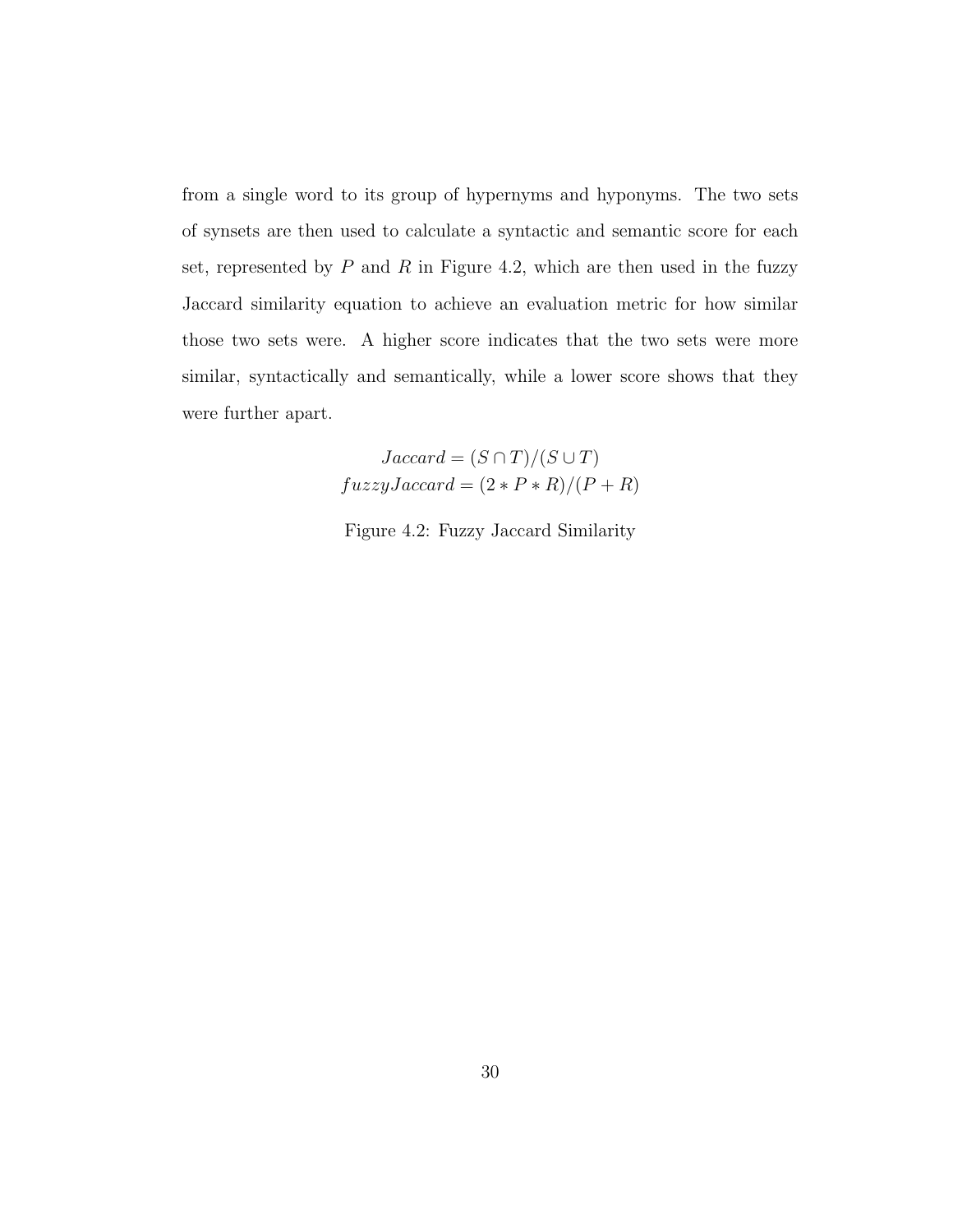from a single word to its group of hypernyms and hyponyms. The two sets of synsets are then used to calculate a syntactic and semantic score for each set, represented by $P$ and $R$ in Figure 4.2, which are then used in the fuzzy Jaccard similarity equation to achieve an evaluation metric for how similar those two sets were. A higher score indicates that the two sets were more similar, syntactically and semantically, while a lower score shows that they were further apart.

$$Jaccard = (S \cap T)/(S \cup T)$$
$$fuzzyJaccard = (2 * P * R)/(P + R)$$

Figure 4.2: Fuzzy Jaccard Similarity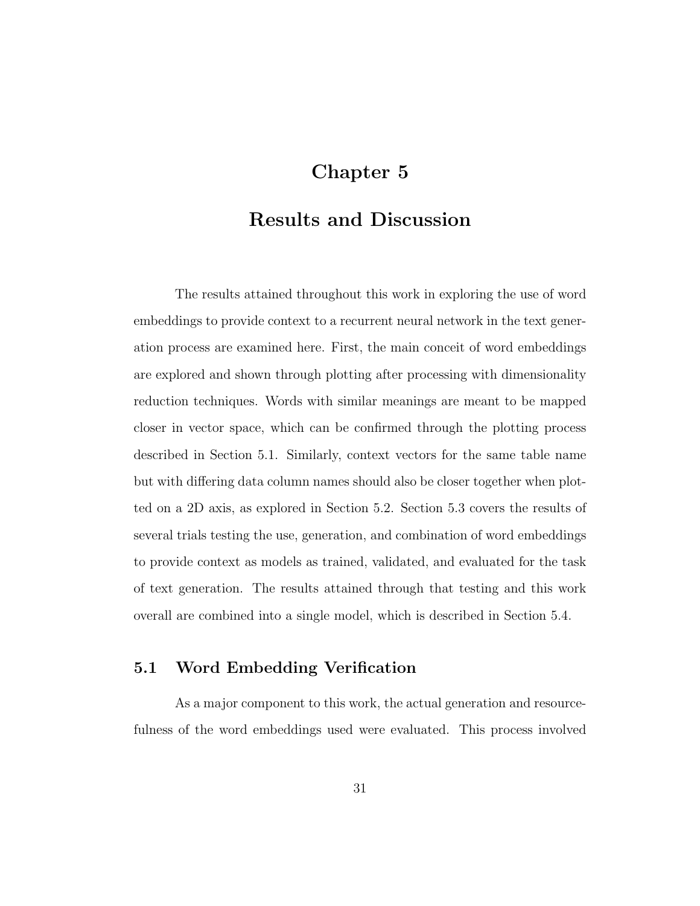# Chapter 5

# Results and Discussion

The results attained throughout this work in exploring the use of word embeddings to provide context to a recurrent neural network in the text generation process are examined here. First, the main conceit of word embeddings are explored and shown through plotting after processing with dimensionality reduction techniques. Words with similar meanings are meant to be mapped closer in vector space, which can be confirmed through the plotting process described in Section 5.1. Similarly, context vectors for the same table name but with differing data column names should also be closer together when plotted on a 2D axis, as explored in Section 5.2. Section 5.3 covers the results of several trials testing the use, generation, and combination of word embeddings to provide context as models as trained, validated, and evaluated for the task of text generation. The results attained through that testing and this work overall are combined into a single model, which is described in Section 5.4.

## 5.1 Word Embedding Verification

As a major component to this work, the actual generation and resourcefulness of the word embeddings used were evaluated. This process involved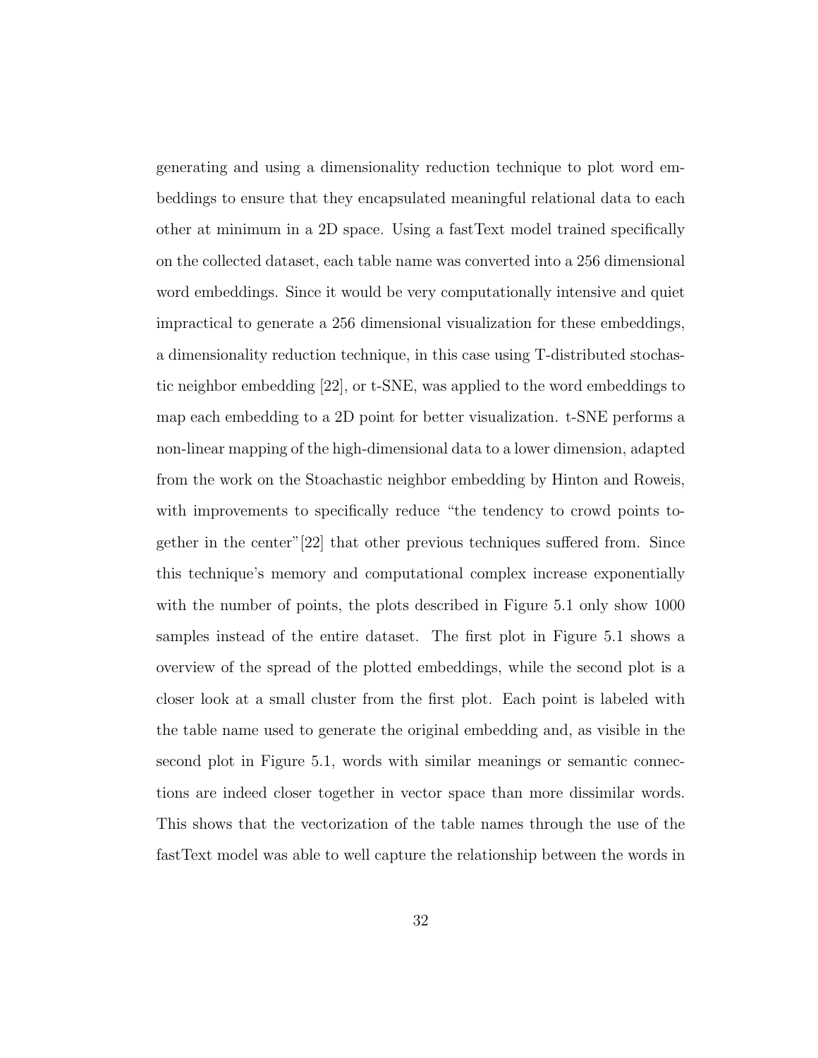generating and using a dimensionality reduction technique to plot word embeddings to ensure that they encapsulated meaningful relational data to each other at minimum in a 2D space. Using a fastText model trained specifically on the collected dataset, each table name was converted into a 256 dimensional word embeddings. Since it would be very computationally intensive and quiet impractical to generate a 256 dimensional visualization for these embeddings, a dimensionality reduction technique, in this case using T-distributed stochastic neighbor embedding [22], or t-SNE, was applied to the word embeddings to map each embedding to a 2D point for better visualization. t-SNE performs a non-linear mapping of the high-dimensional data to a lower dimension, adapted from the work on the Stoachastic neighbor embedding by Hinton and Roweis, with improvements to specifically reduce "the tendency to crowd points together in the center"[22] that other previous techniques suffered from. Since this technique's memory and computational complex increase exponentially with the number of points, the plots described in Figure 5.1 only show 1000 samples instead of the entire dataset. The first plot in Figure 5.1 shows a overview of the spread of the plotted embeddings, while the second plot is a closer look at a small cluster from the first plot. Each point is labeled with the table name used to generate the original embedding and, as visible in the second plot in Figure 5.1, words with similar meanings or semantic connections are indeed closer together in vector space than more dissimilar words. This shows that the vectorization of the table names through the use of the fastText model was able to well capture the relationship between the words in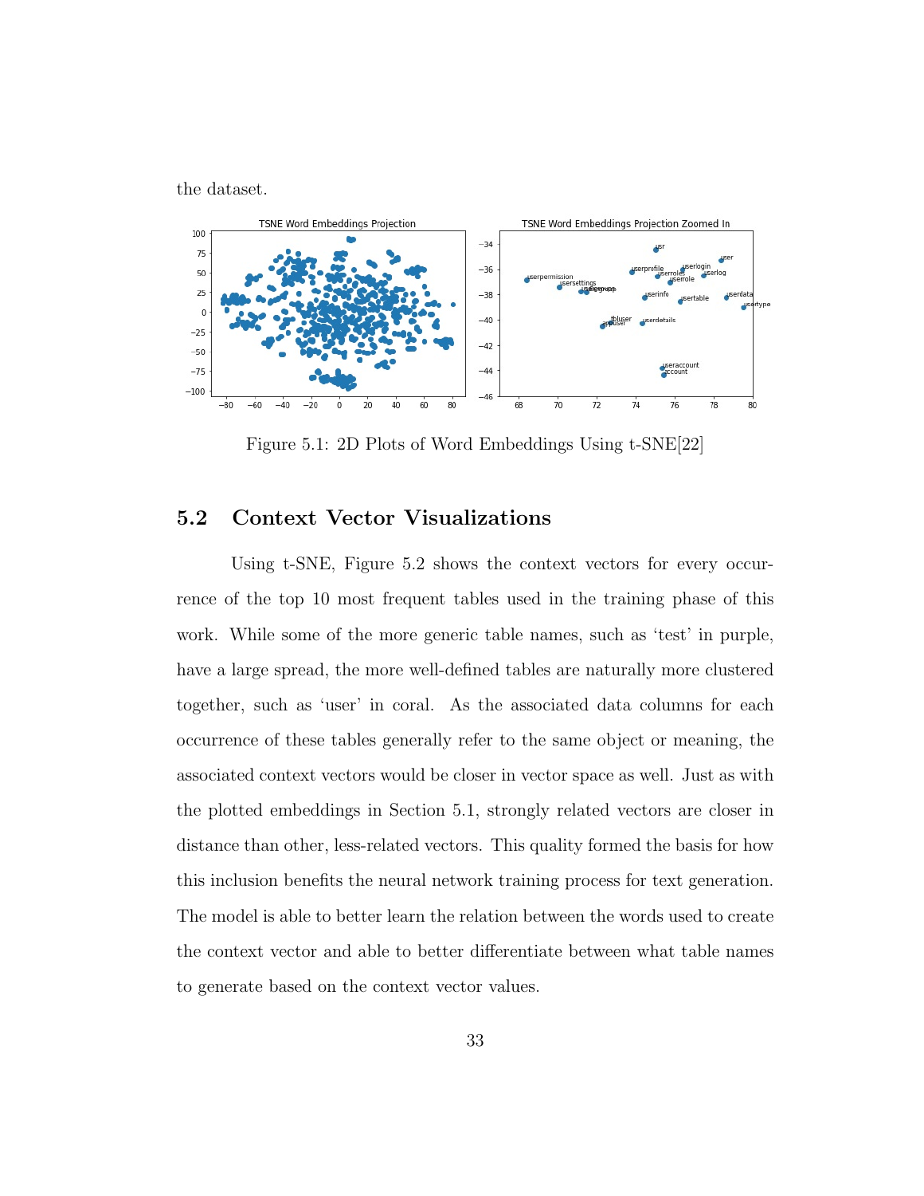the dataset.

Figure 5.1: 2D Plots of Word Embeddings Using t-SNE[22]

## 5.2 Context Vector Visualizations

Using t-SNE, Figure 5.2 shows the context vectors for every occurrence of the top 10 most frequent tables used in the training phase of this work. While some of the more generic table names, such as 'test' in purple, have a large spread, the more well-defined tables are naturally more clustered together, such as 'user' in coral. As the associated data columns for each occurrence of these tables generally refer to the same object or meaning, the associated context vectors would be closer in vector space as well. Just as with the plotted embeddings in Section 5.1, strongly related vectors are closer in distance than other, less-related vectors. This quality formed the basis for how this inclusion benefits the neural network training process for text generation. The model is able to better learn the relation between the words used to create the context vector and able to better differentiate between what table names to generate based on the context vector values.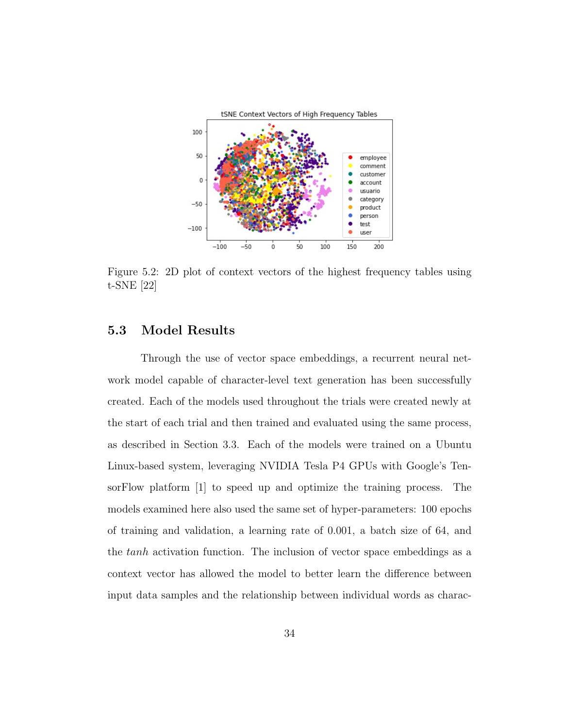Figure 5.2: 2D plot of context vectors of the highest frequency tables using t-SNE [22]

## 5.3 Model Results

Through the use of vector space embeddings, a recurrent neural network model capable of character-level text generation has been successfully created. Each of the models used throughout the trials were created newly at the start of each trial and then trained and evaluated using the same process, as described in Section 3.3. Each of the models were trained on a Ubuntu Linux-based system, leveraging NVIDIA Tesla P4 GPUs with Google's TensorFlow platform [1] to speed up and optimize the training process. The models examined here also used the same set of hyper-parameters: 100 epochs of training and validation, a learning rate of 0.001, a batch size of 64, and the *tanh* activation function. The inclusion of vector space embeddings as a context vector has allowed the model to better learn the difference between input data samples and the relationship between individual words as charac-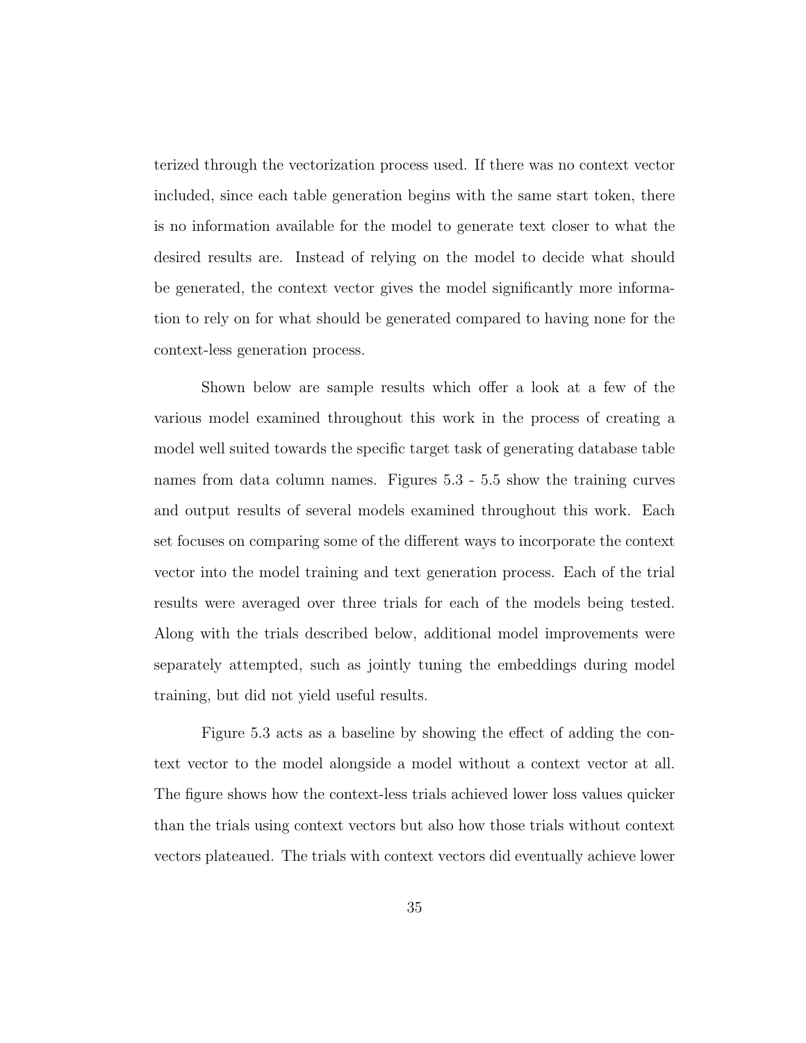terized through the vectorization process used. If there was no context vector included, since each table generation begins with the same start token, there is no information available for the model to generate text closer to what the desired results are. Instead of relying on the model to decide what should be generated, the context vector gives the model significantly more information to rely on for what should be generated compared to having none for the context-less generation process.

Shown below are sample results which offer a look at a few of the various model examined throughout this work in the process of creating a model well suited towards the specific target task of generating database table names from data column names. Figures 5.3 - 5.5 show the training curves and output results of several models examined throughout this work. Each set focuses on comparing some of the different ways to incorporate the context vector into the model training and text generation process. Each of the trial results were averaged over three trials for each of the models being tested. Along with the trials described below, additional model improvements were separately attempted, such as jointly tuning the embeddings during model training, but did not yield useful results.

Figure 5.3 acts as a baseline by showing the effect of adding the context vector to the model alongside a model without a context vector at all. The figure shows how the context-less trials achieved lower loss values quicker than the trials using context vectors but also how those trials without context vectors plateaued. The trials with context vectors did eventually achieve lower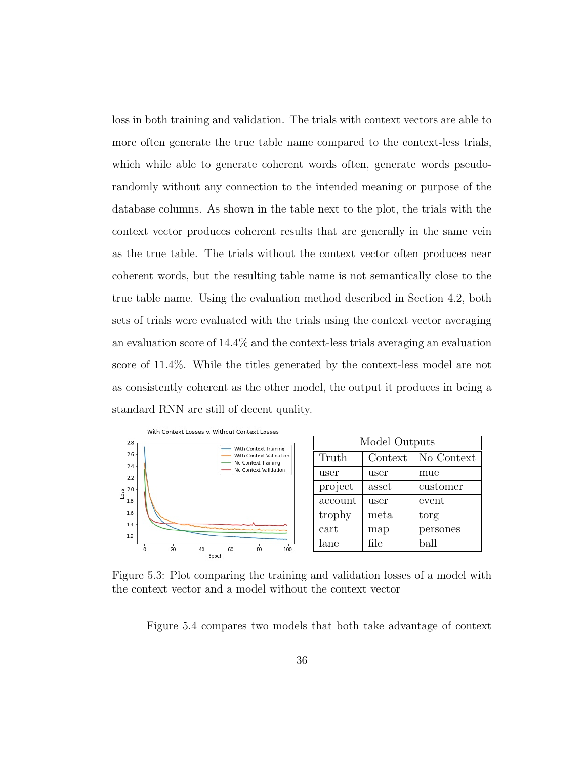loss in both training and validation. The trials with context vectors are able to more often generate the true table name compared to the context-less trials, which while able to generate coherent words often, generate words pseudo-randomly without any connection to the intended meaning or purpose of the database columns. As shown in the table next to the plot, the trials with the context vector produces coherent results that are generally in the same vein as the true table. The trials without the context vector often produces near coherent words, but the resulting table name is not semantically close to the true table name. Using the evaluation method described in Section 4.2, both sets of trials were evaluated with the trials using the context vector averaging an evaluation score of 14.4% and the context-less trials averaging an evaluation score of 11.4%. While the titles generated by the context-less model are not as consistently coherent as the other model, the output it produces in being a standard RNN are still of decent quality.

| Model Outputs | | |
|---|---|---|
| Truth | Context | No Context |
| user | user | mue |
| project | asset | customer |
| account | user | event |
| trophy | meta | torg |
| cart | map | persones |
| lane | file | ball |

Figure 5.3: Plot comparing the training and validation losses of a model with the context vector and a model without the context vector

Figure 5.4 compares two models that both take advantage of context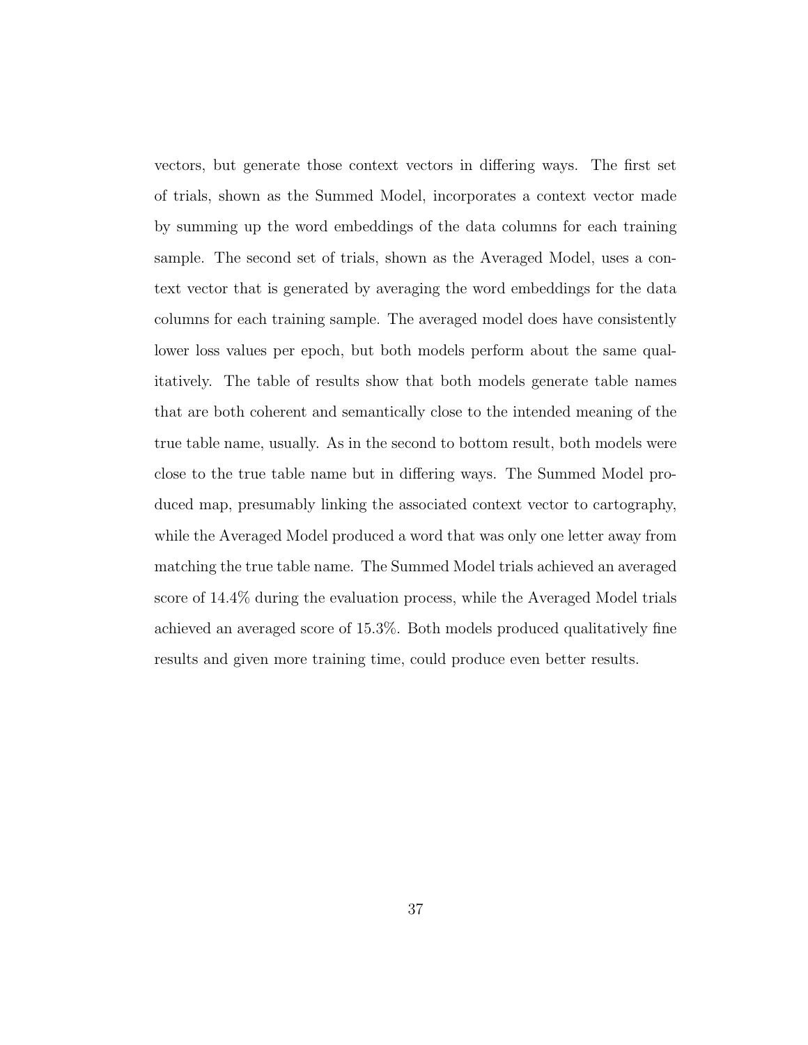vectors, but generate those context vectors in differing ways. The first set of trials, shown as the Summed Model, incorporates a context vector made by summing up the word embeddings of the data columns for each training sample. The second set of trials, shown as the Averaged Model, uses a context vector that is generated by averaging the word embeddings for the data columns for each training sample. The averaged model does have consistently lower loss values per epoch, but both models perform about the same qualitatively. The table of results show that both models generate table names that are both coherent and semantically close to the intended meaning of the true table name, usually. As in the second to bottom result, both models were close to the true table name but in differing ways. The Summed Model produced map, presumably linking the associated context vector to cartography, while the Averaged Model produced a word that was only one letter away from matching the true table name. The Summed Model trials achieved an averaged score of 14.4% during the evaluation process, while the Averaged Model trials achieved an averaged score of 15.3%. Both models produced qualitatively fine results and given more training time, could produce even better results.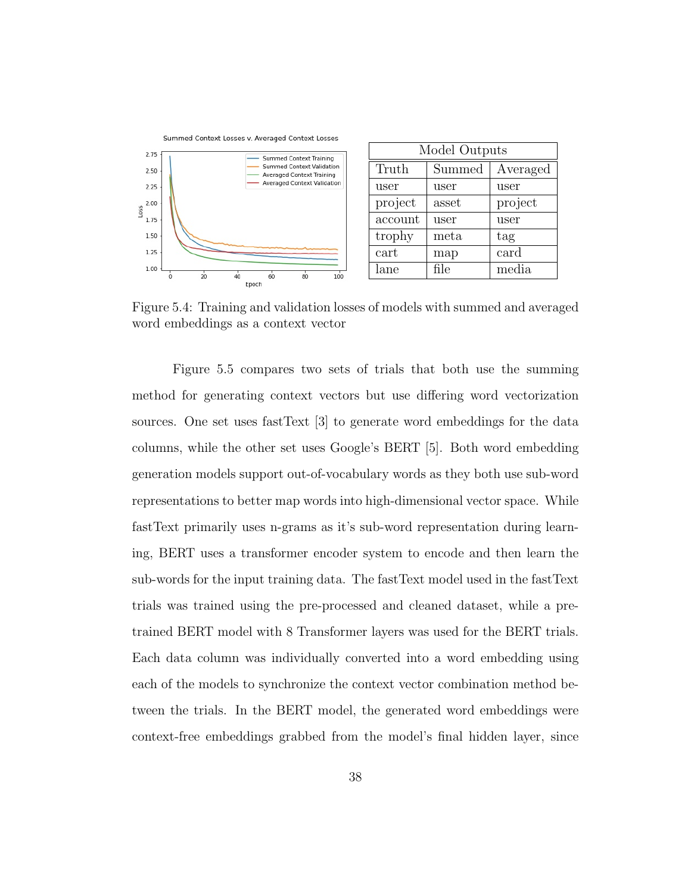| Model Outputs | | |
|---|---|---|
| Truth | Summed | Averaged |
| user | user | user |
| project | asset | project |
| account | user | user |
| trophy | meta | tag |
| cart | map | card |
| lane | file | media |

Figure 5.4: Training and validation losses of models with summed and averaged word embeddings as a context vector

Figure 5.5 compares two sets of trials that both use the summing method for generating context vectors but use differing word vectorization sources. One set uses fastText [3] to generate word embeddings for the data columns, while the other set uses Google's BERT [5]. Both word embedding generation models support out-of-vocabulary words as they both use sub-word representations to better map words into high-dimensional vector space. While fastText primarily uses n-grams as it's sub-word representation during learning, BERT uses a transformer encoder system to encode and then learn the sub-words for the input training data. The fastText model used in the fastText trials was trained using the pre-processed and cleaned dataset, while a pre-trained BERT model with 8 Transformer layers was used for the BERT trials. Each data column was individually converted into a word embedding using each of the models to synchronize the context vector combination method between the trials. In the BERT model, the generated word embeddings were context-free embeddings grabbed from the model's final hidden layer, since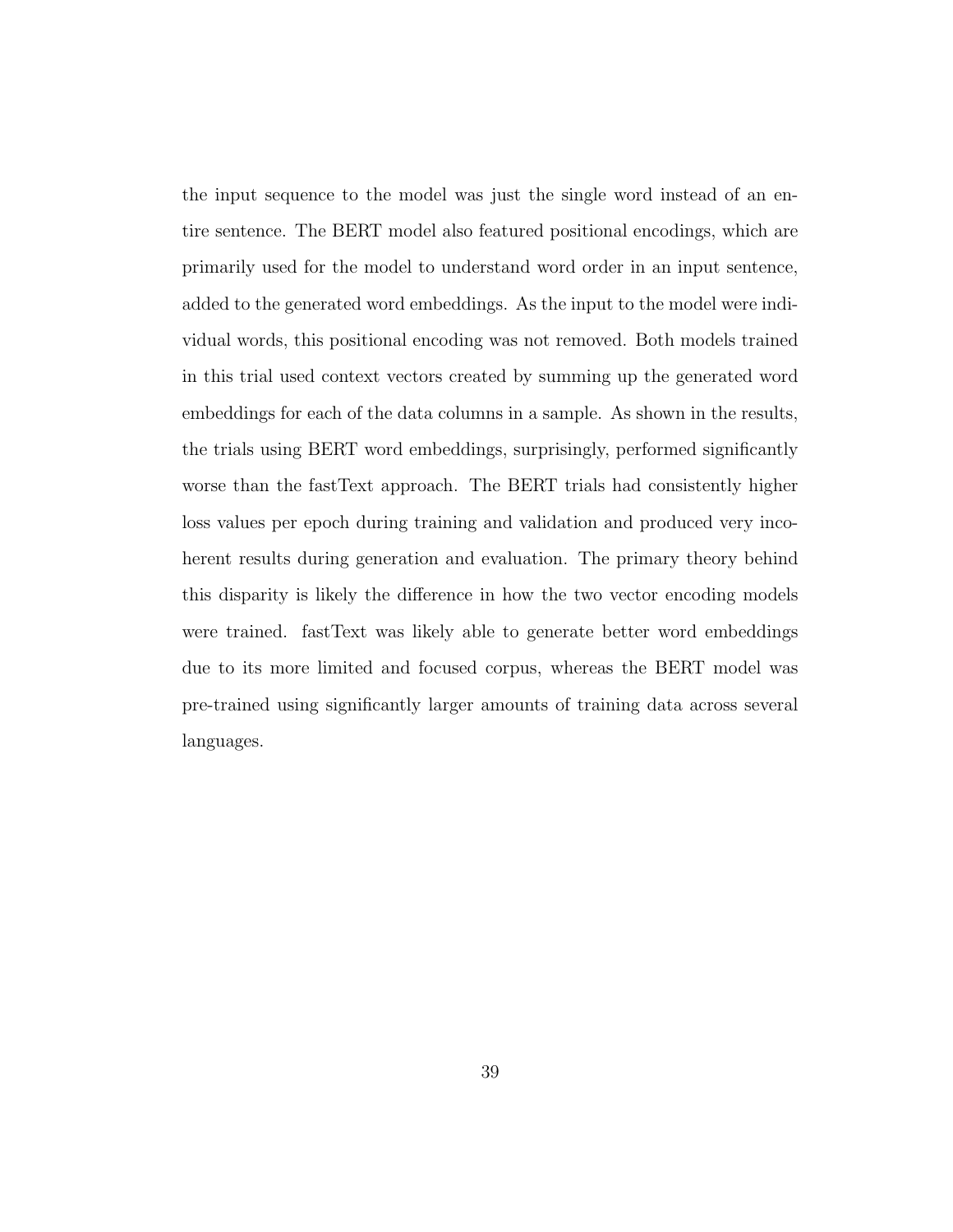the input sequence to the model was just the single word instead of an entire sentence. The BERT model also featured positional encodings, which are primarily used for the model to understand word order in an input sentence, added to the generated word embeddings. As the input to the model were individual words, this positional encoding was not removed. Both models trained in this trial used context vectors created by summing up the generated word embeddings for each of the data columns in a sample. As shown in the results, the trials using BERT word embeddings, surprisingly, performed significantly worse than the fastText approach. The BERT trials had consistently higher loss values per epoch during training and validation and produced very incoherent results during generation and evaluation. The primary theory behind this disparity is likely the difference in how the two vector encoding models were trained. fastText was likely able to generate better word embeddings due to its more limited and focused corpus, whereas the BERT model was pre-trained using significantly larger amounts of training data across several languages.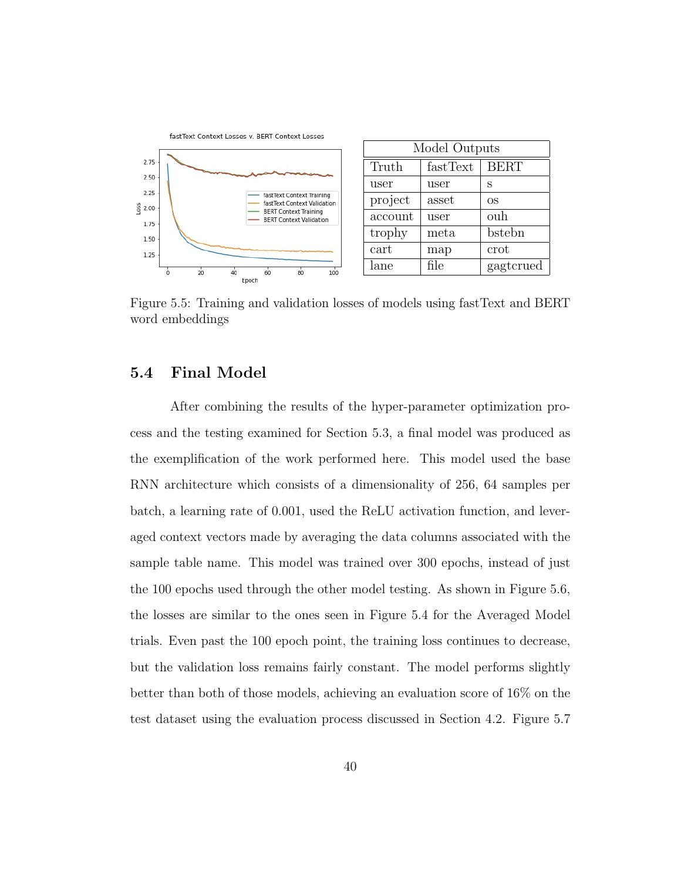| Model Outputs | | |
|---|---|---|
| Truth | fastText | BERT |
| user | user | s |
| project | asset | os |
| account | user | ouh |
| trophy | meta | bstebn |
| cart | map | crot |
| lane | file | gagtcrued |

Figure 5.5: Training and validation losses of models using fastText and BERT word embeddings

## 5.4 Final Model

After combining the results of the hyper-parameter optimization process and the testing examined for Section 5.3, a final model was produced as the exemplification of the work performed here. This model used the base RNN architecture which consists of a dimensionality of 256, 64 samples per batch, a learning rate of 0.001, used the ReLU activation function, and leveraged context vectors made by averaging the data columns associated with the sample table name. This model was trained over 300 epochs, instead of just the 100 epochs used through the other model testing. As shown in Figure 5.6, the losses are similar to the ones seen in Figure 5.4 for the Averaged Model trials. Even past the 100 epoch point, the training loss continues to decrease, but the validation loss remains fairly constant. The model performs slightly better than both of those models, achieving an evaluation score of 16% on the test dataset using the evaluation process discussed in Section 4.2. Figure 5.7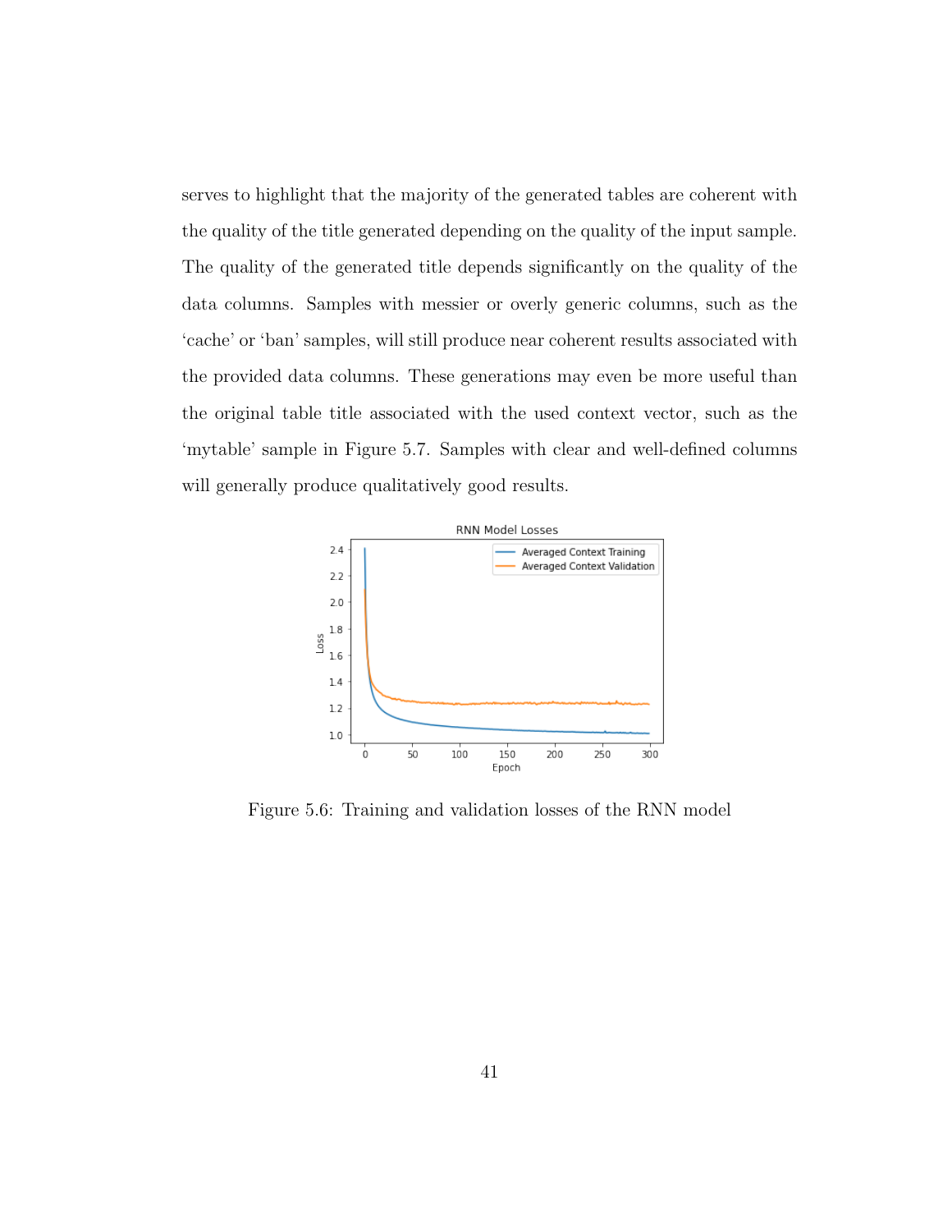serves to highlight that the majority of the generated tables are coherent with the quality of the title generated depending on the quality of the input sample. The quality of the generated title depends significantly on the quality of the data columns. Samples with messier or overly generic columns, such as the 'cache' or 'ban' samples, will still produce near coherent results associated with the provided data columns. These generations may even be more useful than the original table title associated with the used context vector, such as the 'mytable' sample in Figure 5.7. Samples with clear and well-defined columns will generally produce qualitatively good results.

Figure 5.6: Training and validation losses of the RNN model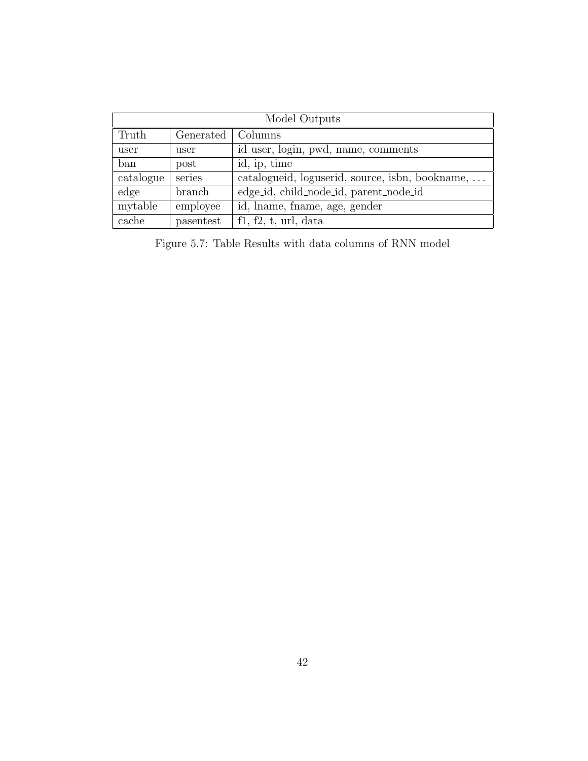| Model Outputs | | |
|---|---|---|
| Truth | Generated | Columns |
| user | user | id_user, login, pwd, name, comments |
| ban | post | id, ip, time |
| catalogue | series | catalogueid, loguserid, source, isbn, bookname, ... |
| edge | branch | edge_id, child_node_id, parent_node_id |
| mytable | employee | id, lname, fname, age, gender |
| cache | pasentest | f1, f2, t, url, data |

Figure 5.7: Table Results with data columns of RNN model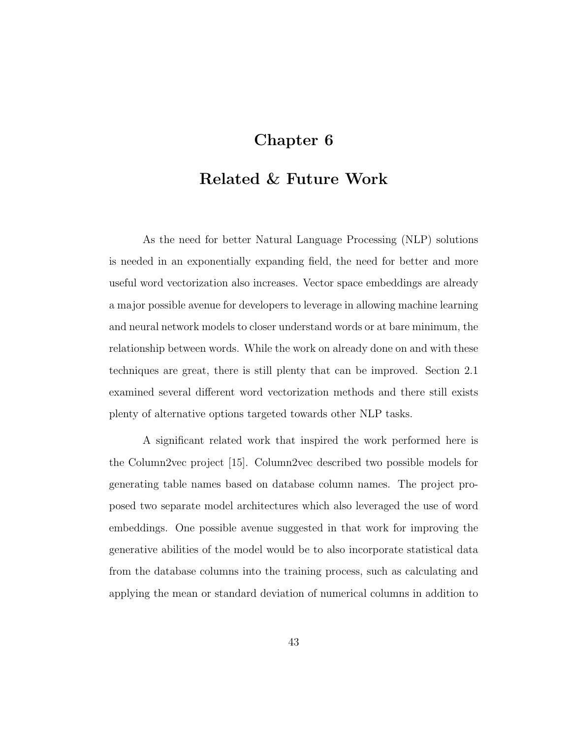# Chapter 6

# Related & Future Work

As the need for better Natural Language Processing (NLP) solutions is needed in an exponentially expanding field, the need for better and more useful word vectorization also increases. Vector space embeddings are already a major possible avenue for developers to leverage in allowing machine learning and neural network models to closer understand words or at bare minimum, the relationship between words. While the work on already done on and with these techniques are great, there is still plenty that can be improved. Section 2.1 examined several different word vectorization methods and there still exists plenty of alternative options targeted towards other NLP tasks.

A significant related work that inspired the work performed here is the Column2vec project [15]. Column2vec described two possible models for generating table names based on database column names. The project proposed two separate model architectures which also leveraged the use of word embeddings. One possible avenue suggested in that work for improving the generative abilities of the model would be to also incorporate statistical data from the database columns into the training process, such as calculating and applying the mean or standard deviation of numerical columns in addition to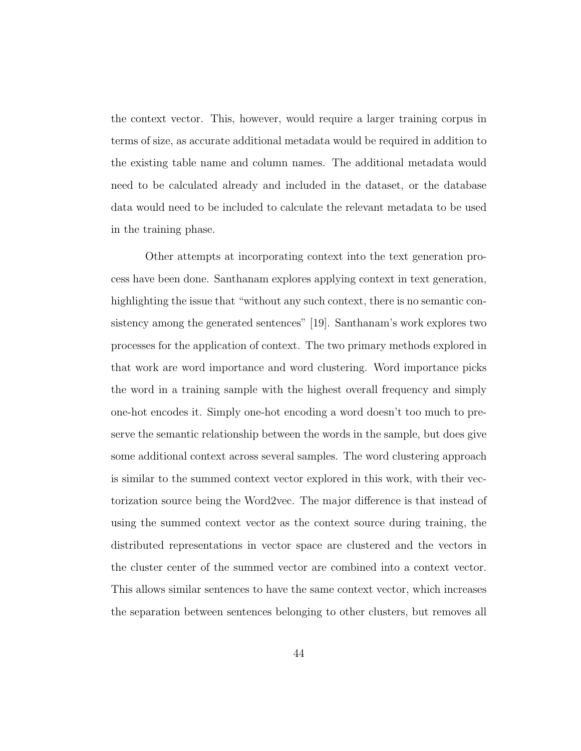the context vector. This, however, would require a larger training corpus in terms of size, as accurate additional metadata would be required in addition to the existing table name and column names. The additional metadata would need to be calculated already and included in the dataset, or the database data would need to be included to calculate the relevant metadata to be used in the training phase.

Other attempts at incorporating context into the text generation process have been done. Santhanam explores applying context in text generation, highlighting the issue that "without any such context, there is no semantic consistency among the generated sentences" [19]. Santhanam's work explores two processes for the application of context. The two primary methods explored in that work are word importance and word clustering. Word importance picks the word in a training sample with the highest overall frequency and simply one-hot encodes it. Simply one-hot encoding a word doesn't too much to preserve the semantic relationship between the words in the sample, but does give some additional context across several samples. The word clustering approach is similar to the summed context vector explored in this work, with their vectorization source being the Word2vec. The major difference is that instead of using the summed context vector as the context source during training, the distributed representations in vector space are clustered and the vectors in the cluster center of the summed vector are combined into a context vector. This allows similar sentences to have the same context vector, which increases the separation between sentences belonging to other clusters, but removes all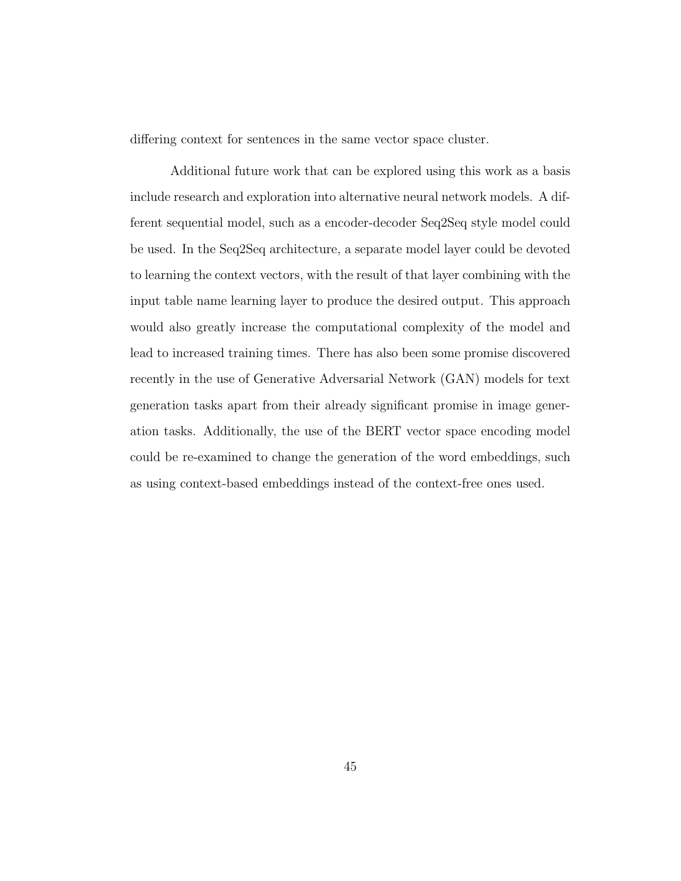differing context for sentences in the same vector space cluster.

Additional future work that can be explored using this work as a basis include research and exploration into alternative neural network models. A different sequential model, such as a encoder-decoder Seq2Seq style model could be used. In the Seq2Seq architecture, a separate model layer could be devoted to learning the context vectors, with the result of that layer combining with the input table name learning layer to produce the desired output. This approach would also greatly increase the computational complexity of the model and lead to increased training times. There has also been some promise discovered recently in the use of Generative Adversarial Network (GAN) models for text generation tasks apart from their already significant promise in image generation tasks. Additionally, the use of the BERT vector space encoding model could be re-examined to change the generation of the word embeddings, such as using context-based embeddings instead of the context-free ones used.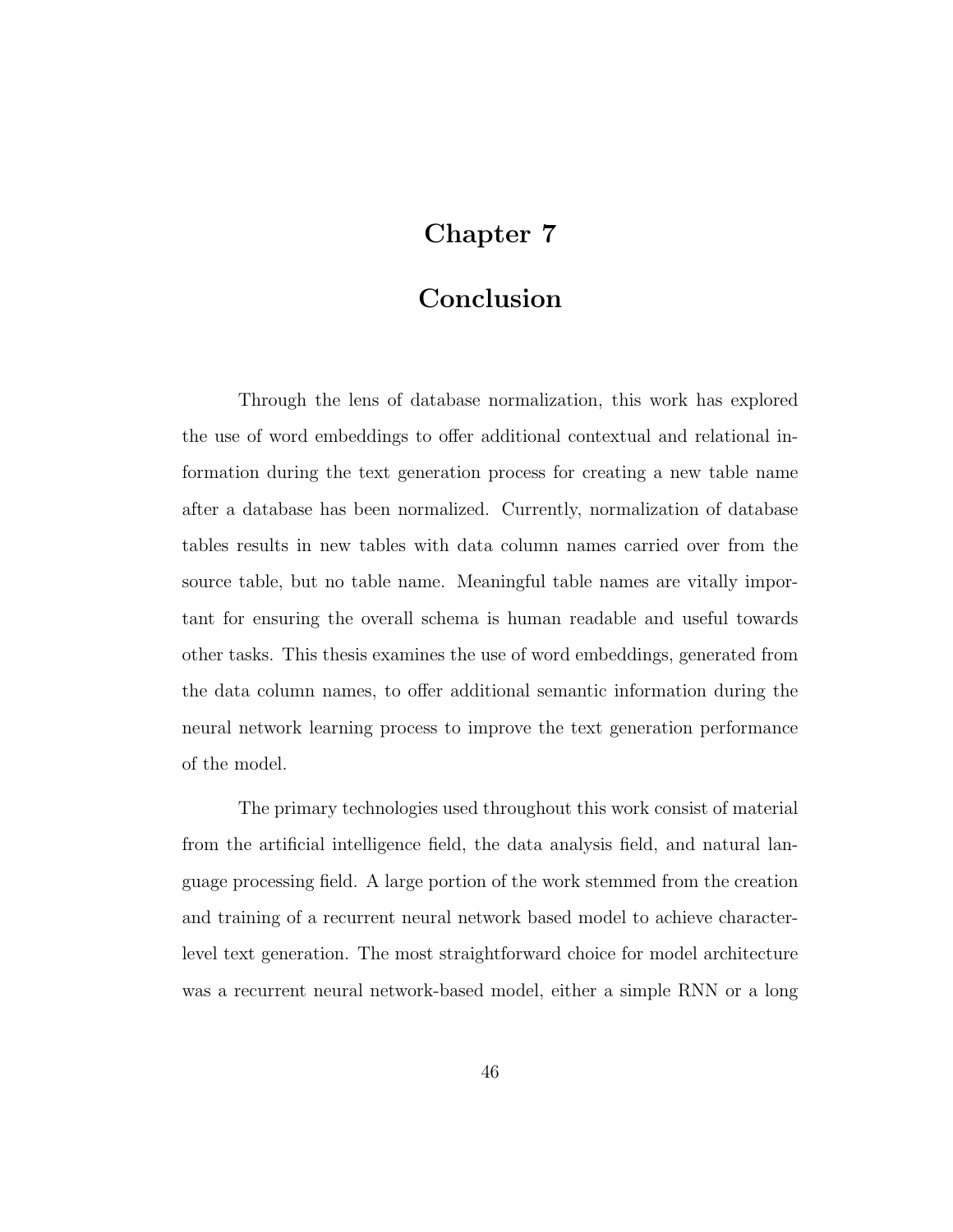# Chapter 7

# Conclusion

Through the lens of database normalization, this work has explored the use of word embeddings to offer additional contextual and relational information during the text generation process for creating a new table name after a database has been normalized. Currently, normalization of database tables results in new tables with data column names carried over from the source table, but no table name. Meaningful table names are vitally important for ensuring the overall schema is human readable and useful towards other tasks. This thesis examines the use of word embeddings, generated from the data column names, to offer additional semantic information during the neural network learning process to improve the text generation performance of the model.

The primary technologies used throughout this work consist of material from the artificial intelligence field, the data analysis field, and natural language processing field. A large portion of the work stemmed from the creation and training of a recurrent neural network based model to achieve character-level text generation. The most straightforward choice for model architecture was a recurrent neural network-based model, either a simple RNN or a long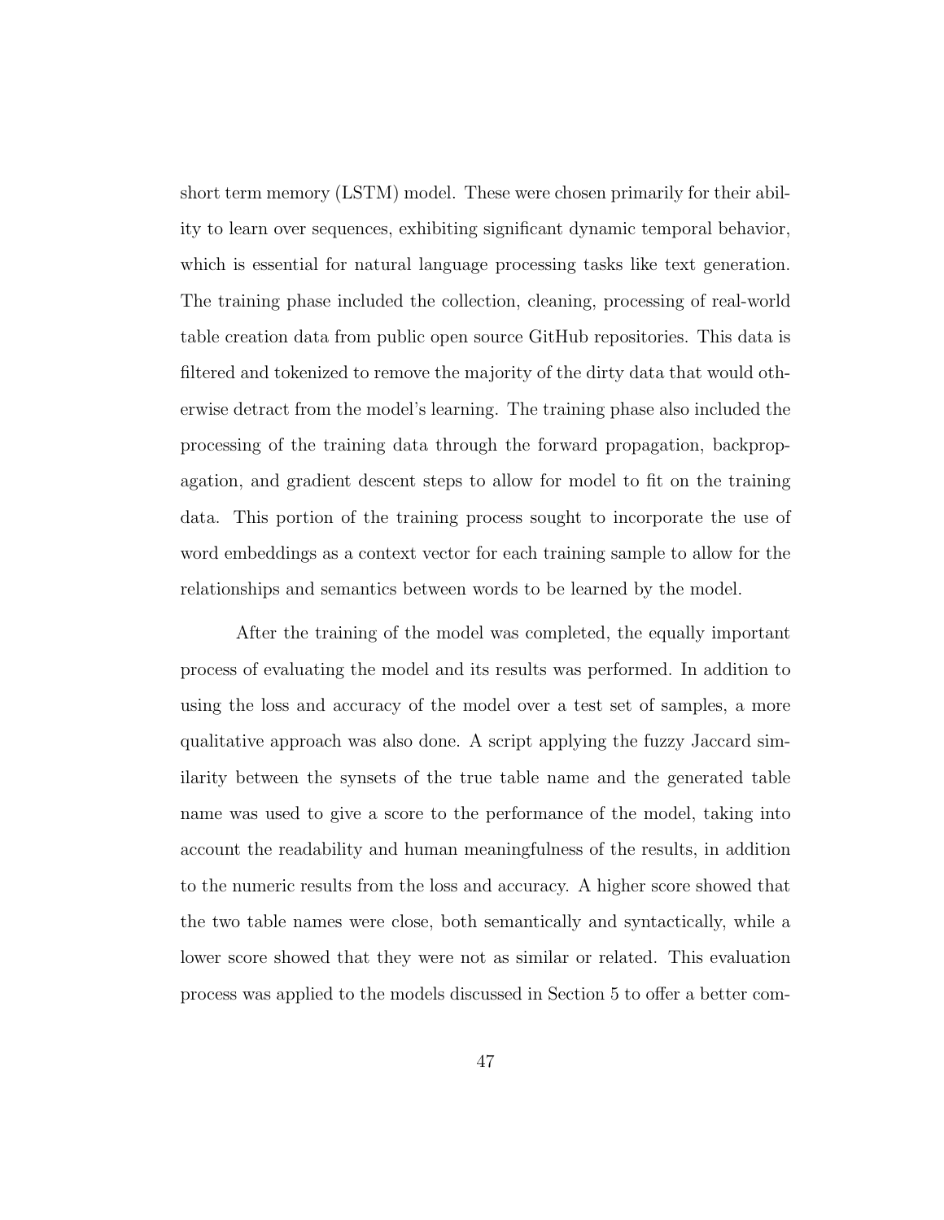short term memory (LSTM) model. These were chosen primarily for their ability to learn over sequences, exhibiting significant dynamic temporal behavior, which is essential for natural language processing tasks like text generation. The training phase included the collection, cleaning, processing of real-world table creation data from public open source GitHub repositories. This data is filtered and tokenized to remove the majority of the dirty data that would otherwise detract from the model's learning. The training phase also included the processing of the training data through the forward propagation, backpropagation, and gradient descent steps to allow for model to fit on the training data. This portion of the training process sought to incorporate the use of word embeddings as a context vector for each training sample to allow for the relationships and semantics between words to be learned by the model.

After the training of the model was completed, the equally important process of evaluating the model and its results was performed. In addition to using the loss and accuracy of the model over a test set of samples, a more qualitative approach was also done. A script applying the fuzzy Jaccard similarity between the synsets of the true table name and the generated table name was used to give a score to the performance of the model, taking into account the readability and human meaningfulness of the results, in addition to the numeric results from the loss and accuracy. A higher score showed that the two table names were close, both semantically and syntactically, while a lower score showed that they were not as similar or related. This evaluation process was applied to the models discussed in Section 5 to offer a better com-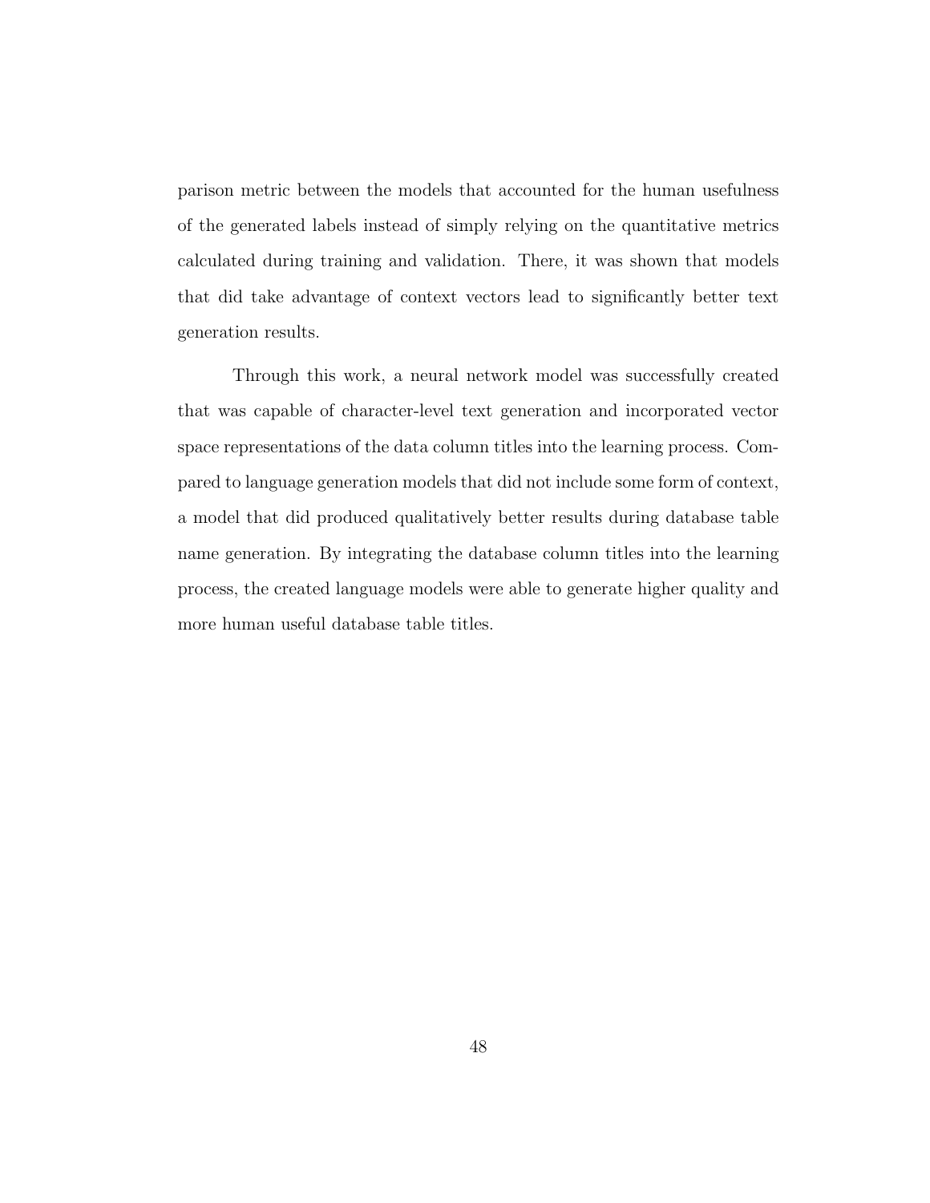parison metric between the models that accounted for the human usefulness of the generated labels instead of simply relying on the quantitative metrics calculated during training and validation. There, it was shown that models that did take advantage of context vectors lead to significantly better text generation results.

Through this work, a neural network model was successfully created that was capable of character-level text generation and incorporated vector space representations of the data column titles into the learning process. Compared to language generation models that did not include some form of context, a model that did produced qualitatively better results during database table name generation. By integrating the database column titles into the learning process, the created language models were able to generate higher quality and more human useful database table titles.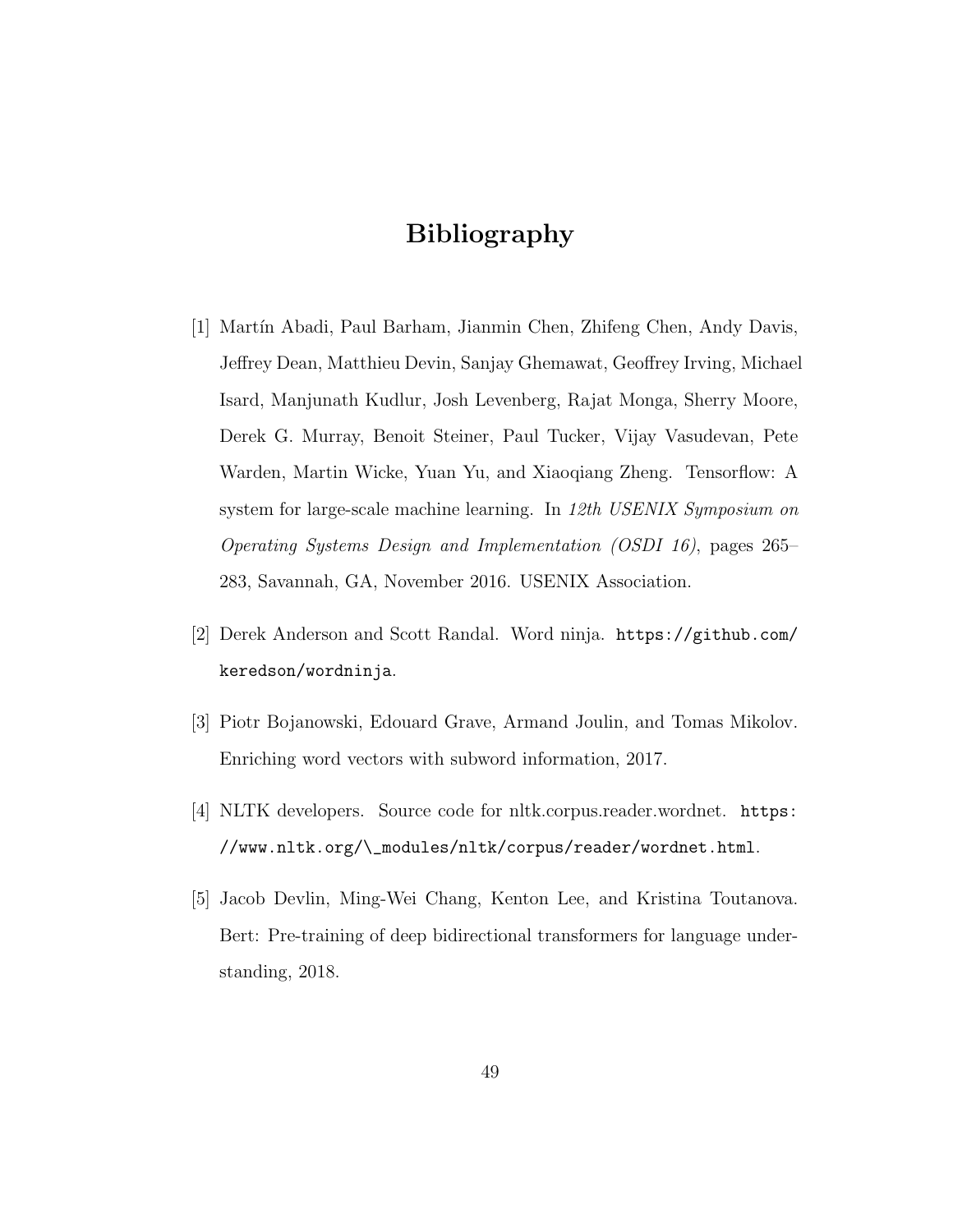# Bibliography

[1] Martín Abadi, Paul Barham, Jianmin Chen, Zhifeng Chen, Andy Davis, Jeffrey Dean, Matthieu Devin, Sanjay Ghemawat, Geoffrey Irving, Michael Isard, Manjunath Kudlur, Josh Levenberg, Rajat Monga, Sherry Moore, Derek G. Murray, Benoit Steiner, Paul Tucker, Vijay Vasudevan, Pete Warden, Martin Wicke, Yuan Yu, and Xiaoqiang Zheng. Tensorflow: A system for large-scale machine learning. In *12th USENIX Symposium on Operating Systems Design and Implementation (OSDI 16)*, pages 265–283, Savannah, GA, November 2016. USENIX Association.

[2] Derek Anderson and Scott Randal. Word ninja. `https://github.com/keredson/wordninja`.

[3] Piotr Bojanowski, Edouard Grave, Armand Joulin, and Tomas Mikolov. Enriching word vectors with subword information, 2017.

[4] NLTK developers. Source code for nltk.corpus.reader.wordnet. `https://www.nltk.org/\_modules/nltk/corpus/reader/wordnet.html`.

[5] Jacob Devlin, Ming-Wei Chang, Kenton Lee, and Kristina Toutanova. Bert: Pre-training of deep bidirectional transformers for language understanding, 2018.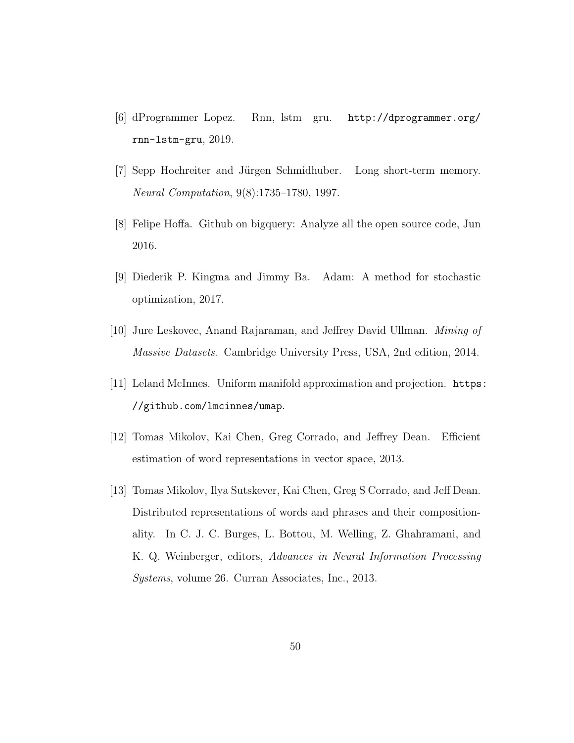[6] dProgrammer Lopez. Rnn, lstm gru. http://dprogrammer.org/rnn-lstm-gru, 2019.

[7] Sepp Hochreiter and Jürgen Schmidhuber. Long short-term memory. *Neural Computation*, 9(8):1735–1780, 1997.

[8] Felipe Hoffa. Github on bigquery: Analyze all the open source code, Jun 2016.

[9] Diederik P. Kingma and Jimmy Ba. Adam: A method for stochastic optimization, 2017.

[10] Jure Leskovec, Anand Rajaraman, and Jeffrey David Ullman. *Mining of Massive Datasets*. Cambridge University Press, USA, 2nd edition, 2014.

[11] Leland McInnes. Uniform manifold approximation and projection. https://github.com/lmcinnes/umap.

[12] Tomas Mikolov, Kai Chen, Greg Corrado, and Jeffrey Dean. Efficient estimation of word representations in vector space, 2013.

[13] Tomas Mikolov, Ilya Sutskever, Kai Chen, Greg S Corrado, and Jeff Dean. Distributed representations of words and phrases and their compositionality. In C. J. C. Burges, L. Bottou, M. Welling, Z. Ghahramani, and K. Q. Weinberger, editors, *Advances in Neural Information Processing Systems*, volume 26. Curran Associates, Inc., 2013.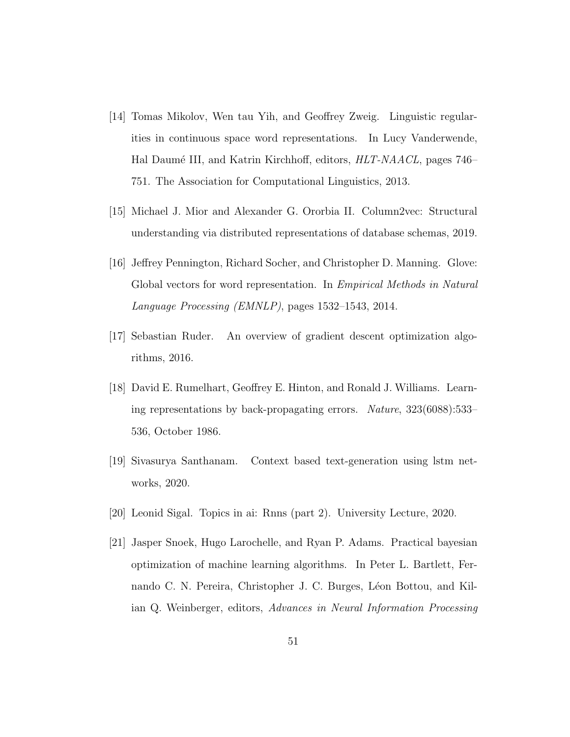[14] Tomas Mikolov, Wen tau Yih, and Geoffrey Zweig. Linguistic regularities in continuous space word representations. In Lucy Vanderwende, Hal Daumé III, and Katrin Kirchhoff, editors, *HLT-NAACL*, pages 746–751. The Association for Computational Linguistics, 2013.

[15] Michael J. Mior and Alexander G. Ororbia II. Column2vec: Structural understanding via distributed representations of database schemas, 2019.

[16] Jeffrey Pennington, Richard Socher, and Christopher D. Manning. Glove: Global vectors for word representation. In *Empirical Methods in Natural Language Processing (EMNLP)*, pages 1532–1543, 2014.

[17] Sebastian Ruder. An overview of gradient descent optimization algorithms, 2016.

[18] David E. Rumelhart, Geoffrey E. Hinton, and Ronald J. Williams. Learning representations by back-propagating errors. *Nature*, 323(6088):533–536, October 1986.

[19] Sivasurya Santhanam. Context based text-generation using lstm networks, 2020.

[20] Leonid Sigal. Topics in ai: Rnns (part 2). University Lecture, 2020.

[21] Jasper Snoek, Hugo Larochelle, and Ryan P. Adams. Practical bayesian optimization of machine learning algorithms. In Peter L. Bartlett, Fernando C. N. Pereira, Christopher J. C. Burges, Léon Bottou, and Kilian Q. Weinberger, editors, *Advances in Neural Information Processing*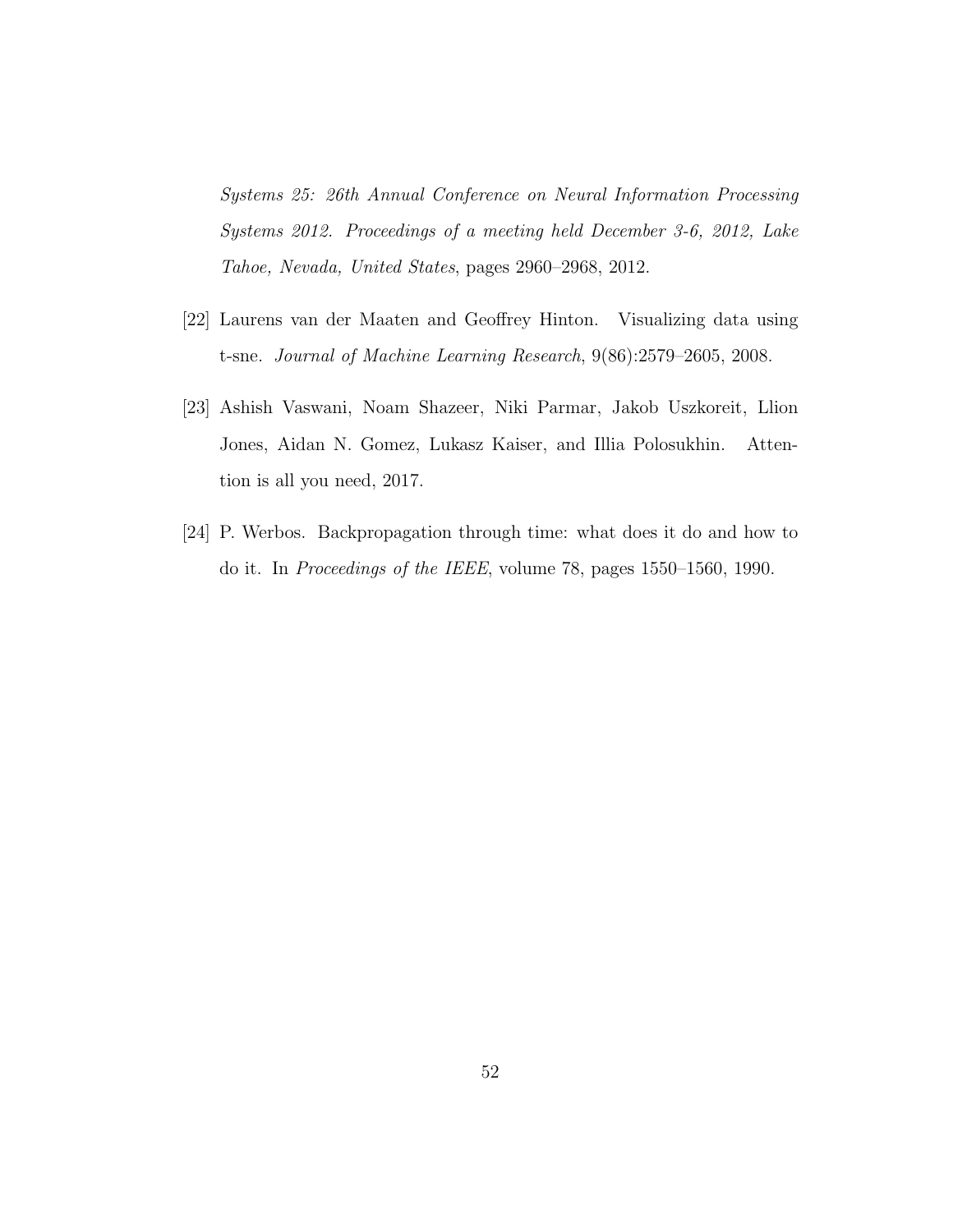*Systems 25: 26th Annual Conference on Neural Information Processing Systems 2012. Proceedings of a meeting held December 3-6, 2012, Lake Tahoe, Nevada, United States*, pages 2960–2968, 2012.

[22] Laurens van der Maaten and Geoffrey Hinton. Visualizing data using t-sne. *Journal of Machine Learning Research*, 9(86):2579–2605, 2008.

[23] Ashish Vaswani, Noam Shazeer, Niki Parmar, Jakob Uszkoreit, Llion Jones, Aidan N. Gomez, Lukasz Kaiser, and Illia Polosukhin. Attention is all you need, 2017.

[24] P. Werbos. Backpropagation through time: what does it do and how to do it. In *Proceedings of the IEEE*, volume 78, pages 1550–1560, 1990.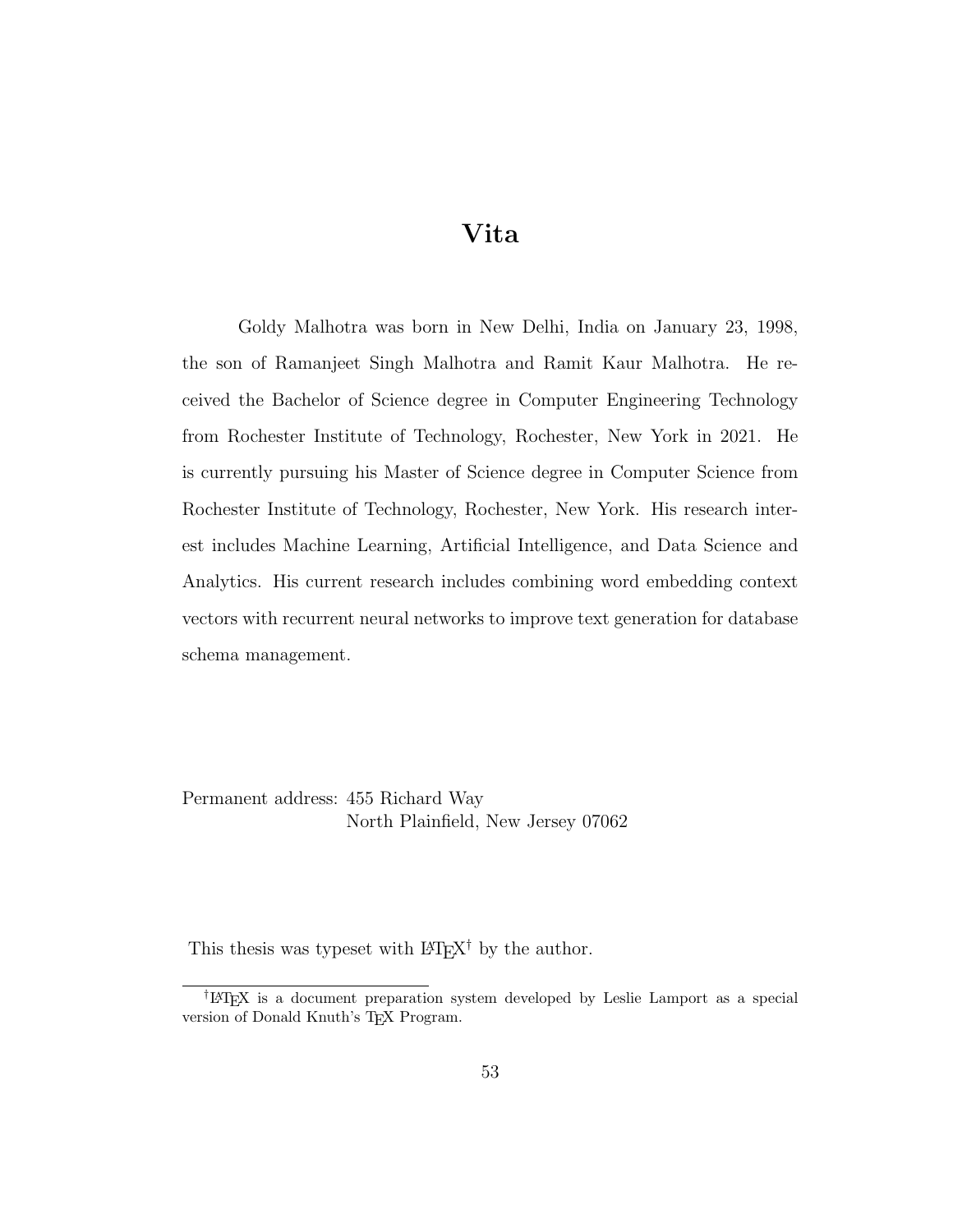# Vita

Goldy Malhotra was born in New Delhi, India on January 23, 1998, the son of Ramanjeet Singh Malhotra and Ramit Kaur Malhotra. He received the Bachelor of Science degree in Computer Engineering Technology from Rochester Institute of Technology, Rochester, New York in 2021. He is currently pursuing his Master of Science degree in Computer Science from Rochester Institute of Technology, Rochester, New York. His research interest includes Machine Learning, Artificial Intelligence, and Data Science and Analytics. His current research includes combining word embedding context vectors with recurrent neural networks to improve text generation for database schema management.

Permanent address: 455 Richard Way
North Plainfield, New Jersey 07062

This thesis was typeset with LaTeX[†] by the author.

[†]LaTeX is a document preparation system developed by Leslie Lamport as a special version of Donald Knuth's TeX Program.